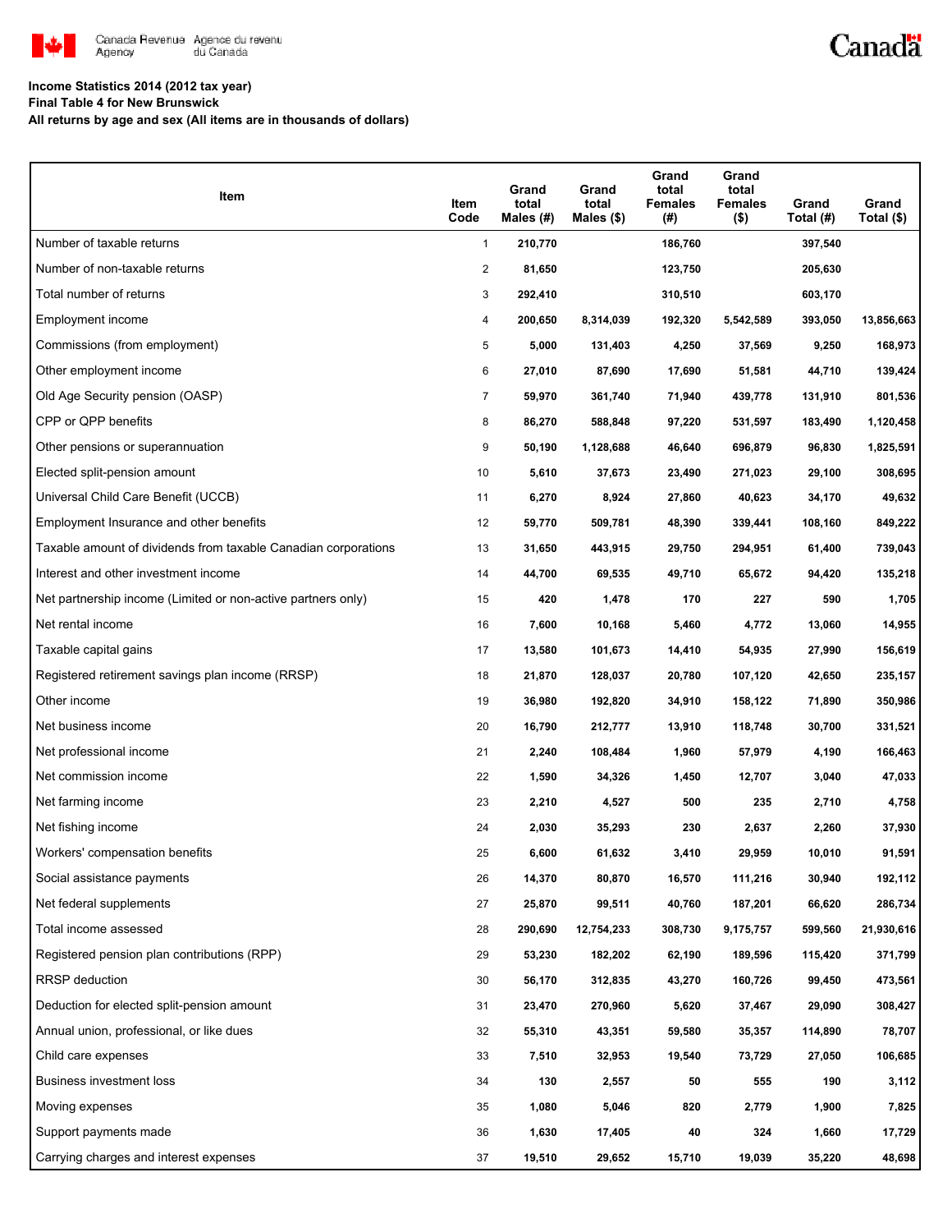**Income Statistics 2014 (2012 tax year)**
**Final Table 4 for New Brunswick**
**All returns by age and sex (All items are in thousands of dollars)**

| Item | Item Code | Grand total Males (#) | Grand total Males ($) | Grand total Females (#) | Grand total Females ($) | Grand Total (#) | Grand Total ($) |
|---|---|---|---|---|---|---|---|
| Number of taxable returns | 1 | 210,770 | | 186,760 | | 397,540 | |
| Number of non-taxable returns | 2 | 81,650 | | 123,750 | | 205,630 | |
| Total number of returns | 3 | 292,410 | | 310,510 | | 603,170 | |
| Employment income | 4 | 200,650 | 8,314,039 | 192,320 | 5,542,589 | 393,050 | 13,856,663 |
| Commissions (from employment) | 5 | 5,000 | 131,403 | 4,250 | 37,569 | 9,250 | 168,973 |
| Other employment income | 6 | 27,010 | 87,690 | 17,690 | 51,581 | 44,710 | 139,424 |
| Old Age Security pension (OASP) | 7 | 59,970 | 361,740 | 71,940 | 439,778 | 131,910 | 801,536 |
| CPP or QPP benefits | 8 | 86,270 | 588,848 | 97,220 | 531,597 | 183,490 | 1,120,458 |
| Other pensions or superannuation | 9 | 50,190 | 1,128,688 | 46,640 | 696,879 | 96,830 | 1,825,591 |
| Elected split-pension amount | 10 | 5,610 | 37,673 | 23,490 | 271,023 | 29,100 | 308,695 |
| Universal Child Care Benefit (UCCB) | 11 | 6,270 | 8,924 | 27,860 | 40,623 | 34,170 | 49,632 |
| Employment Insurance and other benefits | 12 | 59,770 | 509,781 | 48,390 | 339,441 | 108,160 | 849,222 |
| Taxable amount of dividends from taxable Canadian corporations | 13 | 31,650 | 443,915 | 29,750 | 294,951 | 61,400 | 739,043 |
| Interest and other investment income | 14 | 44,700 | 69,535 | 49,710 | 65,672 | 94,420 | 135,218 |
| Net partnership income (Limited or non-active partners only) | 15 | 420 | 1,478 | 170 | 227 | 590 | 1,705 |
| Net rental income | 16 | 7,600 | 10,168 | 5,460 | 4,772 | 13,060 | 14,955 |
| Taxable capital gains | 17 | 13,580 | 101,673 | 14,410 | 54,935 | 27,990 | 156,619 |
| Registered retirement savings plan income (RRSP) | 18 | 21,870 | 128,037 | 20,780 | 107,120 | 42,650 | 235,157 |
| Other income | 19 | 36,980 | 192,820 | 34,910 | 158,122 | 71,890 | 350,986 |
| Net business income | 20 | 16,790 | 212,777 | 13,910 | 118,748 | 30,700 | 331,521 |
| Net professional income | 21 | 2,240 | 108,484 | 1,960 | 57,979 | 4,190 | 166,463 |
| Net commission income | 22 | 1,590 | 34,326 | 1,450 | 12,707 | 3,040 | 47,033 |
| Net farming income | 23 | 2,210 | 4,527 | 500 | 235 | 2,710 | 4,758 |
| Net fishing income | 24 | 2,030 | 35,293 | 230 | 2,637 | 2,260 | 37,930 |
| Workers' compensation benefits | 25 | 6,600 | 61,632 | 3,410 | 29,959 | 10,010 | 91,591 |
| Social assistance payments | 26 | 14,370 | 80,870 | 16,570 | 111,216 | 30,940 | 192,112 |
| Net federal supplements | 27 | 25,870 | 99,511 | 40,760 | 187,201 | 66,620 | 286,734 |
| Total income assessed | 28 | 290,690 | 12,754,233 | 308,730 | 9,175,757 | 599,560 | 21,930,616 |
| Registered pension plan contributions (RPP) | 29 | 53,230 | 182,202 | 62,190 | 189,596 | 115,420 | 371,799 |
| RRSP deduction | 30 | 56,170 | 312,835 | 43,270 | 160,726 | 99,450 | 473,561 |
| Deduction for elected split-pension amount | 31 | 23,470 | 270,960 | 5,620 | 37,467 | 29,090 | 308,427 |
| Annual union, professional, or like dues | 32 | 55,310 | 43,351 | 59,580 | 35,357 | 114,890 | 78,707 |
| Child care expenses | 33 | 7,510 | 32,953 | 19,540 | 73,729 | 27,050 | 106,685 |
| Business investment loss | 34 | 130 | 2,557 | 50 | 555 | 190 | 3,112 |
| Moving expenses | 35 | 1,080 | 5,046 | 820 | 2,779 | 1,900 | 7,825 |
| Support payments made | 36 | 1,630 | 17,405 | 40 | 324 | 1,660 | 17,729 |
| Carrying charges and interest expenses | 37 | 19,510 | 29,652 | 15,710 | 19,039 | 35,220 | 48,698 |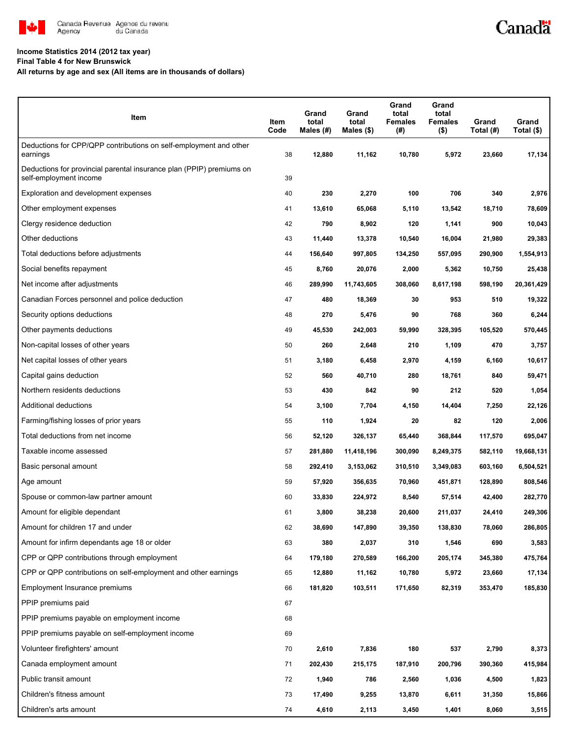**Income Statistics 2014 (2012 tax year)**
**Final Table 4 for New Brunswick**
**All returns by age and sex (All items are in thousands of dollars)**

| Item | Item Code | Grand total Males (#) | Grand total Males ($) | Grand total Females (#) | Grand total Females ($) | Grand Total (#) | Grand Total ($) |
|---|---|---|---|---|---|---|---|
| Deductions for CPP/QPP contributions on self-employment and other earnings | 38 | 12,880 | 11,162 | 10,780 | 5,972 | 23,660 | 17,134 |
| Deductions for provincial parental insurance plan (PPIP) premiums on self-employment income | 39 | | | | | | |
| Exploration and development expenses | 40 | 230 | 2,270 | 100 | 706 | 340 | 2,976 |
| Other employment expenses | 41 | 13,610 | 65,068 | 5,110 | 13,542 | 18,710 | 78,609 |
| Clergy residence deduction | 42 | 790 | 8,902 | 120 | 1,141 | 900 | 10,043 |
| Other deductions | 43 | 11,440 | 13,378 | 10,540 | 16,004 | 21,980 | 29,383 |
| Total deductions before adjustments | 44 | 156,640 | 997,805 | 134,250 | 557,095 | 290,900 | 1,554,913 |
| Social benefits repayment | 45 | 8,760 | 20,076 | 2,000 | 5,362 | 10,750 | 25,438 |
| Net income after adjustments | 46 | 289,990 | 11,743,605 | 308,060 | 8,617,198 | 598,190 | 20,361,429 |
| Canadian Forces personnel and police deduction | 47 | 480 | 18,369 | 30 | 953 | 510 | 19,322 |
| Security options deductions | 48 | 270 | 5,476 | 90 | 768 | 360 | 6,244 |
| Other payments deductions | 49 | 45,530 | 242,003 | 59,990 | 328,395 | 105,520 | 570,445 |
| Non-capital losses of other years | 50 | 260 | 2,648 | 210 | 1,109 | 470 | 3,757 |
| Net capital losses of other years | 51 | 3,180 | 6,458 | 2,970 | 4,159 | 6,160 | 10,617 |
| Capital gains deduction | 52 | 560 | 40,710 | 280 | 18,761 | 840 | 59,471 |
| Northern residents deductions | 53 | 430 | 842 | 90 | 212 | 520 | 1,054 |
| Additional deductions | 54 | 3,100 | 7,704 | 4,150 | 14,404 | 7,250 | 22,126 |
| Farming/fishing losses of prior years | 55 | 110 | 1,924 | 20 | 82 | 120 | 2,006 |
| Total deductions from net income | 56 | 52,120 | 326,137 | 65,440 | 368,844 | 117,570 | 695,047 |
| Taxable income assessed | 57 | 281,880 | 11,418,196 | 300,090 | 8,249,375 | 582,110 | 19,668,131 |
| Basic personal amount | 58 | 292,410 | 3,153,062 | 310,510 | 3,349,083 | 603,160 | 6,504,521 |
| Age amount | 59 | 57,920 | 356,635 | 70,960 | 451,871 | 128,890 | 808,546 |
| Spouse or common-law partner amount | 60 | 33,830 | 224,972 | 8,540 | 57,514 | 42,400 | 282,770 |
| Amount for eligible dependant | 61 | 3,800 | 38,238 | 20,600 | 211,037 | 24,410 | 249,306 |
| Amount for children 17 and under | 62 | 38,690 | 147,890 | 39,350 | 138,830 | 78,060 | 286,805 |
| Amount for infirm dependants age 18 or older | 63 | 380 | 2,037 | 310 | 1,546 | 690 | 3,583 |
| CPP or QPP contributions through employment | 64 | 179,180 | 270,589 | 166,200 | 205,174 | 345,380 | 475,764 |
| CPP or QPP contributions on self-employment and other earnings | 65 | 12,880 | 11,162 | 10,780 | 5,972 | 23,660 | 17,134 |
| Employment Insurance premiums | 66 | 181,820 | 103,511 | 171,650 | 82,319 | 353,470 | 185,830 |
| PPIP premiums paid | 67 | | | | | | |
| PPIP premiums payable on employment income | 68 | | | | | | |
| PPIP premiums payable on self-employment income | 69 | | | | | | |
| Volunteer firefighters' amount | 70 | 2,610 | 7,836 | 180 | 537 | 2,790 | 8,373 |
| Canada employment amount | 71 | 202,430 | 215,175 | 187,910 | 200,796 | 390,360 | 415,984 |
| Public transit amount | 72 | 1,940 | 786 | 2,560 | 1,036 | 4,500 | 1,823 |
| Children's fitness amount | 73 | 17,490 | 9,255 | 13,870 | 6,611 | 31,350 | 15,866 |
| Children's arts amount | 74 | 4,610 | 2,113 | 3,450 | 1,401 | 8,060 | 3,515 |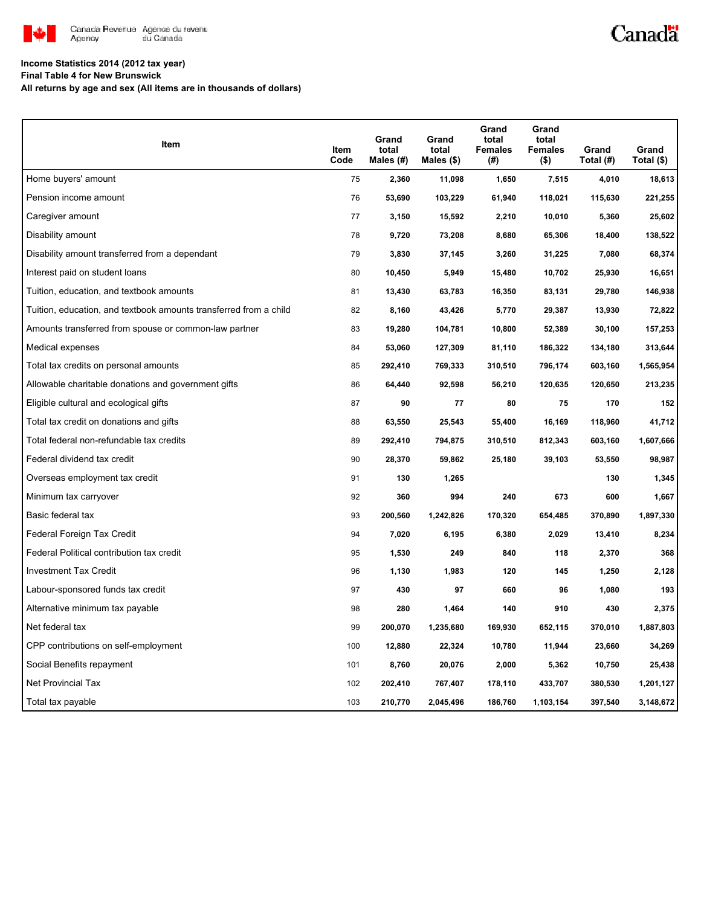**Income Statistics 2014 (2012 tax year)**
**Final Table 4 for New Brunswick**
**All returns by age and sex (All items are in thousands of dollars)**

| Item | Item Code | Grand total Males (#) | Grand total Males ($) | Grand total Females (#) | Grand total Females ($) | Grand Total (#) | Grand Total ($) |
|---|---|---|---|---|---|---|---|
| Home buyers' amount | 75 | 2,360 | 11,098 | 1,650 | 7,515 | 4,010 | 18,613 |
| Pension income amount | 76 | 53,690 | 103,229 | 61,940 | 118,021 | 115,630 | 221,255 |
| Caregiver amount | 77 | 3,150 | 15,592 | 2,210 | 10,010 | 5,360 | 25,602 |
| Disability amount | 78 | 9,720 | 73,208 | 8,680 | 65,306 | 18,400 | 138,522 |
| Disability amount transferred from a dependant | 79 | 3,830 | 37,145 | 3,260 | 31,225 | 7,080 | 68,374 |
| Interest paid on student loans | 80 | 10,450 | 5,949 | 15,480 | 10,702 | 25,930 | 16,651 |
| Tuition, education, and textbook amounts | 81 | 13,430 | 63,783 | 16,350 | 83,131 | 29,780 | 146,938 |
| Tuition, education, and textbook amounts transferred from a child | 82 | 8,160 | 43,426 | 5,770 | 29,387 | 13,930 | 72,822 |
| Amounts transferred from spouse or common-law partner | 83 | 19,280 | 104,781 | 10,800 | 52,389 | 30,100 | 157,253 |
| Medical expenses | 84 | 53,060 | 127,309 | 81,110 | 186,322 | 134,180 | 313,644 |
| Total tax credits on personal amounts | 85 | 292,410 | 769,333 | 310,510 | 796,174 | 603,160 | 1,565,954 |
| Allowable charitable donations and government gifts | 86 | 64,440 | 92,598 | 56,210 | 120,635 | 120,650 | 213,235 |
| Eligible cultural and ecological gifts | 87 | 90 | 77 | 80 | 75 | 170 | 152 |
| Total tax credit on donations and gifts | 88 | 63,550 | 25,543 | 55,400 | 16,169 | 118,960 | 41,712 |
| Total federal non-refundable tax credits | 89 | 292,410 | 794,875 | 310,510 | 812,343 | 603,160 | 1,607,666 |
| Federal dividend tax credit | 90 | 28,370 | 59,862 | 25,180 | 39,103 | 53,550 | 98,987 |
| Overseas employment tax credit | 91 | 130 | 1,265 | | | 130 | 1,345 |
| Minimum tax carryover | 92 | 360 | 994 | 240 | 673 | 600 | 1,667 |
| Basic federal tax | 93 | 200,560 | 1,242,826 | 170,320 | 654,485 | 370,890 | 1,897,330 |
| Federal Foreign Tax Credit | 94 | 7,020 | 6,195 | 6,380 | 2,029 | 13,410 | 8,234 |
| Federal Political contribution tax credit | 95 | 1,530 | 249 | 840 | 118 | 2,370 | 368 |
| Investment Tax Credit | 96 | 1,130 | 1,983 | 120 | 145 | 1,250 | 2,128 |
| Labour-sponsored funds tax credit | 97 | 430 | 97 | 660 | 96 | 1,080 | 193 |
| Alternative minimum tax payable | 98 | 280 | 1,464 | 140 | 910 | 430 | 2,375 |
| Net federal tax | 99 | 200,070 | 1,235,680 | 169,930 | 652,115 | 370,010 | 1,887,803 |
| CPP contributions on self-employment | 100 | 12,880 | 22,324 | 10,780 | 11,944 | 23,660 | 34,269 |
| Social Benefits repayment | 101 | 8,760 | 20,076 | 2,000 | 5,362 | 10,750 | 25,438 |
| Net Provincial Tax | 102 | 202,410 | 767,407 | 178,110 | 433,707 | 380,530 | 1,201,127 |
| Total tax payable | 103 | 210,770 | 2,045,496 | 186,760 | 1,103,154 | 397,540 | 3,148,672 |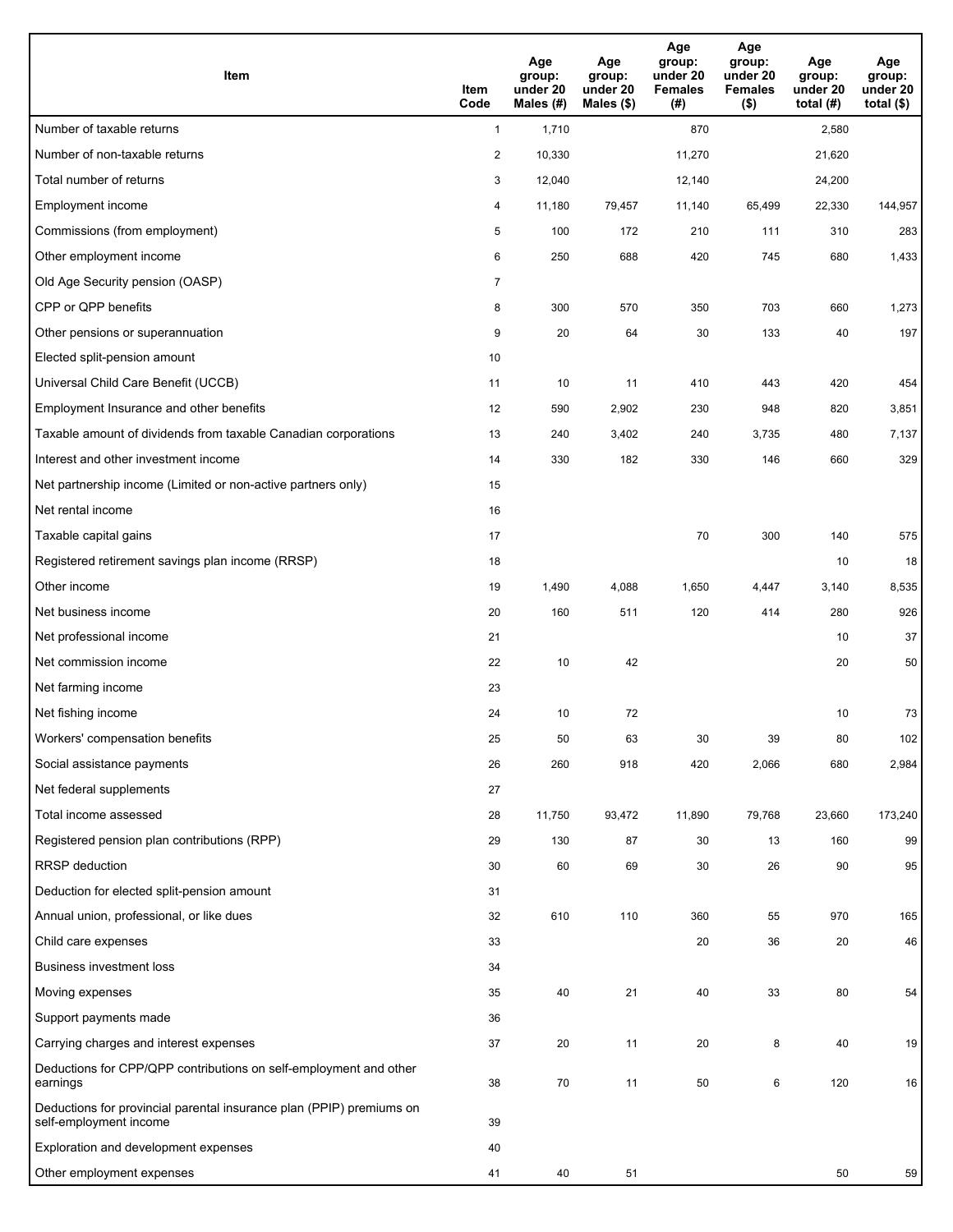| Item | Item Code | Age group: under 20 Males (#) | Age group: under 20 Males ($) | Age group: under 20 Females (#) | Age group: under 20 Females ($) | Age group: under 20 total (#) | Age group: under 20 total ($) |
|---|---|---|---|---|---|---|---|
| Number of taxable returns | 1 | 1,710 | | 870 | | 2,580 | |
| Number of non-taxable returns | 2 | 10,330 | | 11,270 | | 21,620 | |
| Total number of returns | 3 | 12,040 | | 12,140 | | 24,200 | |
| Employment income | 4 | 11,180 | 79,457 | 11,140 | 65,499 | 22,330 | 144,957 |
| Commissions (from employment) | 5 | 100 | 172 | 210 | 111 | 310 | 283 |
| Other employment income | 6 | 250 | 688 | 420 | 745 | 680 | 1,433 |
| Old Age Security pension (OASP) | 7 | | | | | | |
| CPP or QPP benefits | 8 | 300 | 570 | 350 | 703 | 660 | 1,273 |
| Other pensions or superannuation | 9 | 20 | 64 | 30 | 133 | 40 | 197 |
| Elected split-pension amount | 10 | | | | | | |
| Universal Child Care Benefit (UCCB) | 11 | 10 | 11 | 410 | 443 | 420 | 454 |
| Employment Insurance and other benefits | 12 | 590 | 2,902 | 230 | 948 | 820 | 3,851 |
| Taxable amount of dividends from taxable Canadian corporations | 13 | 240 | 3,402 | 240 | 3,735 | 480 | 7,137 |
| Interest and other investment income | 14 | 330 | 182 | 330 | 146 | 660 | 329 |
| Net partnership income (Limited or non-active partners only) | 15 | | | | | | |
| Net rental income | 16 | | | | | | |
| Taxable capital gains | 17 | | | 70 | 300 | 140 | 575 |
| Registered retirement savings plan income (RRSP) | 18 | | | | | 10 | 18 |
| Other income | 19 | 1,490 | 4,088 | 1,650 | 4,447 | 3,140 | 8,535 |
| Net business income | 20 | 160 | 511 | 120 | 414 | 280 | 926 |
| Net professional income | 21 | | | | | 10 | 37 |
| Net commission income | 22 | 10 | 42 | | | 20 | 50 |
| Net farming income | 23 | | | | | | |
| Net fishing income | 24 | 10 | 72 | | | 10 | 73 |
| Workers' compensation benefits | 25 | 50 | 63 | 30 | 39 | 80 | 102 |
| Social assistance payments | 26 | 260 | 918 | 420 | 2,066 | 680 | 2,984 |
| Net federal supplements | 27 | | | | | | |
| Total income assessed | 28 | 11,750 | 93,472 | 11,890 | 79,768 | 23,660 | 173,240 |
| Registered pension plan contributions (RPP) | 29 | 130 | 87 | 30 | 13 | 160 | 99 |
| RRSP deduction | 30 | 60 | 69 | 30 | 26 | 90 | 95 |
| Deduction for elected split-pension amount | 31 | | | | | | |
| Annual union, professional, or like dues | 32 | 610 | 110 | 360 | 55 | 970 | 165 |
| Child care expenses | 33 | | | 20 | 36 | 20 | 46 |
| Business investment loss | 34 | | | | | | |
| Moving expenses | 35 | 40 | 21 | 40 | 33 | 80 | 54 |
| Support payments made | 36 | | | | | | |
| Carrying charges and interest expenses | 37 | 20 | 11 | 20 | 8 | 40 | 19 |
| Deductions for CPP/QPP contributions on self-employment and other earnings | 38 | 70 | 11 | 50 | 6 | 120 | 16 |
| Deductions for provincial parental insurance plan (PPIP) premiums on self-employment income | 39 | | | | | | |
| Exploration and development expenses | 40 | | | | | | |
| Other employment expenses | 41 | 40 | 51 | | | 50 | 59 |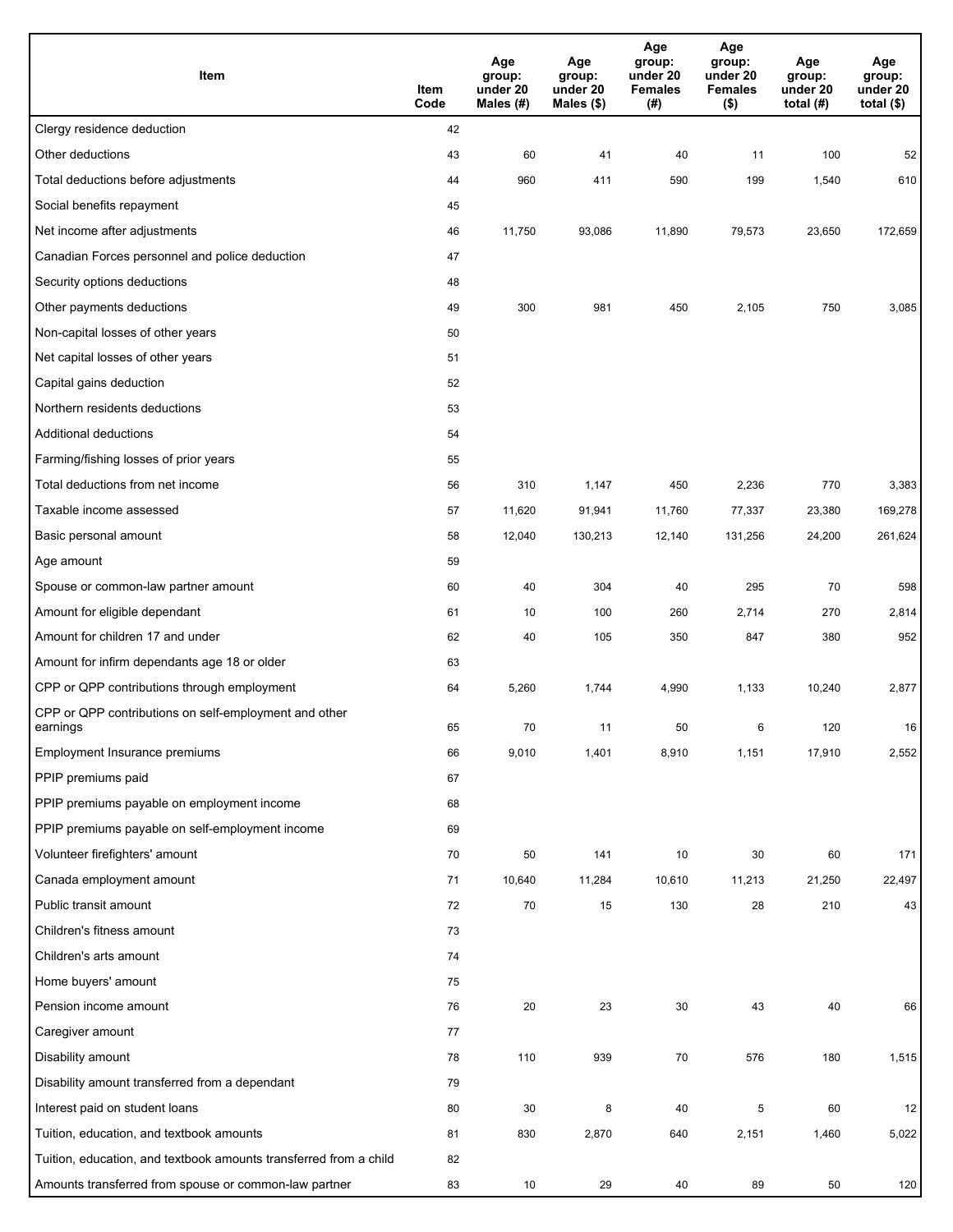| Item | Item Code | Age group: under 20 Males (#) | Age group: under 20 Males ($) | Age group: under 20 Females (#) | Age group: under 20 Females ($) | Age group: under 20 total (#) | Age group: under 20 total ($) |
|---|---|---|---|---|---|---|---|
| Clergy residence deduction | 42 | | | | | | |
| Other deductions | 43 | 60 | 41 | 40 | 11 | 100 | 52 |
| Total deductions before adjustments | 44 | 960 | 411 | 590 | 199 | 1,540 | 610 |
| Social benefits repayment | 45 | | | | | | |
| Net income after adjustments | 46 | 11,750 | 93,086 | 11,890 | 79,573 | 23,650 | 172,659 |
| Canadian Forces personnel and police deduction | 47 | | | | | | |
| Security options deductions | 48 | | | | | | |
| Other payments deductions | 49 | 300 | 981 | 450 | 2,105 | 750 | 3,085 |
| Non-capital losses of other years | 50 | | | | | | |
| Net capital losses of other years | 51 | | | | | | |
| Capital gains deduction | 52 | | | | | | |
| Northern residents deductions | 53 | | | | | | |
| Additional deductions | 54 | | | | | | |
| Farming/fishing losses of prior years | 55 | | | | | | |
| Total deductions from net income | 56 | 310 | 1,147 | 450 | 2,236 | 770 | 3,383 |
| Taxable income assessed | 57 | 11,620 | 91,941 | 11,760 | 77,337 | 23,380 | 169,278 |
| Basic personal amount | 58 | 12,040 | 130,213 | 12,140 | 131,256 | 24,200 | 261,624 |
| Age amount | 59 | | | | | | |
| Spouse or common-law partner amount | 60 | 40 | 304 | 40 | 295 | 70 | 598 |
| Amount for eligible dependant | 61 | 10 | 100 | 260 | 2,714 | 270 | 2,814 |
| Amount for children 17 and under | 62 | 40 | 105 | 350 | 847 | 380 | 952 |
| Amount for infirm dependants age 18 or older | 63 | | | | | | |
| CPP or QPP contributions through employment | 64 | 5,260 | 1,744 | 4,990 | 1,133 | 10,240 | 2,877 |
| CPP or QPP contributions on self-employment and other earnings | 65 | 70 | 11 | 50 | 6 | 120 | 16 |
| Employment Insurance premiums | 66 | 9,010 | 1,401 | 8,910 | 1,151 | 17,910 | 2,552 |
| PPIP premiums paid | 67 | | | | | | |
| PPIP premiums payable on employment income | 68 | | | | | | |
| PPIP premiums payable on self-employment income | 69 | | | | | | |
| Volunteer firefighters' amount | 70 | 50 | 141 | 10 | 30 | 60 | 171 |
| Canada employment amount | 71 | 10,640 | 11,284 | 10,610 | 11,213 | 21,250 | 22,497 |
| Public transit amount | 72 | 70 | 15 | 130 | 28 | 210 | 43 |
| Children's fitness amount | 73 | | | | | | |
| Children's arts amount | 74 | | | | | | |
| Home buyers' amount | 75 | | | | | | |
| Pension income amount | 76 | 20 | 23 | 30 | 43 | 40 | 66 |
| Caregiver amount | 77 | | | | | | |
| Disability amount | 78 | 110 | 939 | 70 | 576 | 180 | 1,515 |
| Disability amount transferred from a dependant | 79 | | | | | | |
| Interest paid on student loans | 80 | 30 | 8 | 40 | 5 | 60 | 12 |
| Tuition, education, and textbook amounts | 81 | 830 | 2,870 | 640 | 2,151 | 1,460 | 5,022 |
| Tuition, education, and textbook amounts transferred from a child | 82 | | | | | | |
| Amounts transferred from spouse or common-law partner | 83 | 10 | 29 | 40 | 89 | 50 | 120 |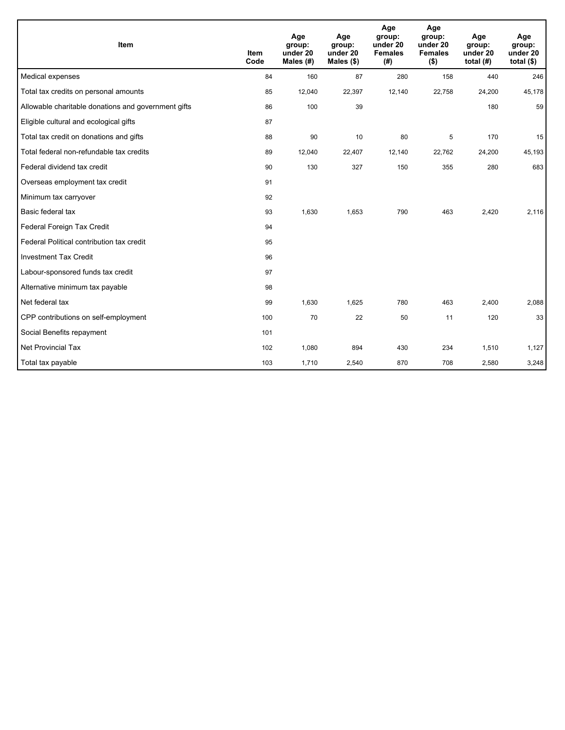| Item | Item Code | Age group: under 20 Males (#) | Age group: under 20 Males ($) | Age group: under 20 Females (#) | Age group: under 20 Females ($) | Age group: under 20 total (#) | Age group: under 20 total ($) |
|---|---|---|---|---|---|---|---|
| Medical expenses | 84 | 160 | 87 | 280 | 158 | 440 | 246 |
| Total tax credits on personal amounts | 85 | 12,040 | 22,397 | 12,140 | 22,758 | 24,200 | 45,178 |
| Allowable charitable donations and government gifts | 86 | 100 | 39 | | | 180 | 59 |
| Eligible cultural and ecological gifts | 87 | | | | | | |
| Total tax credit on donations and gifts | 88 | 90 | 10 | 80 | 5 | 170 | 15 |
| Total federal non-refundable tax credits | 89 | 12,040 | 22,407 | 12,140 | 22,762 | 24,200 | 45,193 |
| Federal dividend tax credit | 90 | 130 | 327 | 150 | 355 | 280 | 683 |
| Overseas employment tax credit | 91 | | | | | | |
| Minimum tax carryover | 92 | | | | | | |
| Basic federal tax | 93 | 1,630 | 1,653 | 790 | 463 | 2,420 | 2,116 |
| Federal Foreign Tax Credit | 94 | | | | | | |
| Federal Political contribution tax credit | 95 | | | | | | |
| Investment Tax Credit | 96 | | | | | | |
| Labour-sponsored funds tax credit | 97 | | | | | | |
| Alternative minimum tax payable | 98 | | | | | | |
| Net federal tax | 99 | 1,630 | 1,625 | 780 | 463 | 2,400 | 2,088 |
| CPP contributions on self-employment | 100 | 70 | 22 | 50 | 11 | 120 | 33 |
| Social Benefits repayment | 101 | | | | | | |
| Net Provincial Tax | 102 | 1,080 | 894 | 430 | 234 | 1,510 | 1,127 |
| Total tax payable | 103 | 1,710 | 2,540 | 870 | 708 | 2,580 | 3,248 |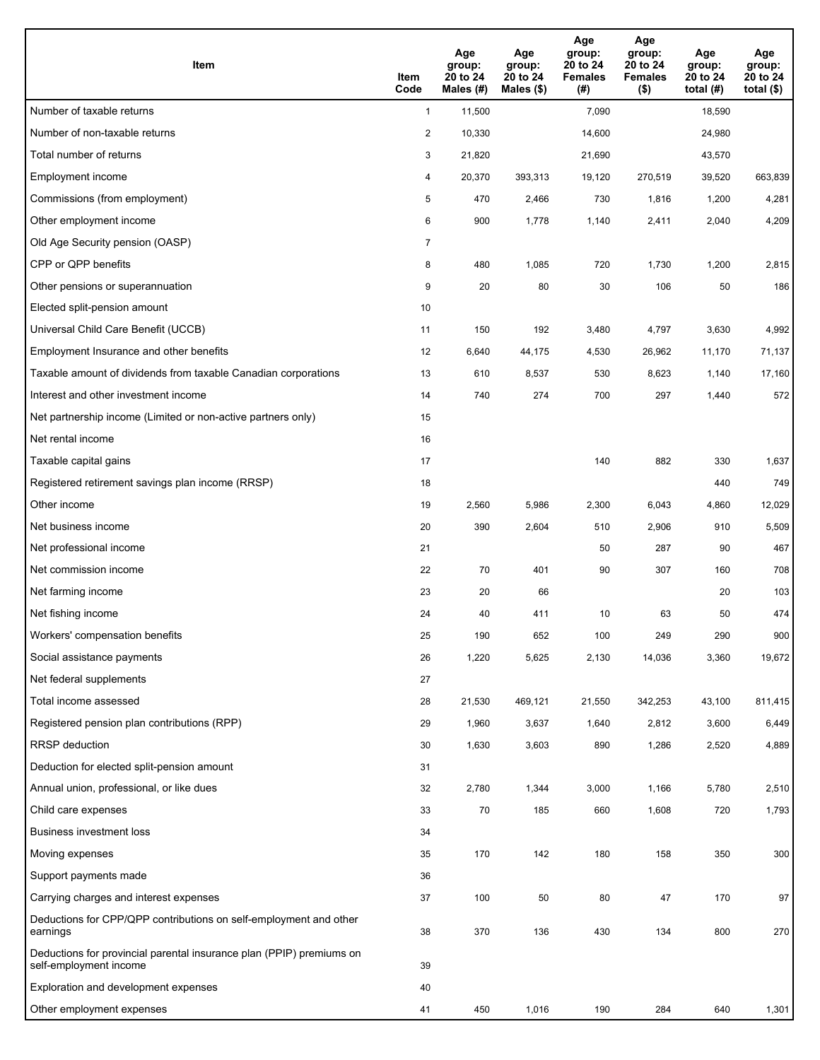| Item | Item Code | Age group: 20 to 24 Males (#) | Age group: 20 to 24 Males ($) | Age group: 20 to 24 Females (#) | Age group: 20 to 24 Females ($) | Age group: 20 to 24 total (#) | Age group: 20 to 24 total ($) |
|---|---|---|---|---|---|---|---|
| Number of taxable returns | 1 | 11,500 | | 7,090 | | 18,590 | |
| Number of non-taxable returns | 2 | 10,330 | | 14,600 | | 24,980 | |
| Total number of returns | 3 | 21,820 | | 21,690 | | 43,570 | |
| Employment income | 4 | 20,370 | 393,313 | 19,120 | 270,519 | 39,520 | 663,839 |
| Commissions (from employment) | 5 | 470 | 2,466 | 730 | 1,816 | 1,200 | 4,281 |
| Other employment income | 6 | 900 | 1,778 | 1,140 | 2,411 | 2,040 | 4,209 |
| Old Age Security pension (OASP) | 7 | | | | | | |
| CPP or QPP benefits | 8 | 480 | 1,085 | 720 | 1,730 | 1,200 | 2,815 |
| Other pensions or superannuation | 9 | 20 | 80 | 30 | 106 | 50 | 186 |
| Elected split-pension amount | 10 | | | | | | |
| Universal Child Care Benefit (UCCB) | 11 | 150 | 192 | 3,480 | 4,797 | 3,630 | 4,992 |
| Employment Insurance and other benefits | 12 | 6,640 | 44,175 | 4,530 | 26,962 | 11,170 | 71,137 |
| Taxable amount of dividends from taxable Canadian corporations | 13 | 610 | 8,537 | 530 | 8,623 | 1,140 | 17,160 |
| Interest and other investment income | 14 | 740 | 274 | 700 | 297 | 1,440 | 572 |
| Net partnership income (Limited or non-active partners only) | 15 | | | | | | |
| Net rental income | 16 | | | | | | |
| Taxable capital gains | 17 | | | 140 | 882 | 330 | 1,637 |
| Registered retirement savings plan income (RRSP) | 18 | | | | | 440 | 749 |
| Other income | 19 | 2,560 | 5,986 | 2,300 | 6,043 | 4,860 | 12,029 |
| Net business income | 20 | 390 | 2,604 | 510 | 2,906 | 910 | 5,509 |
| Net professional income | 21 | | | 50 | 287 | 90 | 467 |
| Net commission income | 22 | 70 | 401 | 90 | 307 | 160 | 708 |
| Net farming income | 23 | 20 | 66 | | | 20 | 103 |
| Net fishing income | 24 | 40 | 411 | 10 | 63 | 50 | 474 |
| Workers' compensation benefits | 25 | 190 | 652 | 100 | 249 | 290 | 900 |
| Social assistance payments | 26 | 1,220 | 5,625 | 2,130 | 14,036 | 3,360 | 19,672 |
| Net federal supplements | 27 | | | | | | |
| Total income assessed | 28 | 21,530 | 469,121 | 21,550 | 342,253 | 43,100 | 811,415 |
| Registered pension plan contributions (RPP) | 29 | 1,960 | 3,637 | 1,640 | 2,812 | 3,600 | 6,449 |
| RRSP deduction | 30 | 1,630 | 3,603 | 890 | 1,286 | 2,520 | 4,889 |
| Deduction for elected split-pension amount | 31 | | | | | | |
| Annual union, professional, or like dues | 32 | 2,780 | 1,344 | 3,000 | 1,166 | 5,780 | 2,510 |
| Child care expenses | 33 | 70 | 185 | 660 | 1,608 | 720 | 1,793 |
| Business investment loss | 34 | | | | | | |
| Moving expenses | 35 | 170 | 142 | 180 | 158 | 350 | 300 |
| Support payments made | 36 | | | | | | |
| Carrying charges and interest expenses | 37 | 100 | 50 | 80 | 47 | 170 | 97 |
| Deductions for CPP/QPP contributions on self-employment and other earnings | 38 | 370 | 136 | 430 | 134 | 800 | 270 |
| Deductions for provincial parental insurance plan (PPIP) premiums on self-employment income | 39 | | | | | | |
| Exploration and development expenses | 40 | | | | | | |
| Other employment expenses | 41 | 450 | 1,016 | 190 | 284 | 640 | 1,301 |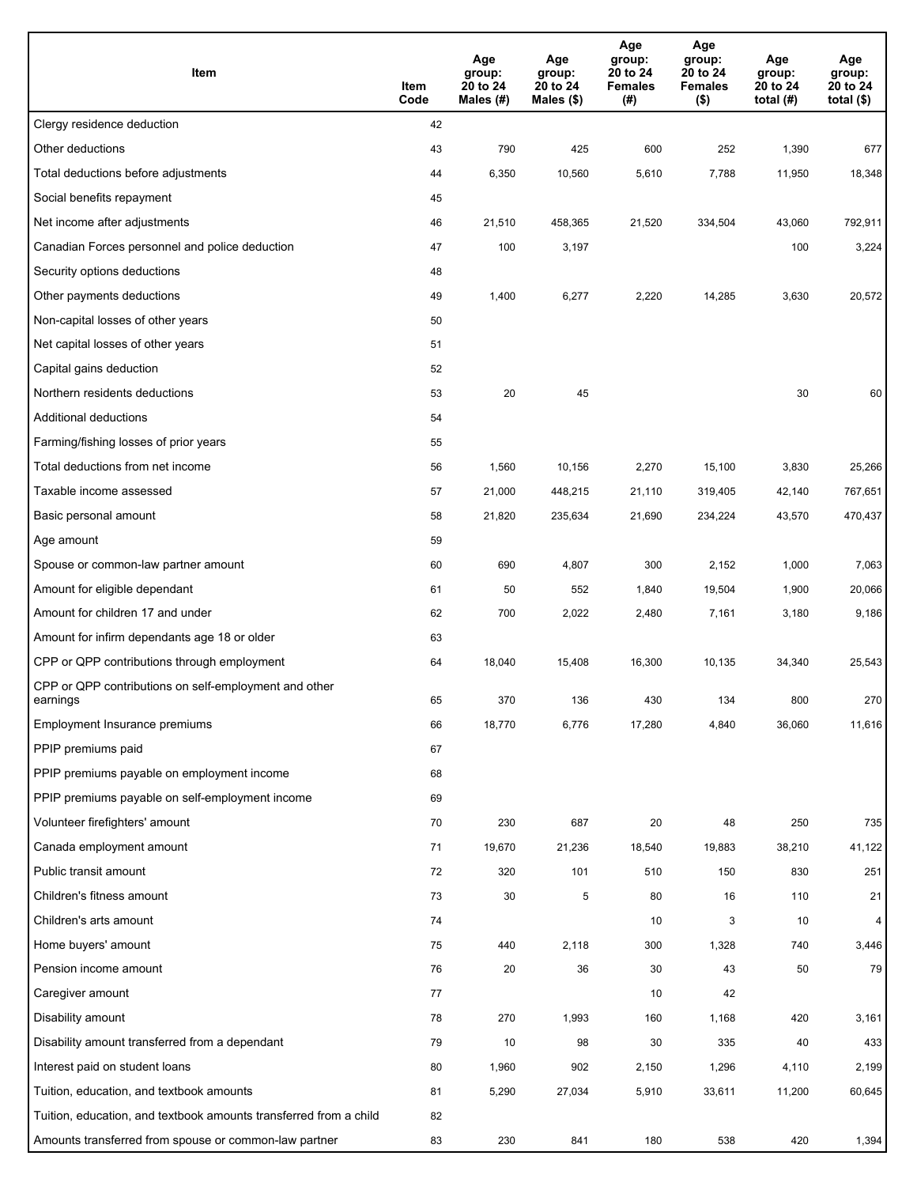| Item | Item Code | Age group: 20 to 24 Males (#) | Age group: 20 to 24 Males ($) | Age group: 20 to 24 Females (#) | Age group: 20 to 24 Females ($) | Age group: 20 to 24 total (#) | Age group: 20 to 24 total ($) |
|---|---|---|---|---|---|---|---|
| Clergy residence deduction | 42 | | | | | | |
| Other deductions | 43 | 790 | 425 | 600 | 252 | 1,390 | 677 |
| Total deductions before adjustments | 44 | 6,350 | 10,560 | 5,610 | 7,788 | 11,950 | 18,348 |
| Social benefits repayment | 45 | | | | | | |
| Net income after adjustments | 46 | 21,510 | 458,365 | 21,520 | 334,504 | 43,060 | 792,911 |
| Canadian Forces personnel and police deduction | 47 | 100 | 3,197 | | | 100 | 3,224 |
| Security options deductions | 48 | | | | | | |
| Other payments deductions | 49 | 1,400 | 6,277 | 2,220 | 14,285 | 3,630 | 20,572 |
| Non-capital losses of other years | 50 | | | | | | |
| Net capital losses of other years | 51 | | | | | | |
| Capital gains deduction | 52 | | | | | | |
| Northern residents deductions | 53 | 20 | 45 | | | 30 | 60 |
| Additional deductions | 54 | | | | | | |
| Farming/fishing losses of prior years | 55 | | | | | | |
| Total deductions from net income | 56 | 1,560 | 10,156 | 2,270 | 15,100 | 3,830 | 25,266 |
| Taxable income assessed | 57 | 21,000 | 448,215 | 21,110 | 319,405 | 42,140 | 767,651 |
| Basic personal amount | 58 | 21,820 | 235,634 | 21,690 | 234,224 | 43,570 | 470,437 |
| Age amount | 59 | | | | | | |
| Spouse or common-law partner amount | 60 | 690 | 4,807 | 300 | 2,152 | 1,000 | 7,063 |
| Amount for eligible dependant | 61 | 50 | 552 | 1,840 | 19,504 | 1,900 | 20,066 |
| Amount for children 17 and under | 62 | 700 | 2,022 | 2,480 | 7,161 | 3,180 | 9,186 |
| Amount for infirm dependants age 18 or older | 63 | | | | | | |
| CPP or QPP contributions through employment | 64 | 18,040 | 15,408 | 16,300 | 10,135 | 34,340 | 25,543 |
| CPP or QPP contributions on self-employment and other earnings | 65 | 370 | 136 | 430 | 134 | 800 | 270 |
| Employment Insurance premiums | 66 | 18,770 | 6,776 | 17,280 | 4,840 | 36,060 | 11,616 |
| PPIP premiums paid | 67 | | | | | | |
| PPIP premiums payable on employment income | 68 | | | | | | |
| PPIP premiums payable on self-employment income | 69 | | | | | | |
| Volunteer firefighters' amount | 70 | 230 | 687 | 20 | 48 | 250 | 735 |
| Canada employment amount | 71 | 19,670 | 21,236 | 18,540 | 19,883 | 38,210 | 41,122 |
| Public transit amount | 72 | 320 | 101 | 510 | 150 | 830 | 251 |
| Children's fitness amount | 73 | 30 | 5 | 80 | 16 | 110 | 21 |
| Children's arts amount | 74 | | | 10 | 3 | 10 | 4 |
| Home buyers' amount | 75 | 440 | 2,118 | 300 | 1,328 | 740 | 3,446 |
| Pension income amount | 76 | 20 | 36 | 30 | 43 | 50 | 79 |
| Caregiver amount | 77 | | | 10 | 42 | | |
| Disability amount | 78 | 270 | 1,993 | 160 | 1,168 | 420 | 3,161 |
| Disability amount transferred from a dependant | 79 | 10 | 98 | 30 | 335 | 40 | 433 |
| Interest paid on student loans | 80 | 1,960 | 902 | 2,150 | 1,296 | 4,110 | 2,199 |
| Tuition, education, and textbook amounts | 81 | 5,290 | 27,034 | 5,910 | 33,611 | 11,200 | 60,645 |
| Tuition, education, and textbook amounts transferred from a child | 82 | | | | | | |
| Amounts transferred from spouse or common-law partner | 83 | 230 | 841 | 180 | 538 | 420 | 1,394 |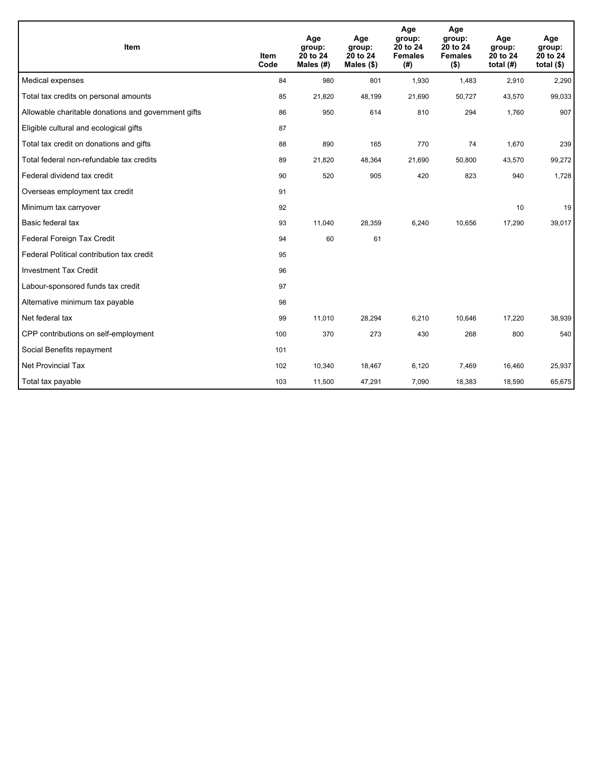| Item | Item Code | Age group: 20 to 24 Males (#) | Age group: 20 to 24 Males ($) | Age group: 20 to 24 Females (#) | Age group: 20 to 24 Females ($) | Age group: 20 to 24 total (#) | Age group: 20 to 24 total ($) |
|---|---|---|---|---|---|---|---|
| Medical expenses | 84 | 980 | 801 | 1,930 | 1,483 | 2,910 | 2,290 |
| Total tax credits on personal amounts | 85 | 21,820 | 48,199 | 21,690 | 50,727 | 43,570 | 99,033 |
| Allowable charitable donations and government gifts | 86 | 950 | 614 | 810 | 294 | 1,760 | 907 |
| Eligible cultural and ecological gifts | 87 | | | | | | |
| Total tax credit on donations and gifts | 88 | 890 | 165 | 770 | 74 | 1,670 | 239 |
| Total federal non-refundable tax credits | 89 | 21,820 | 48,364 | 21,690 | 50,800 | 43,570 | 99,272 |
| Federal dividend tax credit | 90 | 520 | 905 | 420 | 823 | 940 | 1,728 |
| Overseas employment tax credit | 91 | | | | | | |
| Minimum tax carryover | 92 | | | | | 10 | 19 |
| Basic federal tax | 93 | 11,040 | 28,359 | 6,240 | 10,656 | 17,290 | 39,017 |
| Federal Foreign Tax Credit | 94 | 60 | 61 | | | | |
| Federal Political contribution tax credit | 95 | | | | | | |
| Investment Tax Credit | 96 | | | | | | |
| Labour-sponsored funds tax credit | 97 | | | | | | |
| Alternative minimum tax payable | 98 | | | | | | |
| Net federal tax | 99 | 11,010 | 28,294 | 6,210 | 10,646 | 17,220 | 38,939 |
| CPP contributions on self-employment | 100 | 370 | 273 | 430 | 268 | 800 | 540 |
| Social Benefits repayment | 101 | | | | | | |
| Net Provincial Tax | 102 | 10,340 | 18,467 | 6,120 | 7,469 | 16,460 | 25,937 |
| Total tax payable | 103 | 11,500 | 47,291 | 7,090 | 18,383 | 18,590 | 65,675 |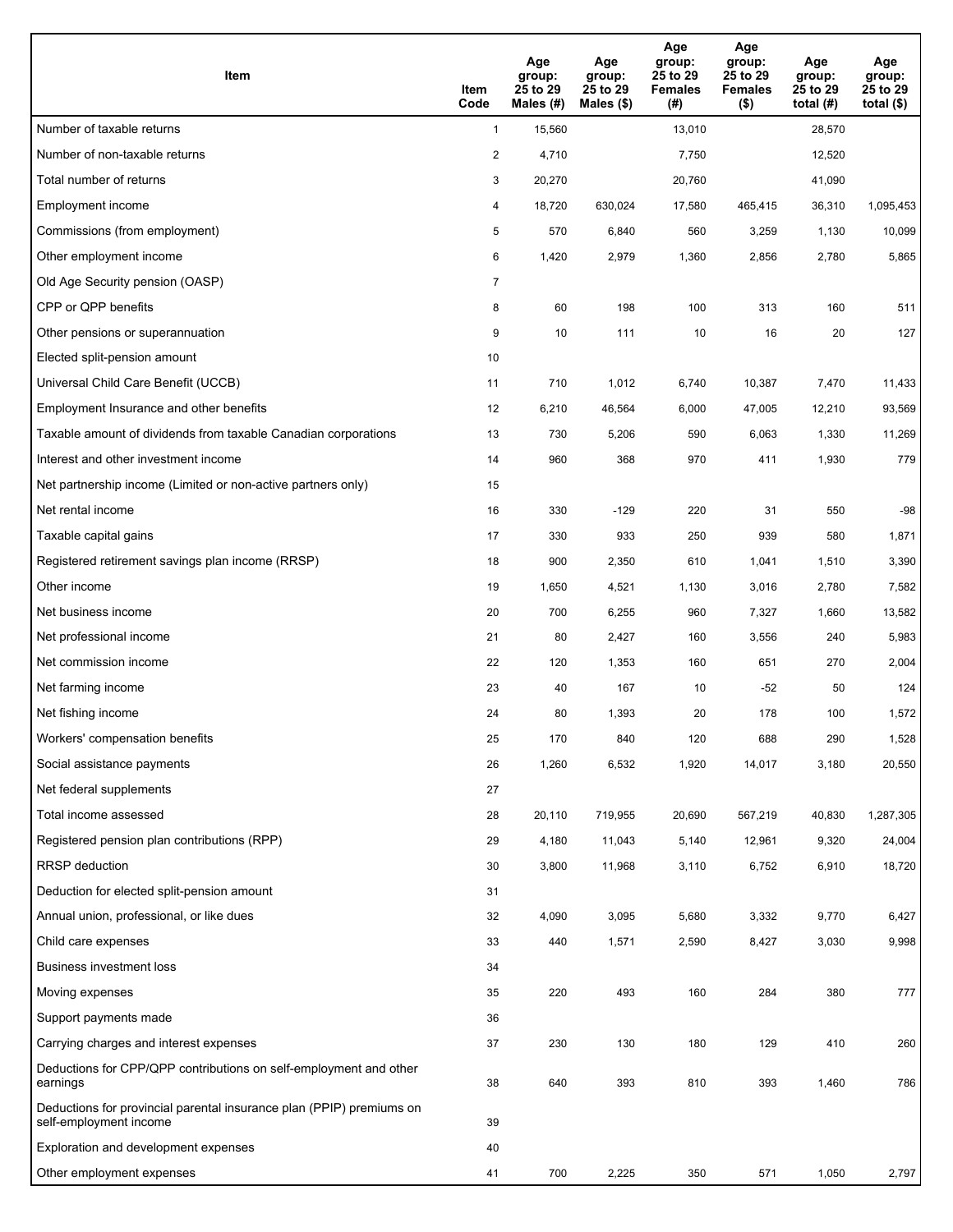| Item | Item Code | Age group: 25 to 29 Males (#) | Age group: 25 to 29 Males ($) | Age group: 25 to 29 Females (#) | Age group: 25 to 29 Females ($) | Age group: 25 to 29 total (#) | Age group: 25 to 29 total ($) |
|---|---|---|---|---|---|---|---|
| Number of taxable returns | 1 | 15,560 | | 13,010 | | 28,570 | |
| Number of non-taxable returns | 2 | 4,710 | | 7,750 | | 12,520 | |
| Total number of returns | 3 | 20,270 | | 20,760 | | 41,090 | |
| Employment income | 4 | 18,720 | 630,024 | 17,580 | 465,415 | 36,310 | 1,095,453 |
| Commissions (from employment) | 5 | 570 | 6,840 | 560 | 3,259 | 1,130 | 10,099 |
| Other employment income | 6 | 1,420 | 2,979 | 1,360 | 2,856 | 2,780 | 5,865 |
| Old Age Security pension (OASP) | 7 | | | | | | |
| CPP or QPP benefits | 8 | 60 | 198 | 100 | 313 | 160 | 511 |
| Other pensions or superannuation | 9 | 10 | 111 | 10 | 16 | 20 | 127 |
| Elected split-pension amount | 10 | | | | | | |
| Universal Child Care Benefit (UCCB) | 11 | 710 | 1,012 | 6,740 | 10,387 | 7,470 | 11,433 |
| Employment Insurance and other benefits | 12 | 6,210 | 46,564 | 6,000 | 47,005 | 12,210 | 93,569 |
| Taxable amount of dividends from taxable Canadian corporations | 13 | 730 | 5,206 | 590 | 6,063 | 1,330 | 11,269 |
| Interest and other investment income | 14 | 960 | 368 | 970 | 411 | 1,930 | 779 |
| Net partnership income (Limited or non-active partners only) | 15 | | | | | | |
| Net rental income | 16 | 330 | -129 | 220 | 31 | 550 | -98 |
| Taxable capital gains | 17 | 330 | 933 | 250 | 939 | 580 | 1,871 |
| Registered retirement savings plan income (RRSP) | 18 | 900 | 2,350 | 610 | 1,041 | 1,510 | 3,390 |
| Other income | 19 | 1,650 | 4,521 | 1,130 | 3,016 | 2,780 | 7,582 |
| Net business income | 20 | 700 | 6,255 | 960 | 7,327 | 1,660 | 13,582 |
| Net professional income | 21 | 80 | 2,427 | 160 | 3,556 | 240 | 5,983 |
| Net commission income | 22 | 120 | 1,353 | 160 | 651 | 270 | 2,004 |
| Net farming income | 23 | 40 | 167 | 10 | -52 | 50 | 124 |
| Net fishing income | 24 | 80 | 1,393 | 20 | 178 | 100 | 1,572 |
| Workers' compensation benefits | 25 | 170 | 840 | 120 | 688 | 290 | 1,528 |
| Social assistance payments | 26 | 1,260 | 6,532 | 1,920 | 14,017 | 3,180 | 20,550 |
| Net federal supplements | 27 | | | | | | |
| Total income assessed | 28 | 20,110 | 719,955 | 20,690 | 567,219 | 40,830 | 1,287,305 |
| Registered pension plan contributions (RPP) | 29 | 4,180 | 11,043 | 5,140 | 12,961 | 9,320 | 24,004 |
| RRSP deduction | 30 | 3,800 | 11,968 | 3,110 | 6,752 | 6,910 | 18,720 |
| Deduction for elected split-pension amount | 31 | | | | | | |
| Annual union, professional, or like dues | 32 | 4,090 | 3,095 | 5,680 | 3,332 | 9,770 | 6,427 |
| Child care expenses | 33 | 440 | 1,571 | 2,590 | 8,427 | 3,030 | 9,998 |
| Business investment loss | 34 | | | | | | |
| Moving expenses | 35 | 220 | 493 | 160 | 284 | 380 | 777 |
| Support payments made | 36 | | | | | | |
| Carrying charges and interest expenses | 37 | 230 | 130 | 180 | 129 | 410 | 260 |
| Deductions for CPP/QPP contributions on self-employment and other earnings | 38 | 640 | 393 | 810 | 393 | 1,460 | 786 |
| Deductions for provincial parental insurance plan (PPIP) premiums on self-employment income | 39 | | | | | | |
| Exploration and development expenses | 40 | | | | | | |
| Other employment expenses | 41 | 700 | 2,225 | 350 | 571 | 1,050 | 2,797 |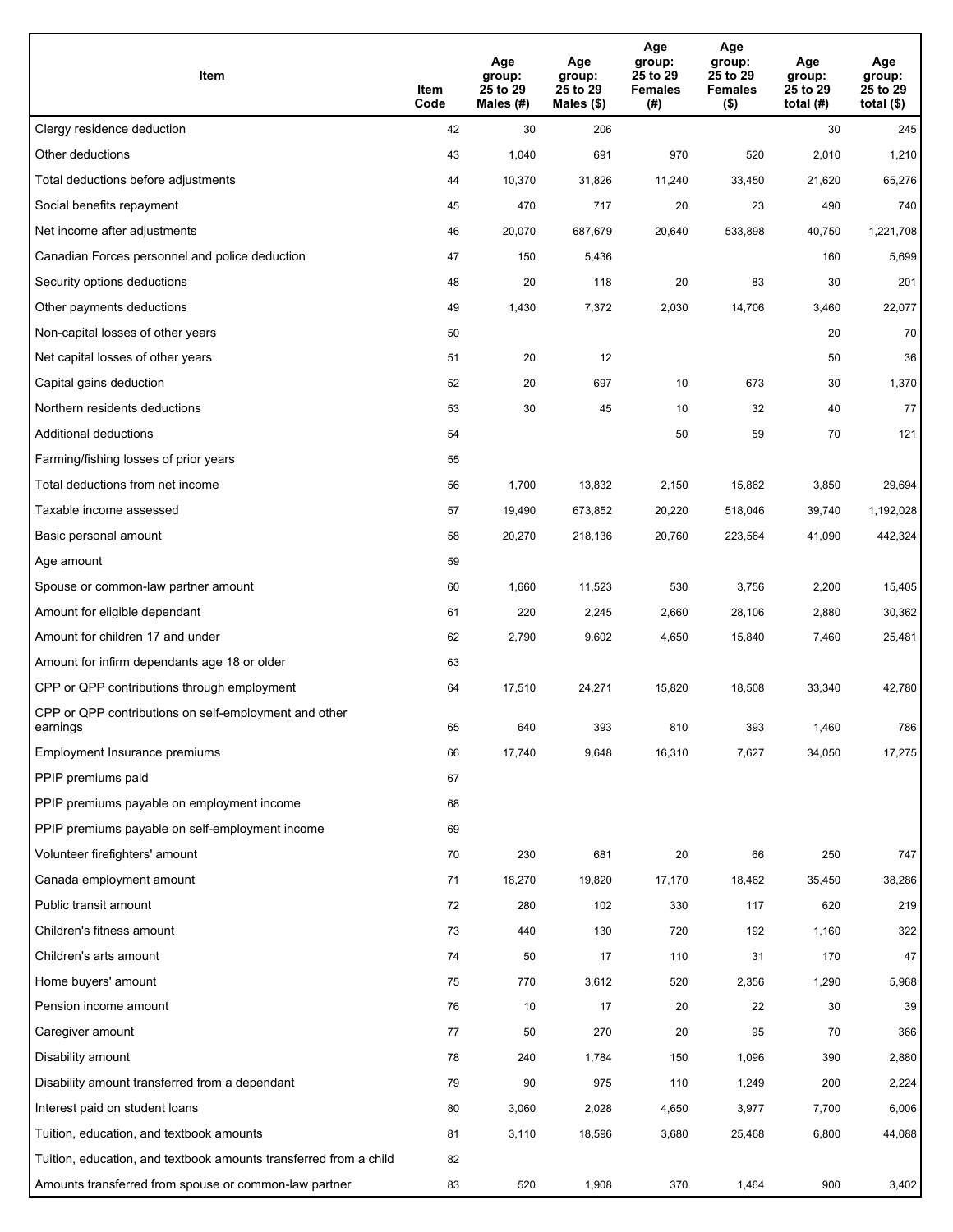| Item | Item Code | Age group: 25 to 29 Males (#) | Age group: 25 to 29 Males ($) | Age group: 25 to 29 Females (#) | Age group: 25 to 29 Females ($) | Age group: 25 to 29 total (#) | Age group: 25 to 29 total ($) |
|---|---|---|---|---|---|---|---|
| Clergy residence deduction | 42 | 30 | 206 | | | 30 | 245 |
| Other deductions | 43 | 1,040 | 691 | 970 | 520 | 2,010 | 1,210 |
| Total deductions before adjustments | 44 | 10,370 | 31,826 | 11,240 | 33,450 | 21,620 | 65,276 |
| Social benefits repayment | 45 | 470 | 717 | 20 | 23 | 490 | 740 |
| Net income after adjustments | 46 | 20,070 | 687,679 | 20,640 | 533,898 | 40,750 | 1,221,708 |
| Canadian Forces personnel and police deduction | 47 | 150 | 5,436 | | | 160 | 5,699 |
| Security options deductions | 48 | 20 | 118 | 20 | 83 | 30 | 201 |
| Other payments deductions | 49 | 1,430 | 7,372 | 2,030 | 14,706 | 3,460 | 22,077 |
| Non-capital losses of other years | 50 | | | | | 20 | 70 |
| Net capital losses of other years | 51 | 20 | 12 | | | 50 | 36 |
| Capital gains deduction | 52 | 20 | 697 | 10 | 673 | 30 | 1,370 |
| Northern residents deductions | 53 | 30 | 45 | 10 | 32 | 40 | 77 |
| Additional deductions | 54 | | | 50 | 59 | 70 | 121 |
| Farming/fishing losses of prior years | 55 | | | | | | |
| Total deductions from net income | 56 | 1,700 | 13,832 | 2,150 | 15,862 | 3,850 | 29,694 |
| Taxable income assessed | 57 | 19,490 | 673,852 | 20,220 | 518,046 | 39,740 | 1,192,028 |
| Basic personal amount | 58 | 20,270 | 218,136 | 20,760 | 223,564 | 41,090 | 442,324 |
| Age amount | 59 | | | | | | |
| Spouse or common-law partner amount | 60 | 1,660 | 11,523 | 530 | 3,756 | 2,200 | 15,405 |
| Amount for eligible dependant | 61 | 220 | 2,245 | 2,660 | 28,106 | 2,880 | 30,362 |
| Amount for children 17 and under | 62 | 2,790 | 9,602 | 4,650 | 15,840 | 7,460 | 25,481 |
| Amount for infirm dependants age 18 or older | 63 | | | | | | |
| CPP or QPP contributions through employment | 64 | 17,510 | 24,271 | 15,820 | 18,508 | 33,340 | 42,780 |
| CPP or QPP contributions on self-employment and other earnings | 65 | 640 | 393 | 810 | 393 | 1,460 | 786 |
| Employment Insurance premiums | 66 | 17,740 | 9,648 | 16,310 | 7,627 | 34,050 | 17,275 |
| PPIP premiums paid | 67 | | | | | | |
| PPIP premiums payable on employment income | 68 | | | | | | |
| PPIP premiums payable on self-employment income | 69 | | | | | | |
| Volunteer firefighters' amount | 70 | 230 | 681 | 20 | 66 | 250 | 747 |
| Canada employment amount | 71 | 18,270 | 19,820 | 17,170 | 18,462 | 35,450 | 38,286 |
| Public transit amount | 72 | 280 | 102 | 330 | 117 | 620 | 219 |
| Children's fitness amount | 73 | 440 | 130 | 720 | 192 | 1,160 | 322 |
| Children's arts amount | 74 | 50 | 17 | 110 | 31 | 170 | 47 |
| Home buyers' amount | 75 | 770 | 3,612 | 520 | 2,356 | 1,290 | 5,968 |
| Pension income amount | 76 | 10 | 17 | 20 | 22 | 30 | 39 |
| Caregiver amount | 77 | 50 | 270 | 20 | 95 | 70 | 366 |
| Disability amount | 78 | 240 | 1,784 | 150 | 1,096 | 390 | 2,880 |
| Disability amount transferred from a dependant | 79 | 90 | 975 | 110 | 1,249 | 200 | 2,224 |
| Interest paid on student loans | 80 | 3,060 | 2,028 | 4,650 | 3,977 | 7,700 | 6,006 |
| Tuition, education, and textbook amounts | 81 | 3,110 | 18,596 | 3,680 | 25,468 | 6,800 | 44,088 |
| Tuition, education, and textbook amounts transferred from a child | 82 | | | | | | |
| Amounts transferred from spouse or common-law partner | 83 | 520 | 1,908 | 370 | 1,464 | 900 | 3,402 |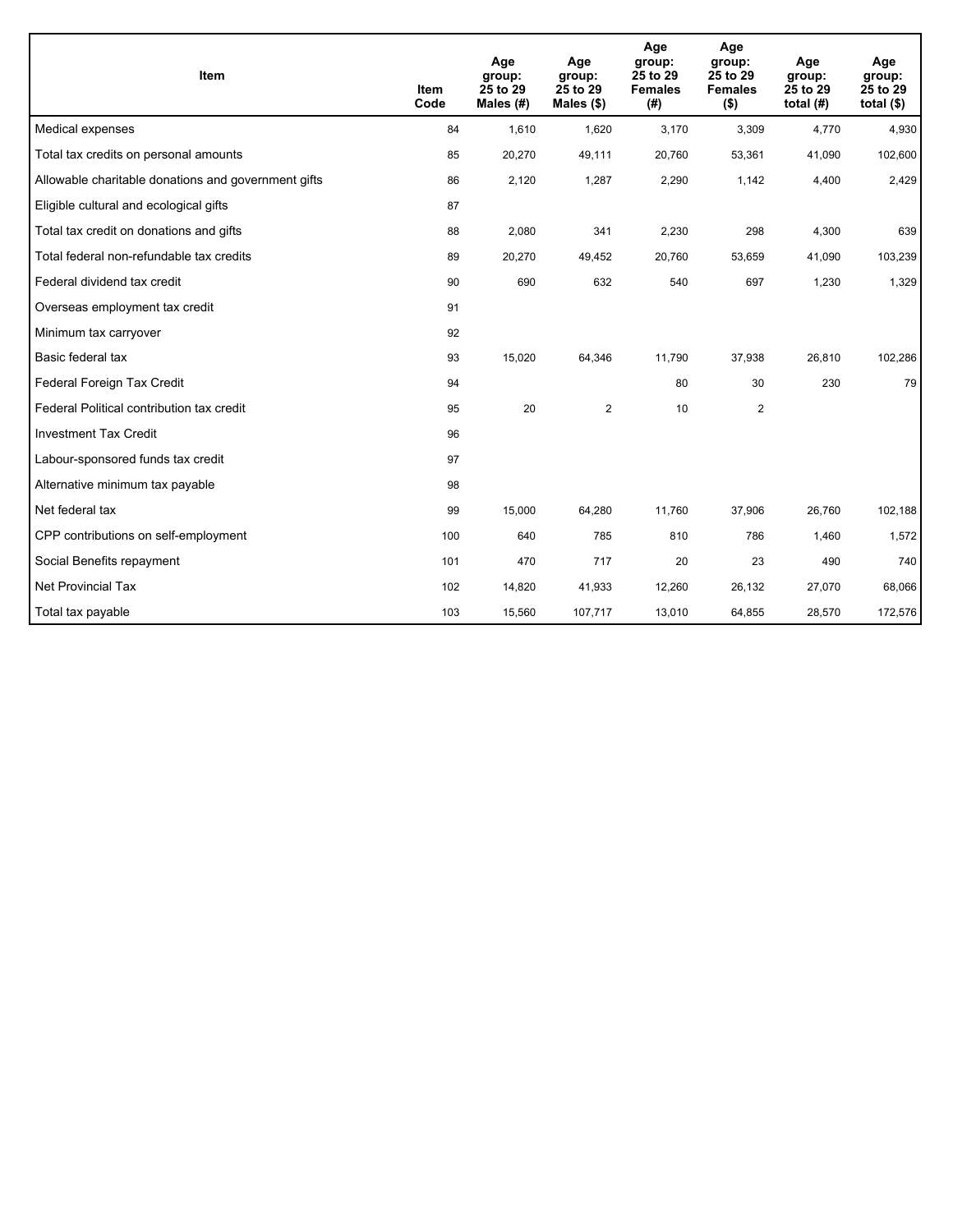| Item | Item Code | Age group: 25 to 29 Males (#) | Age group: 25 to 29 Males ($) | Age group: 25 to 29 Females (#) | Age group: 25 to 29 Females ($) | Age group: 25 to 29 total (#) | Age group: 25 to 29 total ($) |
|---|---|---|---|---|---|---|---|
| Medical expenses | 84 | 1,610 | 1,620 | 3,170 | 3,309 | 4,770 | 4,930 |
| Total tax credits on personal amounts | 85 | 20,270 | 49,111 | 20,760 | 53,361 | 41,090 | 102,600 |
| Allowable charitable donations and government gifts | 86 | 2,120 | 1,287 | 2,290 | 1,142 | 4,400 | 2,429 |
| Eligible cultural and ecological gifts | 87 | | | | | | |
| Total tax credit on donations and gifts | 88 | 2,080 | 341 | 2,230 | 298 | 4,300 | 639 |
| Total federal non-refundable tax credits | 89 | 20,270 | 49,452 | 20,760 | 53,659 | 41,090 | 103,239 |
| Federal dividend tax credit | 90 | 690 | 632 | 540 | 697 | 1,230 | 1,329 |
| Overseas employment tax credit | 91 | | | | | | |
| Minimum tax carryover | 92 | | | | | | |
| Basic federal tax | 93 | 15,020 | 64,346 | 11,790 | 37,938 | 26,810 | 102,286 |
| Federal Foreign Tax Credit | 94 | | | 80 | 30 | 230 | 79 |
| Federal Political contribution tax credit | 95 | 20 | 2 | 10 | 2 | | |
| Investment Tax Credit | 96 | | | | | | |
| Labour-sponsored funds tax credit | 97 | | | | | | |
| Alternative minimum tax payable | 98 | | | | | | |
| Net federal tax | 99 | 15,000 | 64,280 | 11,760 | 37,906 | 26,760 | 102,188 |
| CPP contributions on self-employment | 100 | 640 | 785 | 810 | 786 | 1,460 | 1,572 |
| Social Benefits repayment | 101 | 470 | 717 | 20 | 23 | 490 | 740 |
| Net Provincial Tax | 102 | 14,820 | 41,933 | 12,260 | 26,132 | 27,070 | 68,066 |
| Total tax payable | 103 | 15,560 | 107,717 | 13,010 | 64,855 | 28,570 | 172,576 |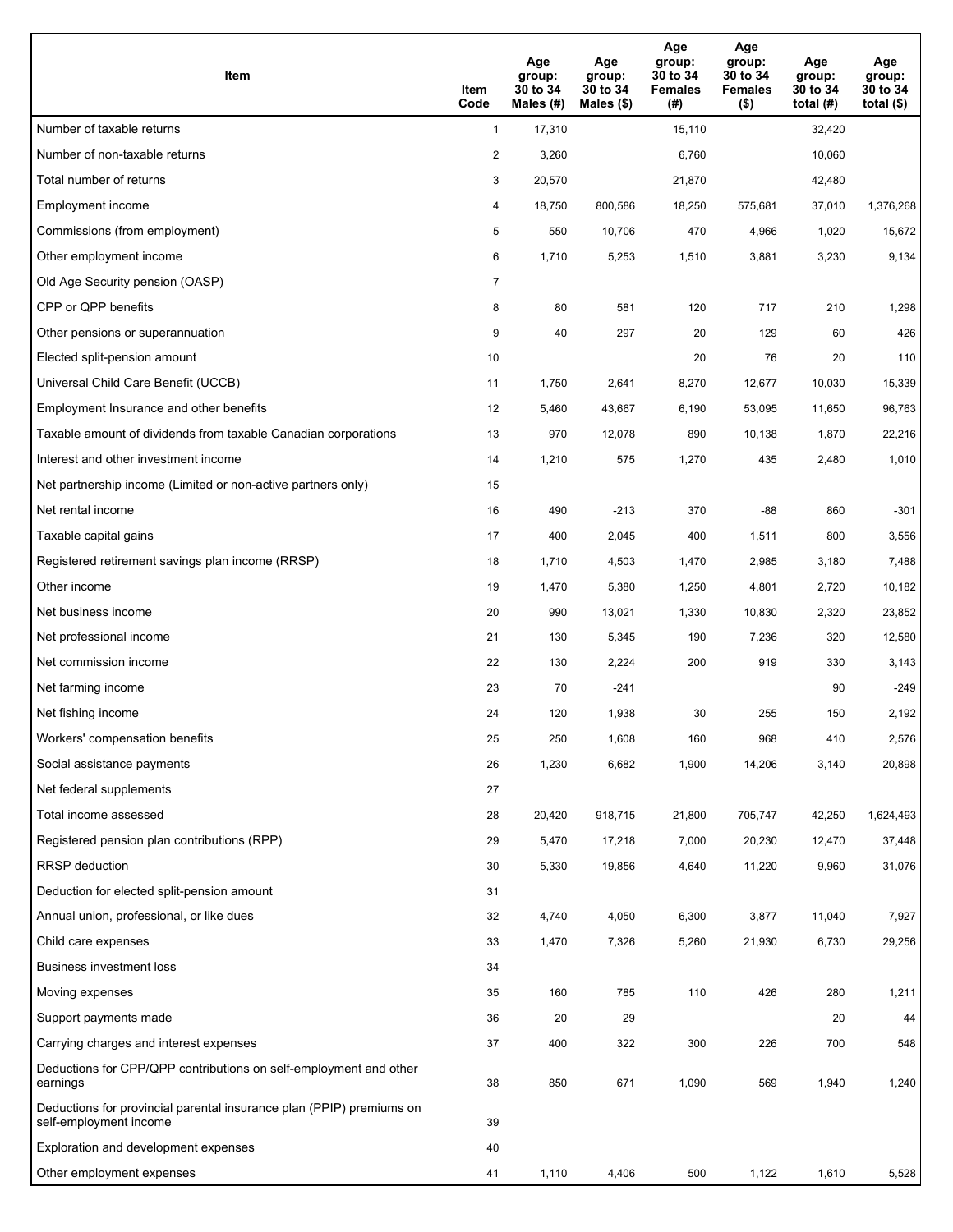| Item | Item Code | Age group: 30 to 34 Males (#) | Age group: 30 to 34 Males ($) | Age group: 30 to 34 Females (#) | Age group: 30 to 34 Females ($) | Age group: 30 to 34 total (#) | Age group: 30 to 34 total ($) |
|---|---|---|---|---|---|---|---|
| Number of taxable returns | 1 | 17,310 | | 15,110 | | 32,420 | |
| Number of non-taxable returns | 2 | 3,260 | | 6,760 | | 10,060 | |
| Total number of returns | 3 | 20,570 | | 21,870 | | 42,480 | |
| Employment income | 4 | 18,750 | 800,586 | 18,250 | 575,681 | 37,010 | 1,376,268 |
| Commissions (from employment) | 5 | 550 | 10,706 | 470 | 4,966 | 1,020 | 15,672 |
| Other employment income | 6 | 1,710 | 5,253 | 1,510 | 3,881 | 3,230 | 9,134 |
| Old Age Security pension (OASP) | 7 | | | | | | |
| CPP or QPP benefits | 8 | 80 | 581 | 120 | 717 | 210 | 1,298 |
| Other pensions or superannuation | 9 | 40 | 297 | 20 | 129 | 60 | 426 |
| Elected split-pension amount | 10 | | | 20 | 76 | 20 | 110 |
| Universal Child Care Benefit (UCCB) | 11 | 1,750 | 2,641 | 8,270 | 12,677 | 10,030 | 15,339 |
| Employment Insurance and other benefits | 12 | 5,460 | 43,667 | 6,190 | 53,095 | 11,650 | 96,763 |
| Taxable amount of dividends from taxable Canadian corporations | 13 | 970 | 12,078 | 890 | 10,138 | 1,870 | 22,216 |
| Interest and other investment income | 14 | 1,210 | 575 | 1,270 | 435 | 2,480 | 1,010 |
| Net partnership income (Limited or non-active partners only) | 15 | | | | | | |
| Net rental income | 16 | 490 | -213 | 370 | -88 | 860 | -301 |
| Taxable capital gains | 17 | 400 | 2,045 | 400 | 1,511 | 800 | 3,556 |
| Registered retirement savings plan income (RRSP) | 18 | 1,710 | 4,503 | 1,470 | 2,985 | 3,180 | 7,488 |
| Other income | 19 | 1,470 | 5,380 | 1,250 | 4,801 | 2,720 | 10,182 |
| Net business income | 20 | 990 | 13,021 | 1,330 | 10,830 | 2,320 | 23,852 |
| Net professional income | 21 | 130 | 5,345 | 190 | 7,236 | 320 | 12,580 |
| Net commission income | 22 | 130 | 2,224 | 200 | 919 | 330 | 3,143 |
| Net farming income | 23 | 70 | -241 | | | 90 | -249 |
| Net fishing income | 24 | 120 | 1,938 | 30 | 255 | 150 | 2,192 |
| Workers' compensation benefits | 25 | 250 | 1,608 | 160 | 968 | 410 | 2,576 |
| Social assistance payments | 26 | 1,230 | 6,682 | 1,900 | 14,206 | 3,140 | 20,898 |
| Net federal supplements | 27 | | | | | | |
| Total income assessed | 28 | 20,420 | 918,715 | 21,800 | 705,747 | 42,250 | 1,624,493 |
| Registered pension plan contributions (RPP) | 29 | 5,470 | 17,218 | 7,000 | 20,230 | 12,470 | 37,448 |
| RRSP deduction | 30 | 5,330 | 19,856 | 4,640 | 11,220 | 9,960 | 31,076 |
| Deduction for elected split-pension amount | 31 | | | | | | |
| Annual union, professional, or like dues | 32 | 4,740 | 4,050 | 6,300 | 3,877 | 11,040 | 7,927 |
| Child care expenses | 33 | 1,470 | 7,326 | 5,260 | 21,930 | 6,730 | 29,256 |
| Business investment loss | 34 | | | | | | |
| Moving expenses | 35 | 160 | 785 | 110 | 426 | 280 | 1,211 |
| Support payments made | 36 | 20 | 29 | | | 20 | 44 |
| Carrying charges and interest expenses | 37 | 400 | 322 | 300 | 226 | 700 | 548 |
| Deductions for CPP/QPP contributions on self-employment and other earnings | 38 | 850 | 671 | 1,090 | 569 | 1,940 | 1,240 |
| Deductions for provincial parental insurance plan (PPIP) premiums on self-employment income | 39 | | | | | | |
| Exploration and development expenses | 40 | | | | | | |
| Other employment expenses | 41 | 1,110 | 4,406 | 500 | 1,122 | 1,610 | 5,528 |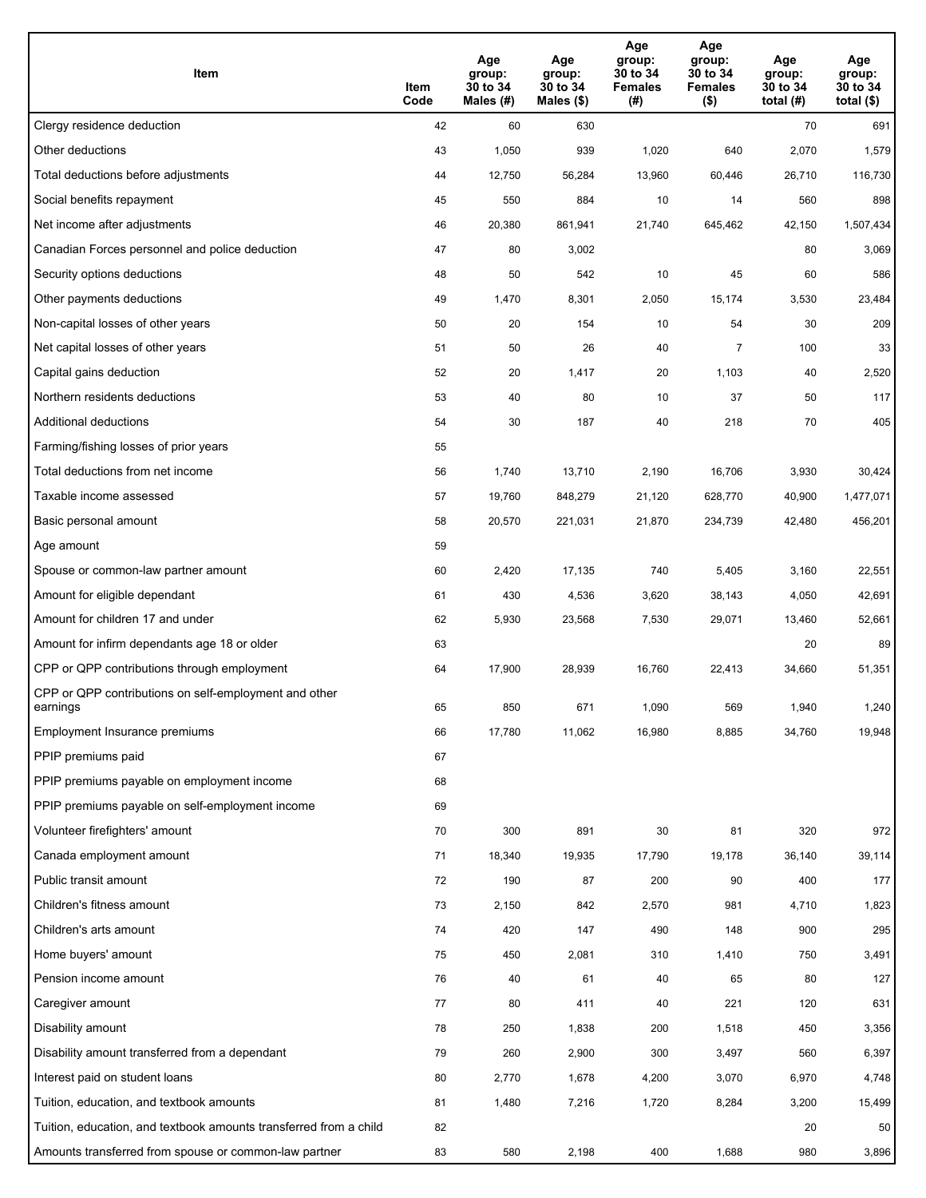| Item | Item Code | Age group: 30 to 34 Males (#) | Age group: 30 to 34 Males ($) | Age group: 30 to 34 Females (#) | Age group: 30 to 34 Females ($) | Age group: 30 to 34 total (#) | Age group: 30 to 34 total ($) |
|---|---|---|---|---|---|---|---|
| Clergy residence deduction | 42 | 60 | 630 | | | 70 | 691 |
| Other deductions | 43 | 1,050 | 939 | 1,020 | 640 | 2,070 | 1,579 |
| Total deductions before adjustments | 44 | 12,750 | 56,284 | 13,960 | 60,446 | 26,710 | 116,730 |
| Social benefits repayment | 45 | 550 | 884 | 10 | 14 | 560 | 898 |
| Net income after adjustments | 46 | 20,380 | 861,941 | 21,740 | 645,462 | 42,150 | 1,507,434 |
| Canadian Forces personnel and police deduction | 47 | 80 | 3,002 | | | 80 | 3,069 |
| Security options deductions | 48 | 50 | 542 | 10 | 45 | 60 | 586 |
| Other payments deductions | 49 | 1,470 | 8,301 | 2,050 | 15,174 | 3,530 | 23,484 |
| Non-capital losses of other years | 50 | 20 | 154 | 10 | 54 | 30 | 209 |
| Net capital losses of other years | 51 | 50 | 26 | 40 | 7 | 100 | 33 |
| Capital gains deduction | 52 | 20 | 1,417 | 20 | 1,103 | 40 | 2,520 |
| Northern residents deductions | 53 | 40 | 80 | 10 | 37 | 50 | 117 |
| Additional deductions | 54 | 30 | 187 | 40 | 218 | 70 | 405 |
| Farming/fishing losses of prior years | 55 | | | | | | |
| Total deductions from net income | 56 | 1,740 | 13,710 | 2,190 | 16,706 | 3,930 | 30,424 |
| Taxable income assessed | 57 | 19,760 | 848,279 | 21,120 | 628,770 | 40,900 | 1,477,071 |
| Basic personal amount | 58 | 20,570 | 221,031 | 21,870 | 234,739 | 42,480 | 456,201 |
| Age amount | 59 | | | | | | |
| Spouse or common-law partner amount | 60 | 2,420 | 17,135 | 740 | 5,405 | 3,160 | 22,551 |
| Amount for eligible dependant | 61 | 430 | 4,536 | 3,620 | 38,143 | 4,050 | 42,691 |
| Amount for children 17 and under | 62 | 5,930 | 23,568 | 7,530 | 29,071 | 13,460 | 52,661 |
| Amount for infirm dependants age 18 or older | 63 | | | | | 20 | 89 |
| CPP or QPP contributions through employment | 64 | 17,900 | 28,939 | 16,760 | 22,413 | 34,660 | 51,351 |
| CPP or QPP contributions on self-employment and other earnings | 65 | 850 | 671 | 1,090 | 569 | 1,940 | 1,240 |
| Employment Insurance premiums | 66 | 17,780 | 11,062 | 16,980 | 8,885 | 34,760 | 19,948 |
| PPIP premiums paid | 67 | | | | | | |
| PPIP premiums payable on employment income | 68 | | | | | | |
| PPIP premiums payable on self-employment income | 69 | | | | | | |
| Volunteer firefighters' amount | 70 | 300 | 891 | 30 | 81 | 320 | 972 |
| Canada employment amount | 71 | 18,340 | 19,935 | 17,790 | 19,178 | 36,140 | 39,114 |
| Public transit amount | 72 | 190 | 87 | 200 | 90 | 400 | 177 |
| Children's fitness amount | 73 | 2,150 | 842 | 2,570 | 981 | 4,710 | 1,823 |
| Children's arts amount | 74 | 420 | 147 | 490 | 148 | 900 | 295 |
| Home buyers' amount | 75 | 450 | 2,081 | 310 | 1,410 | 750 | 3,491 |
| Pension income amount | 76 | 40 | 61 | 40 | 65 | 80 | 127 |
| Caregiver amount | 77 | 80 | 411 | 40 | 221 | 120 | 631 |
| Disability amount | 78 | 250 | 1,838 | 200 | 1,518 | 450 | 3,356 |
| Disability amount transferred from a dependant | 79 | 260 | 2,900 | 300 | 3,497 | 560 | 6,397 |
| Interest paid on student loans | 80 | 2,770 | 1,678 | 4,200 | 3,070 | 6,970 | 4,748 |
| Tuition, education, and textbook amounts | 81 | 1,480 | 7,216 | 1,720 | 8,284 | 3,200 | 15,499 |
| Tuition, education, and textbook amounts transferred from a child | 82 | | | | | 20 | 50 |
| Amounts transferred from spouse or common-law partner | 83 | 580 | 2,198 | 400 | 1,688 | 980 | 3,896 |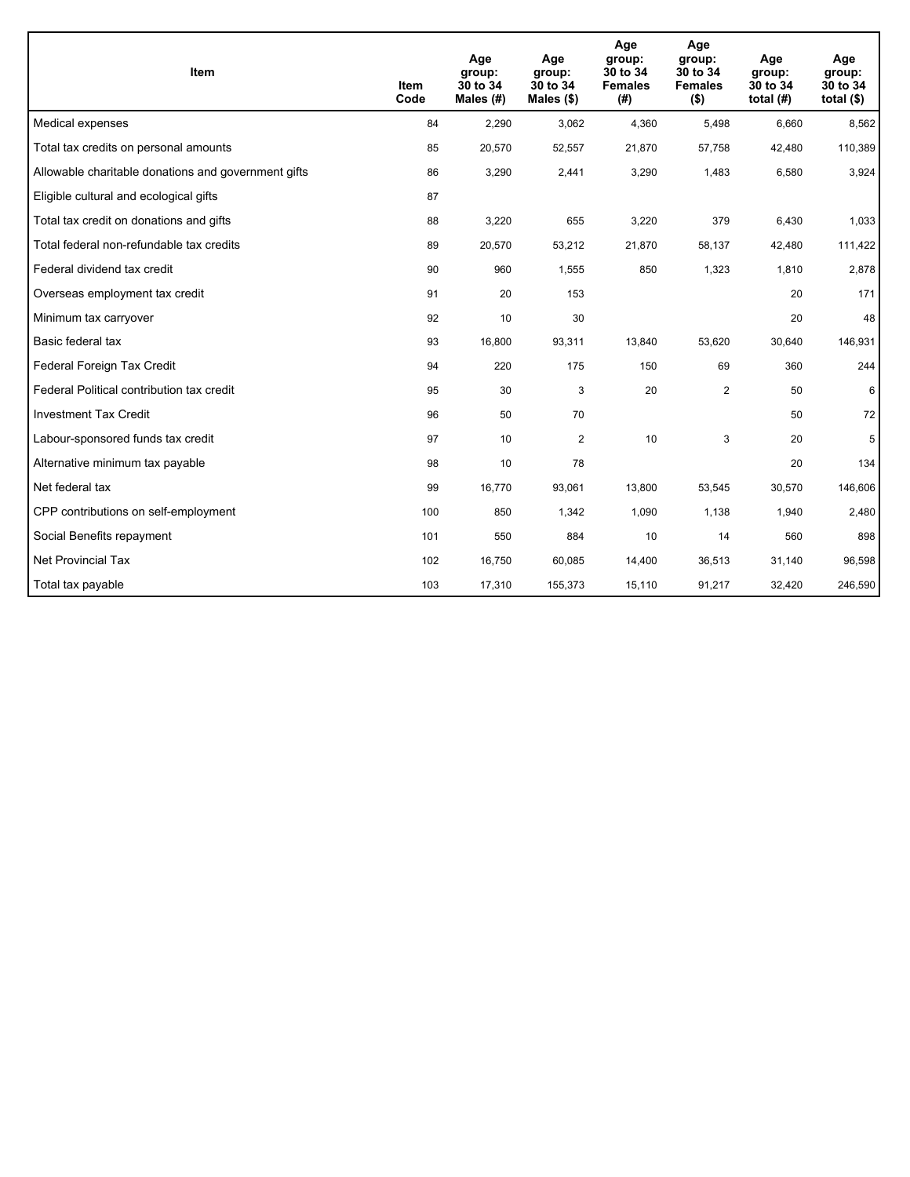| Item | Item Code | Age group: 30 to 34 Males (#) | Age group: 30 to 34 Males ($) | Age group: 30 to 34 Females (#) | Age group: 30 to 34 Females ($) | Age group: 30 to 34 total (#) | Age group: 30 to 34 total ($) |
|---|---|---|---|---|---|---|---|
| Medical expenses | 84 | 2,290 | 3,062 | 4,360 | 5,498 | 6,660 | 8,562 |
| Total tax credits on personal amounts | 85 | 20,570 | 52,557 | 21,870 | 57,758 | 42,480 | 110,389 |
| Allowable charitable donations and government gifts | 86 | 3,290 | 2,441 | 3,290 | 1,483 | 6,580 | 3,924 |
| Eligible cultural and ecological gifts | 87 | | | | | | |
| Total tax credit on donations and gifts | 88 | 3,220 | 655 | 3,220 | 379 | 6,430 | 1,033 |
| Total federal non-refundable tax credits | 89 | 20,570 | 53,212 | 21,870 | 58,137 | 42,480 | 111,422 |
| Federal dividend tax credit | 90 | 960 | 1,555 | 850 | 1,323 | 1,810 | 2,878 |
| Overseas employment tax credit | 91 | 20 | 153 | | | 20 | 171 |
| Minimum tax carryover | 92 | 10 | 30 | | | 20 | 48 |
| Basic federal tax | 93 | 16,800 | 93,311 | 13,840 | 53,620 | 30,640 | 146,931 |
| Federal Foreign Tax Credit | 94 | 220 | 175 | 150 | 69 | 360 | 244 |
| Federal Political contribution tax credit | 95 | 30 | 3 | 20 | 2 | 50 | 6 |
| Investment Tax Credit | 96 | 50 | 70 | | | 50 | 72 |
| Labour-sponsored funds tax credit | 97 | 10 | 2 | 10 | 3 | 20 | 5 |
| Alternative minimum tax payable | 98 | 10 | 78 | | | 20 | 134 |
| Net federal tax | 99 | 16,770 | 93,061 | 13,800 | 53,545 | 30,570 | 146,606 |
| CPP contributions on self-employment | 100 | 850 | 1,342 | 1,090 | 1,138 | 1,940 | 2,480 |
| Social Benefits repayment | 101 | 550 | 884 | 10 | 14 | 560 | 898 |
| Net Provincial Tax | 102 | 16,750 | 60,085 | 14,400 | 36,513 | 31,140 | 96,598 |
| Total tax payable | 103 | 17,310 | 155,373 | 15,110 | 91,217 | 32,420 | 246,590 |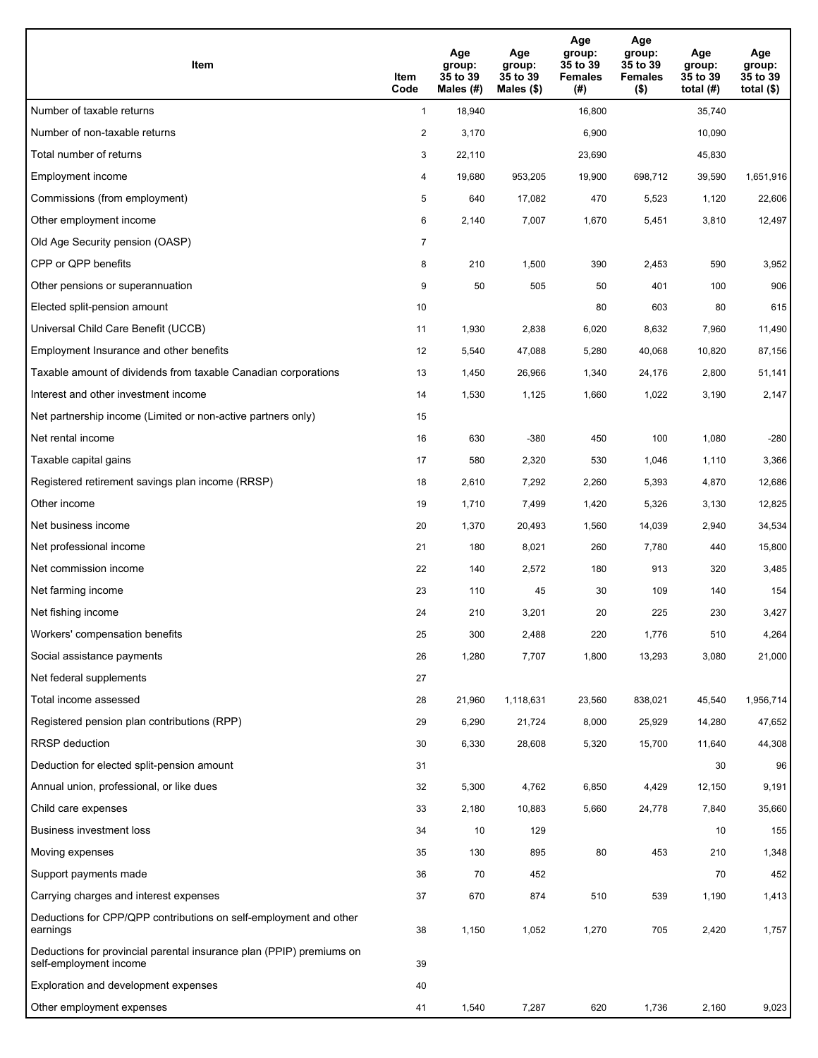| Item | Item Code | Age group: 35 to 39 Males (#) | Age group: 35 to 39 Males ($) | Age group: 35 to 39 Females (#) | Age group: 35 to 39 Females ($) | Age group: 35 to 39 total (#) | Age group: 35 to 39 total ($) |
|---|---|---|---|---|---|---|---|
| Number of taxable returns | 1 | 18,940 | | 16,800 | | 35,740 | |
| Number of non-taxable returns | 2 | 3,170 | | 6,900 | | 10,090 | |
| Total number of returns | 3 | 22,110 | | 23,690 | | 45,830 | |
| Employment income | 4 | 19,680 | 953,205 | 19,900 | 698,712 | 39,590 | 1,651,916 |
| Commissions (from employment) | 5 | 640 | 17,082 | 470 | 5,523 | 1,120 | 22,606 |
| Other employment income | 6 | 2,140 | 7,007 | 1,670 | 5,451 | 3,810 | 12,497 |
| Old Age Security pension (OASP) | 7 | | | | | | |
| CPP or QPP benefits | 8 | 210 | 1,500 | 390 | 2,453 | 590 | 3,952 |
| Other pensions or superannuation | 9 | 50 | 505 | 50 | 401 | 100 | 906 |
| Elected split-pension amount | 10 | | | 80 | 603 | 80 | 615 |
| Universal Child Care Benefit (UCCB) | 11 | 1,930 | 2,838 | 6,020 | 8,632 | 7,960 | 11,490 |
| Employment Insurance and other benefits | 12 | 5,540 | 47,088 | 5,280 | 40,068 | 10,820 | 87,156 |
| Taxable amount of dividends from taxable Canadian corporations | 13 | 1,450 | 26,966 | 1,340 | 24,176 | 2,800 | 51,141 |
| Interest and other investment income | 14 | 1,530 | 1,125 | 1,660 | 1,022 | 3,190 | 2,147 |
| Net partnership income (Limited or non-active partners only) | 15 | | | | | | |
| Net rental income | 16 | 630 | -380 | 450 | 100 | 1,080 | -280 |
| Taxable capital gains | 17 | 580 | 2,320 | 530 | 1,046 | 1,110 | 3,366 |
| Registered retirement savings plan income (RRSP) | 18 | 2,610 | 7,292 | 2,260 | 5,393 | 4,870 | 12,686 |
| Other income | 19 | 1,710 | 7,499 | 1,420 | 5,326 | 3,130 | 12,825 |
| Net business income | 20 | 1,370 | 20,493 | 1,560 | 14,039 | 2,940 | 34,534 |
| Net professional income | 21 | 180 | 8,021 | 260 | 7,780 | 440 | 15,800 |
| Net commission income | 22 | 140 | 2,572 | 180 | 913 | 320 | 3,485 |
| Net farming income | 23 | 110 | 45 | 30 | 109 | 140 | 154 |
| Net fishing income | 24 | 210 | 3,201 | 20 | 225 | 230 | 3,427 |
| Workers' compensation benefits | 25 | 300 | 2,488 | 220 | 1,776 | 510 | 4,264 |
| Social assistance payments | 26 | 1,280 | 7,707 | 1,800 | 13,293 | 3,080 | 21,000 |
| Net federal supplements | 27 | | | | | | |
| Total income assessed | 28 | 21,960 | 1,118,631 | 23,560 | 838,021 | 45,540 | 1,956,714 |
| Registered pension plan contributions (RPP) | 29 | 6,290 | 21,724 | 8,000 | 25,929 | 14,280 | 47,652 |
| RRSP deduction | 30 | 6,330 | 28,608 | 5,320 | 15,700 | 11,640 | 44,308 |
| Deduction for elected split-pension amount | 31 | | | | | 30 | 96 |
| Annual union, professional, or like dues | 32 | 5,300 | 4,762 | 6,850 | 4,429 | 12,150 | 9,191 |
| Child care expenses | 33 | 2,180 | 10,883 | 5,660 | 24,778 | 7,840 | 35,660 |
| Business investment loss | 34 | 10 | 129 | | | 10 | 155 |
| Moving expenses | 35 | 130 | 895 | 80 | 453 | 210 | 1,348 |
| Support payments made | 36 | 70 | 452 | | | 70 | 452 |
| Carrying charges and interest expenses | 37 | 670 | 874 | 510 | 539 | 1,190 | 1,413 |
| Deductions for CPP/QPP contributions on self-employment and other earnings | 38 | 1,150 | 1,052 | 1,270 | 705 | 2,420 | 1,757 |
| Deductions for provincial parental insurance plan (PPIP) premiums on self-employment income | 39 | | | | | | |
| Exploration and development expenses | 40 | | | | | | |
| Other employment expenses | 41 | 1,540 | 7,287 | 620 | 1,736 | 2,160 | 9,023 |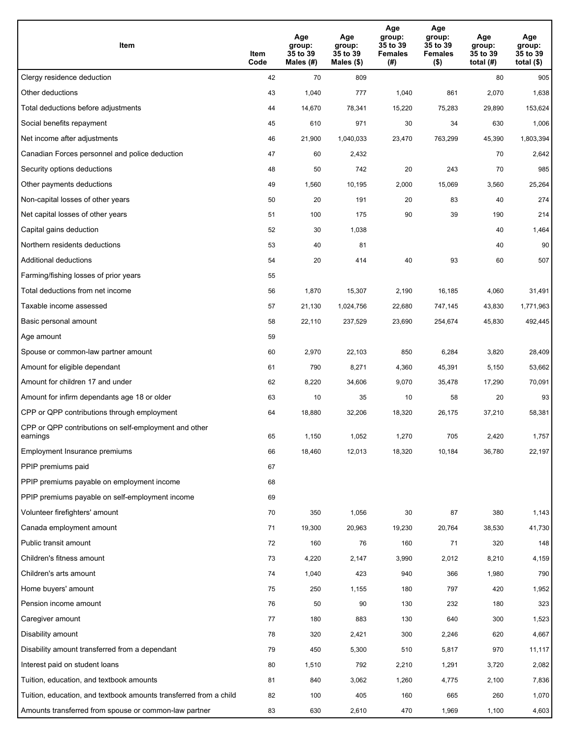| Item | Item Code | Age group: 35 to 39 Males (#) | Age group: 35 to 39 Males ($) | Age group: 35 to 39 Females (#) | Age group: 35 to 39 Females ($) | Age group: 35 to 39 total (#) | Age group: 35 to 39 total ($) |
|---|---|---|---|---|---|---|---|
| Clergy residence deduction | 42 | 70 | 809 | | | 80 | 905 |
| Other deductions | 43 | 1,040 | 777 | 1,040 | 861 | 2,070 | 1,638 |
| Total deductions before adjustments | 44 | 14,670 | 78,341 | 15,220 | 75,283 | 29,890 | 153,624 |
| Social benefits repayment | 45 | 610 | 971 | 30 | 34 | 630 | 1,006 |
| Net income after adjustments | 46 | 21,900 | 1,040,033 | 23,470 | 763,299 | 45,390 | 1,803,394 |
| Canadian Forces personnel and police deduction | 47 | 60 | 2,432 | | | 70 | 2,642 |
| Security options deductions | 48 | 50 | 742 | 20 | 243 | 70 | 985 |
| Other payments deductions | 49 | 1,560 | 10,195 | 2,000 | 15,069 | 3,560 | 25,264 |
| Non-capital losses of other years | 50 | 20 | 191 | 20 | 83 | 40 | 274 |
| Net capital losses of other years | 51 | 100 | 175 | 90 | 39 | 190 | 214 |
| Capital gains deduction | 52 | 30 | 1,038 | | | 40 | 1,464 |
| Northern residents deductions | 53 | 40 | 81 | | | 40 | 90 |
| Additional deductions | 54 | 20 | 414 | 40 | 93 | 60 | 507 |
| Farming/fishing losses of prior years | 55 | | | | | | |
| Total deductions from net income | 56 | 1,870 | 15,307 | 2,190 | 16,185 | 4,060 | 31,491 |
| Taxable income assessed | 57 | 21,130 | 1,024,756 | 22,680 | 747,145 | 43,830 | 1,771,963 |
| Basic personal amount | 58 | 22,110 | 237,529 | 23,690 | 254,674 | 45,830 | 492,445 |
| Age amount | 59 | | | | | | |
| Spouse or common-law partner amount | 60 | 2,970 | 22,103 | 850 | 6,284 | 3,820 | 28,409 |
| Amount for eligible dependant | 61 | 790 | 8,271 | 4,360 | 45,391 | 5,150 | 53,662 |
| Amount for children 17 and under | 62 | 8,220 | 34,606 | 9,070 | 35,478 | 17,290 | 70,091 |
| Amount for infirm dependants age 18 or older | 63 | 10 | 35 | 10 | 58 | 20 | 93 |
| CPP or QPP contributions through employment | 64 | 18,880 | 32,206 | 18,320 | 26,175 | 37,210 | 58,381 |
| CPP or QPP contributions on self-employment and other earnings | 65 | 1,150 | 1,052 | 1,270 | 705 | 2,420 | 1,757 |
| Employment Insurance premiums | 66 | 18,460 | 12,013 | 18,320 | 10,184 | 36,780 | 22,197 |
| PPIP premiums paid | 67 | | | | | | |
| PPIP premiums payable on employment income | 68 | | | | | | |
| PPIP premiums payable on self-employment income | 69 | | | | | | |
| Volunteer firefighters' amount | 70 | 350 | 1,056 | 30 | 87 | 380 | 1,143 |
| Canada employment amount | 71 | 19,300 | 20,963 | 19,230 | 20,764 | 38,530 | 41,730 |
| Public transit amount | 72 | 160 | 76 | 160 | 71 | 320 | 148 |
| Children's fitness amount | 73 | 4,220 | 2,147 | 3,990 | 2,012 | 8,210 | 4,159 |
| Children's arts amount | 74 | 1,040 | 423 | 940 | 366 | 1,980 | 790 |
| Home buyers' amount | 75 | 250 | 1,155 | 180 | 797 | 420 | 1,952 |
| Pension income amount | 76 | 50 | 90 | 130 | 232 | 180 | 323 |
| Caregiver amount | 77 | 180 | 883 | 130 | 640 | 300 | 1,523 |
| Disability amount | 78 | 320 | 2,421 | 300 | 2,246 | 620 | 4,667 |
| Disability amount transferred from a dependant | 79 | 450 | 5,300 | 510 | 5,817 | 970 | 11,117 |
| Interest paid on student loans | 80 | 1,510 | 792 | 2,210 | 1,291 | 3,720 | 2,082 |
| Tuition, education, and textbook amounts | 81 | 840 | 3,062 | 1,260 | 4,775 | 2,100 | 7,836 |
| Tuition, education, and textbook amounts transferred from a child | 82 | 100 | 405 | 160 | 665 | 260 | 1,070 |
| Amounts transferred from spouse or common-law partner | 83 | 630 | 2,610 | 470 | 1,969 | 1,100 | 4,603 |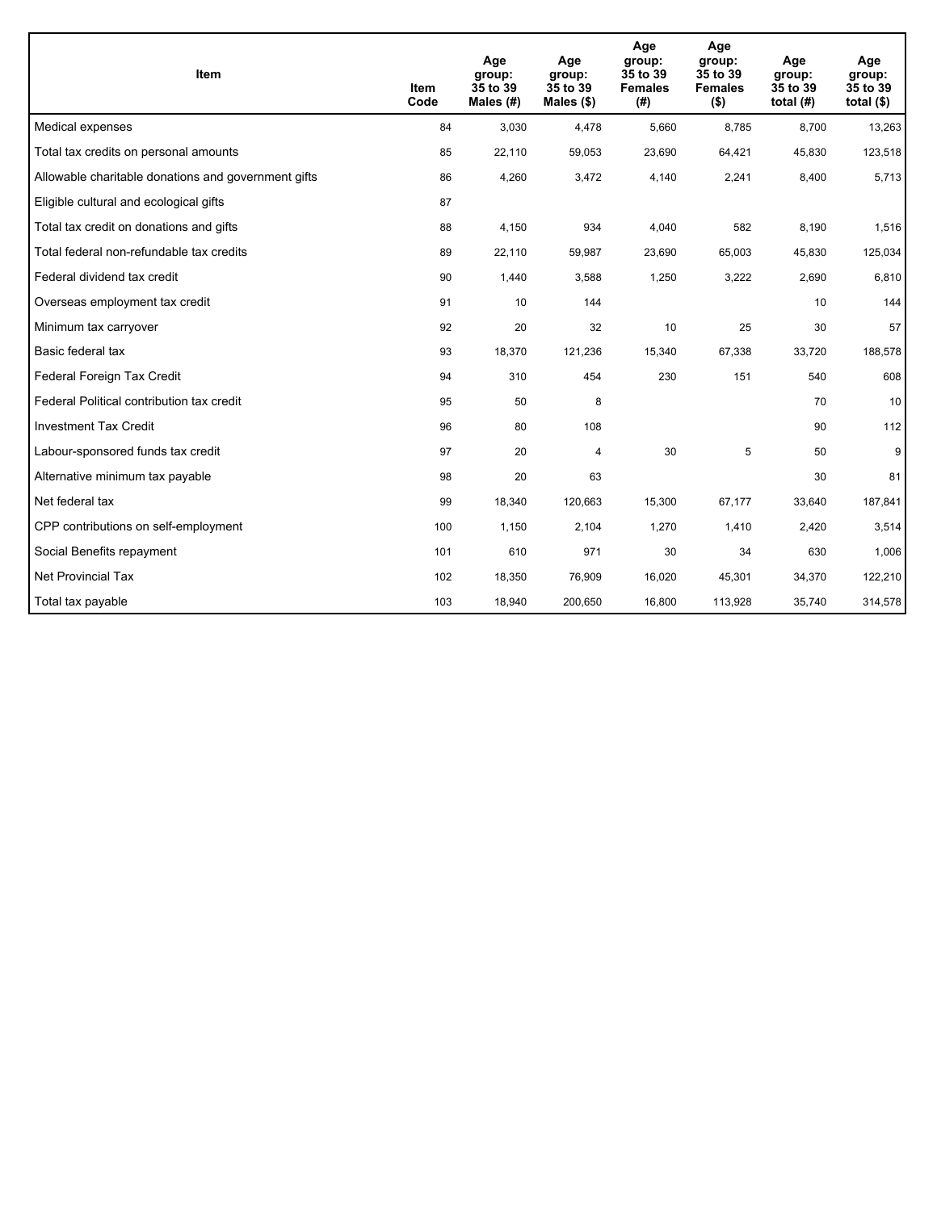| Item | Item Code | Age group: 35 to 39 Males (#) | Age group: 35 to 39 Males ($) | Age group: 35 to 39 Females (#) | Age group: 35 to 39 Females ($) | Age group: 35 to 39 total (#) | Age group: 35 to 39 total ($) |
|---|---|---|---|---|---|---|---|
| Medical expenses | 84 | 3,030 | 4,478 | 5,660 | 8,785 | 8,700 | 13,263 |
| Total tax credits on personal amounts | 85 | 22,110 | 59,053 | 23,690 | 64,421 | 45,830 | 123,518 |
| Allowable charitable donations and government gifts | 86 | 4,260 | 3,472 | 4,140 | 2,241 | 8,400 | 5,713 |
| Eligible cultural and ecological gifts | 87 | | | | | | |
| Total tax credit on donations and gifts | 88 | 4,150 | 934 | 4,040 | 582 | 8,190 | 1,516 |
| Total federal non-refundable tax credits | 89 | 22,110 | 59,987 | 23,690 | 65,003 | 45,830 | 125,034 |
| Federal dividend tax credit | 90 | 1,440 | 3,588 | 1,250 | 3,222 | 2,690 | 6,810 |
| Overseas employment tax credit | 91 | 10 | 144 | | | 10 | 144 |
| Minimum tax carryover | 92 | 20 | 32 | 10 | 25 | 30 | 57 |
| Basic federal tax | 93 | 18,370 | 121,236 | 15,340 | 67,338 | 33,720 | 188,578 |
| Federal Foreign Tax Credit | 94 | 310 | 454 | 230 | 151 | 540 | 608 |
| Federal Political contribution tax credit | 95 | 50 | 8 | | | 70 | 10 |
| Investment Tax Credit | 96 | 80 | 108 | | | 90 | 112 |
| Labour-sponsored funds tax credit | 97 | 20 | 4 | 30 | 5 | 50 | 9 |
| Alternative minimum tax payable | 98 | 20 | 63 | | | 30 | 81 |
| Net federal tax | 99 | 18,340 | 120,663 | 15,300 | 67,177 | 33,640 | 187,841 |
| CPP contributions on self-employment | 100 | 1,150 | 2,104 | 1,270 | 1,410 | 2,420 | 3,514 |
| Social Benefits repayment | 101 | 610 | 971 | 30 | 34 | 630 | 1,006 |
| Net Provincial Tax | 102 | 18,350 | 76,909 | 16,020 | 45,301 | 34,370 | 122,210 |
| Total tax payable | 103 | 18,940 | 200,650 | 16,800 | 113,928 | 35,740 | 314,578 |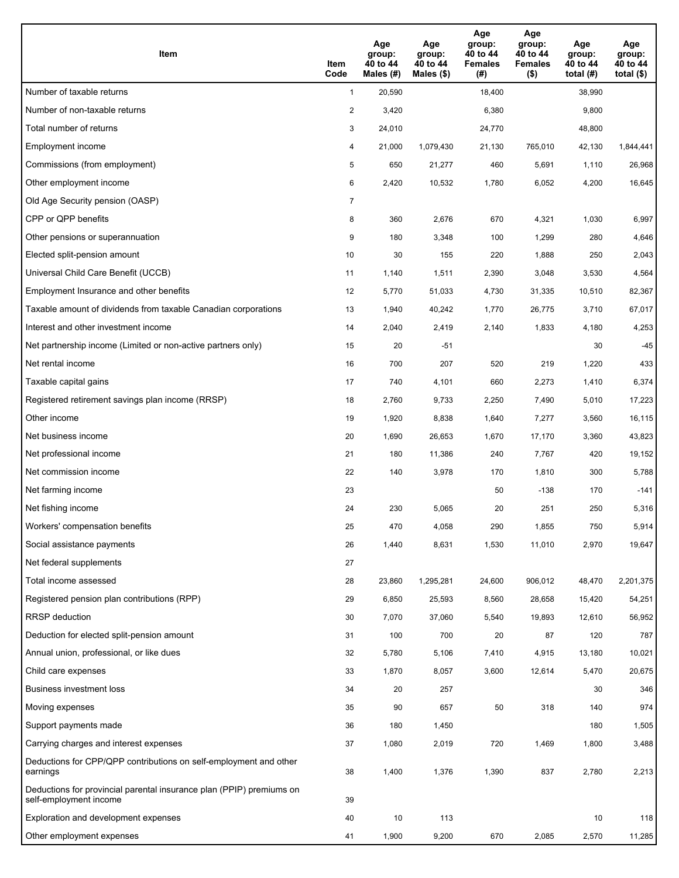| Item | Item Code | Age group: 40 to 44 Males (#) | Age group: 40 to 44 Males ($) | Age group: 40 to 44 Females (#) | Age group: 40 to 44 Females ($) | Age group: 40 to 44 total (#) | Age group: 40 to 44 total ($) |
|---|---|---|---|---|---|---|---|
| Number of taxable returns | 1 | 20,590 | | 18,400 | | 38,990 | |
| Number of non-taxable returns | 2 | 3,420 | | 6,380 | | 9,800 | |
| Total number of returns | 3 | 24,010 | | 24,770 | | 48,800 | |
| Employment income | 4 | 21,000 | 1,079,430 | 21,130 | 765,010 | 42,130 | 1,844,441 |
| Commissions (from employment) | 5 | 650 | 21,277 | 460 | 5,691 | 1,110 | 26,968 |
| Other employment income | 6 | 2,420 | 10,532 | 1,780 | 6,052 | 4,200 | 16,645 |
| Old Age Security pension (OASP) | 7 | | | | | | |
| CPP or QPP benefits | 8 | 360 | 2,676 | 670 | 4,321 | 1,030 | 6,997 |
| Other pensions or superannuation | 9 | 180 | 3,348 | 100 | 1,299 | 280 | 4,646 |
| Elected split-pension amount | 10 | 30 | 155 | 220 | 1,888 | 250 | 2,043 |
| Universal Child Care Benefit (UCCB) | 11 | 1,140 | 1,511 | 2,390 | 3,048 | 3,530 | 4,564 |
| Employment Insurance and other benefits | 12 | 5,770 | 51,033 | 4,730 | 31,335 | 10,510 | 82,367 |
| Taxable amount of dividends from taxable Canadian corporations | 13 | 1,940 | 40,242 | 1,770 | 26,775 | 3,710 | 67,017 |
| Interest and other investment income | 14 | 2,040 | 2,419 | 2,140 | 1,833 | 4,180 | 4,253 |
| Net partnership income (Limited or non-active partners only) | 15 | 20 | -51 | | | 30 | -45 |
| Net rental income | 16 | 700 | 207 | 520 | 219 | 1,220 | 433 |
| Taxable capital gains | 17 | 740 | 4,101 | 660 | 2,273 | 1,410 | 6,374 |
| Registered retirement savings plan income (RRSP) | 18 | 2,760 | 9,733 | 2,250 | 7,490 | 5,010 | 17,223 |
| Other income | 19 | 1,920 | 8,838 | 1,640 | 7,277 | 3,560 | 16,115 |
| Net business income | 20 | 1,690 | 26,653 | 1,670 | 17,170 | 3,360 | 43,823 |
| Net professional income | 21 | 180 | 11,386 | 240 | 7,767 | 420 | 19,152 |
| Net commission income | 22 | 140 | 3,978 | 170 | 1,810 | 300 | 5,788 |
| Net farming income | 23 | | | 50 | -138 | 170 | -141 |
| Net fishing income | 24 | 230 | 5,065 | 20 | 251 | 250 | 5,316 |
| Workers' compensation benefits | 25 | 470 | 4,058 | 290 | 1,855 | 750 | 5,914 |
| Social assistance payments | 26 | 1,440 | 8,631 | 1,530 | 11,010 | 2,970 | 19,647 |
| Net federal supplements | 27 | | | | | | |
| Total income assessed | 28 | 23,860 | 1,295,281 | 24,600 | 906,012 | 48,470 | 2,201,375 |
| Registered pension plan contributions (RPP) | 29 | 6,850 | 25,593 | 8,560 | 28,658 | 15,420 | 54,251 |
| RRSP deduction | 30 | 7,070 | 37,060 | 5,540 | 19,893 | 12,610 | 56,952 |
| Deduction for elected split-pension amount | 31 | 100 | 700 | 20 | 87 | 120 | 787 |
| Annual union, professional, or like dues | 32 | 5,780 | 5,106 | 7,410 | 4,915 | 13,180 | 10,021 |
| Child care expenses | 33 | 1,870 | 8,057 | 3,600 | 12,614 | 5,470 | 20,675 |
| Business investment loss | 34 | 20 | 257 | | | 30 | 346 |
| Moving expenses | 35 | 90 | 657 | 50 | 318 | 140 | 974 |
| Support payments made | 36 | 180 | 1,450 | | | 180 | 1,505 |
| Carrying charges and interest expenses | 37 | 1,080 | 2,019 | 720 | 1,469 | 1,800 | 3,488 |
| Deductions for CPP/QPP contributions on self-employment and other earnings | 38 | 1,400 | 1,376 | 1,390 | 837 | 2,780 | 2,213 |
| Deductions for provincial parental insurance plan (PPIP) premiums on self-employment income | 39 | | | | | | |
| Exploration and development expenses | 40 | 10 | 113 | | | 10 | 118 |
| Other employment expenses | 41 | 1,900 | 9,200 | 670 | 2,085 | 2,570 | 11,285 |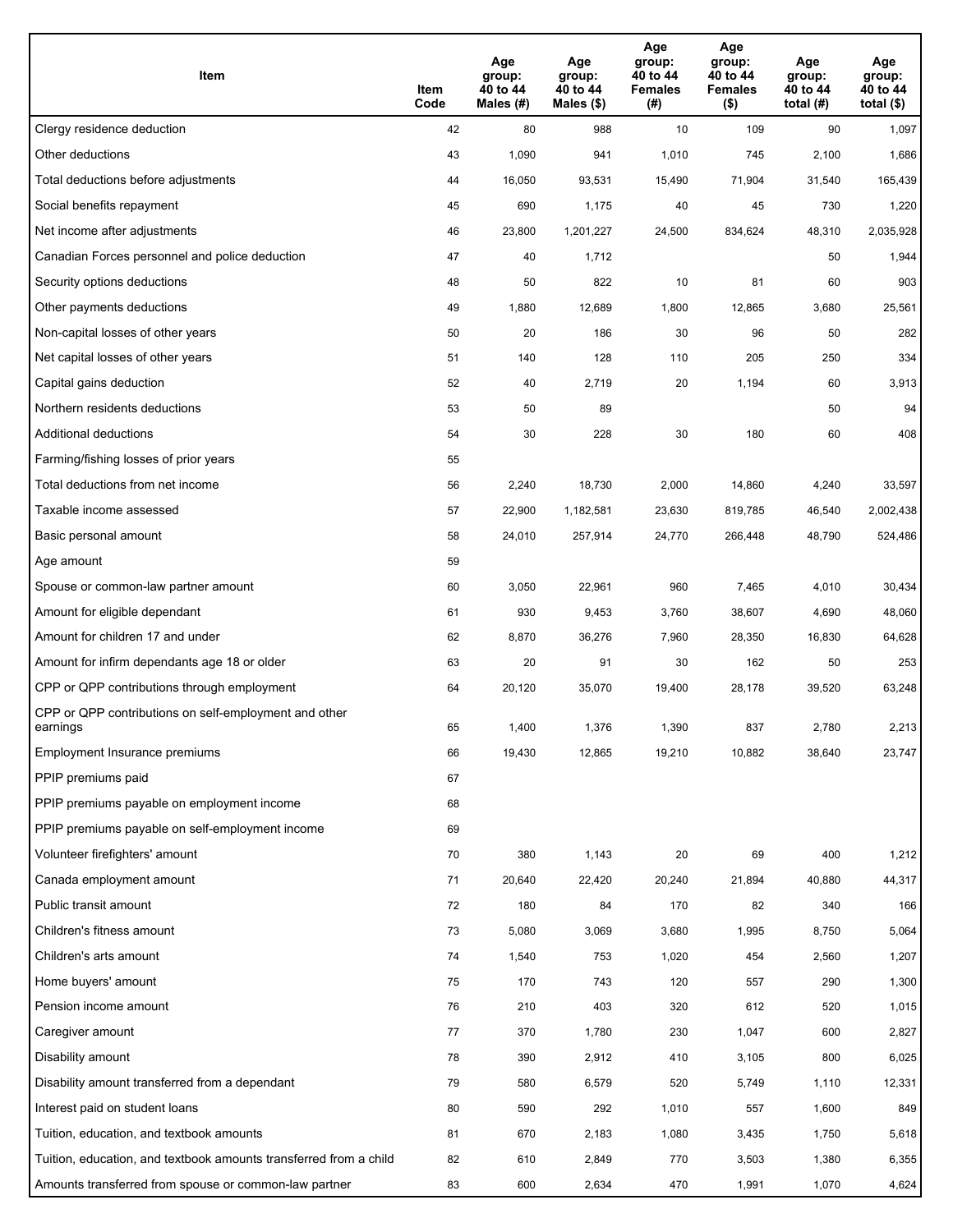| Item | Item Code | Age group: 40 to 44 Males (#) | Age group: 40 to 44 Males ($) | Age group: 40 to 44 Females (#) | Age group: 40 to 44 Females ($) | Age group: 40 to 44 total (#) | Age group: 40 to 44 total ($) |
|---|---|---|---|---|---|---|---|
| Clergy residence deduction | 42 | 80 | 988 | 10 | 109 | 90 | 1,097 |
| Other deductions | 43 | 1,090 | 941 | 1,010 | 745 | 2,100 | 1,686 |
| Total deductions before adjustments | 44 | 16,050 | 93,531 | 15,490 | 71,904 | 31,540 | 165,439 |
| Social benefits repayment | 45 | 690 | 1,175 | 40 | 45 | 730 | 1,220 |
| Net income after adjustments | 46 | 23,800 | 1,201,227 | 24,500 | 834,624 | 48,310 | 2,035,928 |
| Canadian Forces personnel and police deduction | 47 | 40 | 1,712 | | | 50 | 1,944 |
| Security options deductions | 48 | 50 | 822 | 10 | 81 | 60 | 903 |
| Other payments deductions | 49 | 1,880 | 12,689 | 1,800 | 12,865 | 3,680 | 25,561 |
| Non-capital losses of other years | 50 | 20 | 186 | 30 | 96 | 50 | 282 |
| Net capital losses of other years | 51 | 140 | 128 | 110 | 205 | 250 | 334 |
| Capital gains deduction | 52 | 40 | 2,719 | 20 | 1,194 | 60 | 3,913 |
| Northern residents deductions | 53 | 50 | 89 | | | 50 | 94 |
| Additional deductions | 54 | 30 | 228 | 30 | 180 | 60 | 408 |
| Farming/fishing losses of prior years | 55 | | | | | | |
| Total deductions from net income | 56 | 2,240 | 18,730 | 2,000 | 14,860 | 4,240 | 33,597 |
| Taxable income assessed | 57 | 22,900 | 1,182,581 | 23,630 | 819,785 | 46,540 | 2,002,438 |
| Basic personal amount | 58 | 24,010 | 257,914 | 24,770 | 266,448 | 48,790 | 524,486 |
| Age amount | 59 | | | | | | |
| Spouse or common-law partner amount | 60 | 3,050 | 22,961 | 960 | 7,465 | 4,010 | 30,434 |
| Amount for eligible dependant | 61 | 930 | 9,453 | 3,760 | 38,607 | 4,690 | 48,060 |
| Amount for children 17 and under | 62 | 8,870 | 36,276 | 7,960 | 28,350 | 16,830 | 64,628 |
| Amount for infirm dependants age 18 or older | 63 | 20 | 91 | 30 | 162 | 50 | 253 |
| CPP or QPP contributions through employment | 64 | 20,120 | 35,070 | 19,400 | 28,178 | 39,520 | 63,248 |
| CPP or QPP contributions on self-employment and other earnings | 65 | 1,400 | 1,376 | 1,390 | 837 | 2,780 | 2,213 |
| Employment Insurance premiums | 66 | 19,430 | 12,865 | 19,210 | 10,882 | 38,640 | 23,747 |
| PPIP premiums paid | 67 | | | | | | |
| PPIP premiums payable on employment income | 68 | | | | | | |
| PPIP premiums payable on self-employment income | 69 | | | | | | |
| Volunteer firefighters' amount | 70 | 380 | 1,143 | 20 | 69 | 400 | 1,212 |
| Canada employment amount | 71 | 20,640 | 22,420 | 20,240 | 21,894 | 40,880 | 44,317 |
| Public transit amount | 72 | 180 | 84 | 170 | 82 | 340 | 166 |
| Children's fitness amount | 73 | 5,080 | 3,069 | 3,680 | 1,995 | 8,750 | 5,064 |
| Children's arts amount | 74 | 1,540 | 753 | 1,020 | 454 | 2,560 | 1,207 |
| Home buyers' amount | 75 | 170 | 743 | 120 | 557 | 290 | 1,300 |
| Pension income amount | 76 | 210 | 403 | 320 | 612 | 520 | 1,015 |
| Caregiver amount | 77 | 370 | 1,780 | 230 | 1,047 | 600 | 2,827 |
| Disability amount | 78 | 390 | 2,912 | 410 | 3,105 | 800 | 6,025 |
| Disability amount transferred from a dependant | 79 | 580 | 6,579 | 520 | 5,749 | 1,110 | 12,331 |
| Interest paid on student loans | 80 | 590 | 292 | 1,010 | 557 | 1,600 | 849 |
| Tuition, education, and textbook amounts | 81 | 670 | 2,183 | 1,080 | 3,435 | 1,750 | 5,618 |
| Tuition, education, and textbook amounts transferred from a child | 82 | 610 | 2,849 | 770 | 3,503 | 1,380 | 6,355 |
| Amounts transferred from spouse or common-law partner | 83 | 600 | 2,634 | 470 | 1,991 | 1,070 | 4,624 |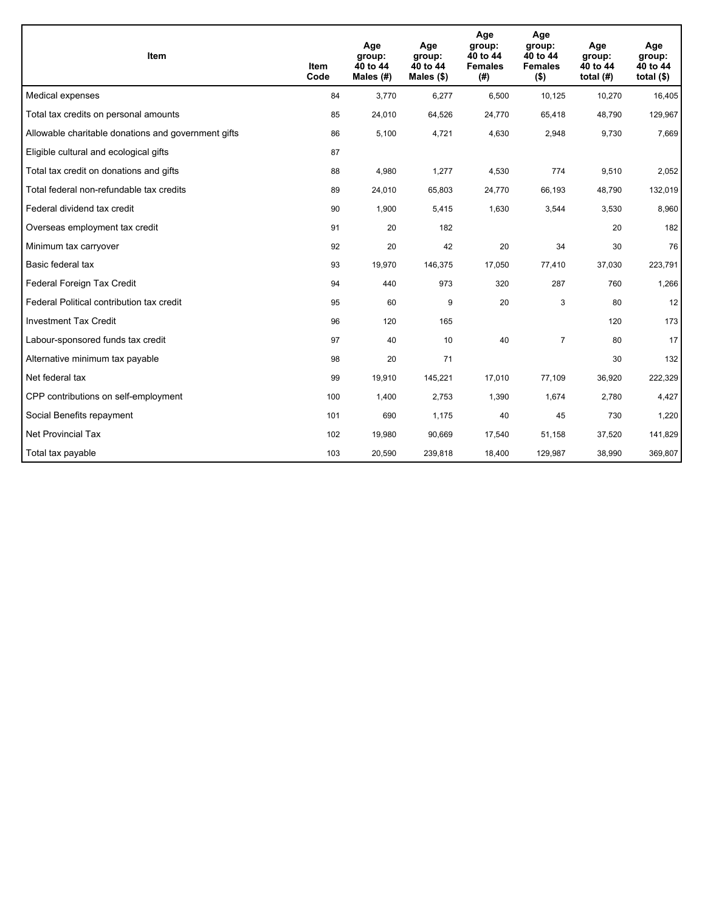| Item | Item Code | Age group: 40 to 44 Males (#) | Age group: 40 to 44 Males ($) | Age group: 40 to 44 Females (#) | Age group: 40 to 44 Females ($) | Age group: 40 to 44 total (#) | Age group: 40 to 44 total ($) |
|---|---|---|---|---|---|---|---|
| Medical expenses | 84 | 3,770 | 6,277 | 6,500 | 10,125 | 10,270 | 16,405 |
| Total tax credits on personal amounts | 85 | 24,010 | 64,526 | 24,770 | 65,418 | 48,790 | 129,967 |
| Allowable charitable donations and government gifts | 86 | 5,100 | 4,721 | 4,630 | 2,948 | 9,730 | 7,669 |
| Eligible cultural and ecological gifts | 87 | | | | | | |
| Total tax credit on donations and gifts | 88 | 4,980 | 1,277 | 4,530 | 774 | 9,510 | 2,052 |
| Total federal non-refundable tax credits | 89 | 24,010 | 65,803 | 24,770 | 66,193 | 48,790 | 132,019 |
| Federal dividend tax credit | 90 | 1,900 | 5,415 | 1,630 | 3,544 | 3,530 | 8,960 |
| Overseas employment tax credit | 91 | 20 | 182 | | | 20 | 182 |
| Minimum tax carryover | 92 | 20 | 42 | 20 | 34 | 30 | 76 |
| Basic federal tax | 93 | 19,970 | 146,375 | 17,050 | 77,410 | 37,030 | 223,791 |
| Federal Foreign Tax Credit | 94 | 440 | 973 | 320 | 287 | 760 | 1,266 |
| Federal Political contribution tax credit | 95 | 60 | 9 | 20 | 3 | 80 | 12 |
| Investment Tax Credit | 96 | 120 | 165 | | | 120 | 173 |
| Labour-sponsored funds tax credit | 97 | 40 | 10 | 40 | 7 | 80 | 17 |
| Alternative minimum tax payable | 98 | 20 | 71 | | | 30 | 132 |
| Net federal tax | 99 | 19,910 | 145,221 | 17,010 | 77,109 | 36,920 | 222,329 |
| CPP contributions on self-employment | 100 | 1,400 | 2,753 | 1,390 | 1,674 | 2,780 | 4,427 |
| Social Benefits repayment | 101 | 690 | 1,175 | 40 | 45 | 730 | 1,220 |
| Net Provincial Tax | 102 | 19,980 | 90,669 | 17,540 | 51,158 | 37,520 | 141,829 |
| Total tax payable | 103 | 20,590 | 239,818 | 18,400 | 129,987 | 38,990 | 369,807 |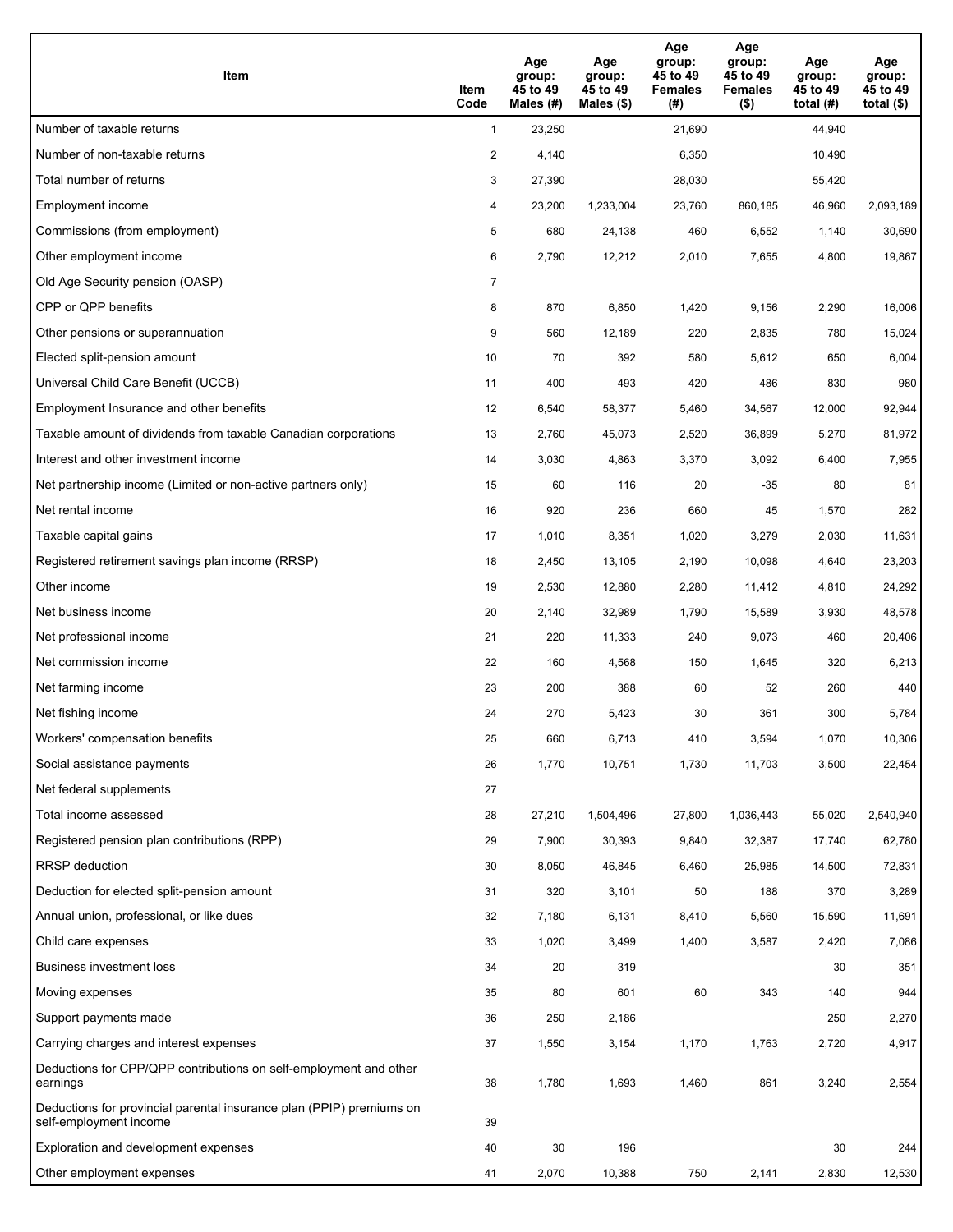| Item | Item Code | Age group: 45 to 49 Males (#) | Age group: 45 to 49 Males ($) | Age group: 45 to 49 Females (#) | Age group: 45 to 49 Females ($) | Age group: 45 to 49 total (#) | Age group: 45 to 49 total ($) |
|---|---|---|---|---|---|---|---|
| Number of taxable returns | 1 | 23,250 | | 21,690 | | 44,940 | |
| Number of non-taxable returns | 2 | 4,140 | | 6,350 | | 10,490 | |
| Total number of returns | 3 | 27,390 | | 28,030 | | 55,420 | |
| Employment income | 4 | 23,200 | 1,233,004 | 23,760 | 860,185 | 46,960 | 2,093,189 |
| Commissions (from employment) | 5 | 680 | 24,138 | 460 | 6,552 | 1,140 | 30,690 |
| Other employment income | 6 | 2,790 | 12,212 | 2,010 | 7,655 | 4,800 | 19,867 |
| Old Age Security pension (OASP) | 7 | | | | | | |
| CPP or QPP benefits | 8 | 870 | 6,850 | 1,420 | 9,156 | 2,290 | 16,006 |
| Other pensions or superannuation | 9 | 560 | 12,189 | 220 | 2,835 | 780 | 15,024 |
| Elected split-pension amount | 10 | 70 | 392 | 580 | 5,612 | 650 | 6,004 |
| Universal Child Care Benefit (UCCB) | 11 | 400 | 493 | 420 | 486 | 830 | 980 |
| Employment Insurance and other benefits | 12 | 6,540 | 58,377 | 5,460 | 34,567 | 12,000 | 92,944 |
| Taxable amount of dividends from taxable Canadian corporations | 13 | 2,760 | 45,073 | 2,520 | 36,899 | 5,270 | 81,972 |
| Interest and other investment income | 14 | 3,030 | 4,863 | 3,370 | 3,092 | 6,400 | 7,955 |
| Net partnership income (Limited or non-active partners only) | 15 | 60 | 116 | 20 | -35 | 80 | 81 |
| Net rental income | 16 | 920 | 236 | 660 | 45 | 1,570 | 282 |
| Taxable capital gains | 17 | 1,010 | 8,351 | 1,020 | 3,279 | 2,030 | 11,631 |
| Registered retirement savings plan income (RRSP) | 18 | 2,450 | 13,105 | 2,190 | 10,098 | 4,640 | 23,203 |
| Other income | 19 | 2,530 | 12,880 | 2,280 | 11,412 | 4,810 | 24,292 |
| Net business income | 20 | 2,140 | 32,989 | 1,790 | 15,589 | 3,930 | 48,578 |
| Net professional income | 21 | 220 | 11,333 | 240 | 9,073 | 460 | 20,406 |
| Net commission income | 22 | 160 | 4,568 | 150 | 1,645 | 320 | 6,213 |
| Net farming income | 23 | 200 | 388 | 60 | 52 | 260 | 440 |
| Net fishing income | 24 | 270 | 5,423 | 30 | 361 | 300 | 5,784 |
| Workers' compensation benefits | 25 | 660 | 6,713 | 410 | 3,594 | 1,070 | 10,306 |
| Social assistance payments | 26 | 1,770 | 10,751 | 1,730 | 11,703 | 3,500 | 22,454 |
| Net federal supplements | 27 | | | | | | |
| Total income assessed | 28 | 27,210 | 1,504,496 | 27,800 | 1,036,443 | 55,020 | 2,540,940 |
| Registered pension plan contributions (RPP) | 29 | 7,900 | 30,393 | 9,840 | 32,387 | 17,740 | 62,780 |
| RRSP deduction | 30 | 8,050 | 46,845 | 6,460 | 25,985 | 14,500 | 72,831 |
| Deduction for elected split-pension amount | 31 | 320 | 3,101 | 50 | 188 | 370 | 3,289 |
| Annual union, professional, or like dues | 32 | 7,180 | 6,131 | 8,410 | 5,560 | 15,590 | 11,691 |
| Child care expenses | 33 | 1,020 | 3,499 | 1,400 | 3,587 | 2,420 | 7,086 |
| Business investment loss | 34 | 20 | 319 | | | 30 | 351 |
| Moving expenses | 35 | 80 | 601 | 60 | 343 | 140 | 944 |
| Support payments made | 36 | 250 | 2,186 | | | 250 | 2,270 |
| Carrying charges and interest expenses | 37 | 1,550 | 3,154 | 1,170 | 1,763 | 2,720 | 4,917 |
| Deductions for CPP/QPP contributions on self-employment and other earnings | 38 | 1,780 | 1,693 | 1,460 | 861 | 3,240 | 2,554 |
| Deductions for provincial parental insurance plan (PPIP) premiums on self-employment income | 39 | | | | | | |
| Exploration and development expenses | 40 | 30 | 196 | | | 30 | 244 |
| Other employment expenses | 41 | 2,070 | 10,388 | 750 | 2,141 | 2,830 | 12,530 |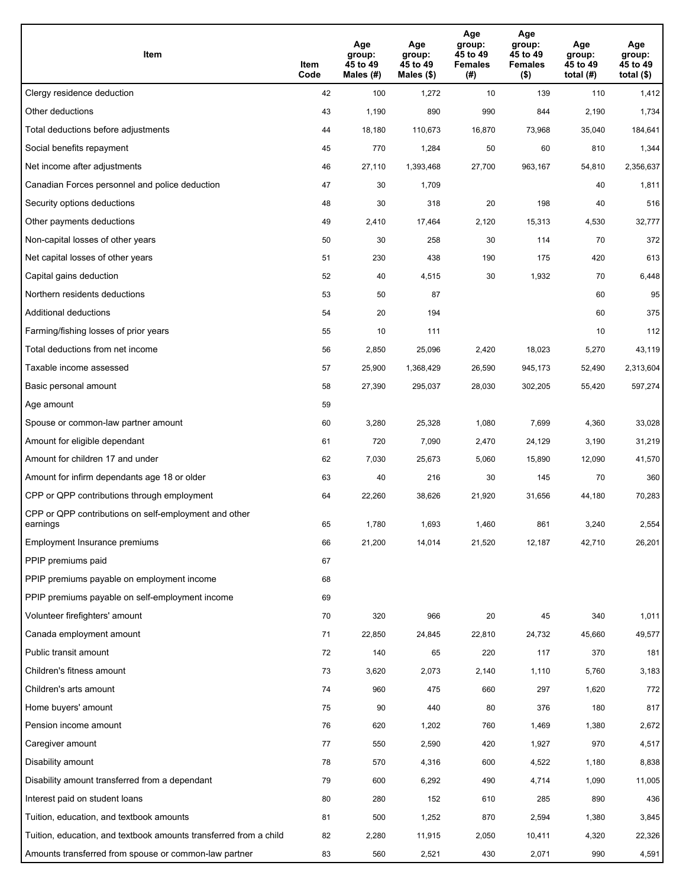| Item | Item Code | Age group: 45 to 49 Males (#) | Age group: 45 to 49 Males ($) | Age group: 45 to 49 Females (#) | Age group: 45 to 49 Females ($) | Age group: 45 to 49 total (#) | Age group: 45 to 49 total ($) |
|---|---|---|---|---|---|---|---|
| Clergy residence deduction | 42 | 100 | 1,272 | 10 | 139 | 110 | 1,412 |
| Other deductions | 43 | 1,190 | 890 | 990 | 844 | 2,190 | 1,734 |
| Total deductions before adjustments | 44 | 18,180 | 110,673 | 16,870 | 73,968 | 35,040 | 184,641 |
| Social benefits repayment | 45 | 770 | 1,284 | 50 | 60 | 810 | 1,344 |
| Net income after adjustments | 46 | 27,110 | 1,393,468 | 27,700 | 963,167 | 54,810 | 2,356,637 |
| Canadian Forces personnel and police deduction | 47 | 30 | 1,709 | | | 40 | 1,811 |
| Security options deductions | 48 | 30 | 318 | 20 | 198 | 40 | 516 |
| Other payments deductions | 49 | 2,410 | 17,464 | 2,120 | 15,313 | 4,530 | 32,777 |
| Non-capital losses of other years | 50 | 30 | 258 | 30 | 114 | 70 | 372 |
| Net capital losses of other years | 51 | 230 | 438 | 190 | 175 | 420 | 613 |
| Capital gains deduction | 52 | 40 | 4,515 | 30 | 1,932 | 70 | 6,448 |
| Northern residents deductions | 53 | 50 | 87 | | | 60 | 95 |
| Additional deductions | 54 | 20 | 194 | | | 60 | 375 |
| Farming/fishing losses of prior years | 55 | 10 | 111 | | | 10 | 112 |
| Total deductions from net income | 56 | 2,850 | 25,096 | 2,420 | 18,023 | 5,270 | 43,119 |
| Taxable income assessed | 57 | 25,900 | 1,368,429 | 26,590 | 945,173 | 52,490 | 2,313,604 |
| Basic personal amount | 58 | 27,390 | 295,037 | 28,030 | 302,205 | 55,420 | 597,274 |
| Age amount | 59 | | | | | | |
| Spouse or common-law partner amount | 60 | 3,280 | 25,328 | 1,080 | 7,699 | 4,360 | 33,028 |
| Amount for eligible dependant | 61 | 720 | 7,090 | 2,470 | 24,129 | 3,190 | 31,219 |
| Amount for children 17 and under | 62 | 7,030 | 25,673 | 5,060 | 15,890 | 12,090 | 41,570 |
| Amount for infirm dependants age 18 or older | 63 | 40 | 216 | 30 | 145 | 70 | 360 |
| CPP or QPP contributions through employment | 64 | 22,260 | 38,626 | 21,920 | 31,656 | 44,180 | 70,283 |
| CPP or QPP contributions on self-employment and other earnings | 65 | 1,780 | 1,693 | 1,460 | 861 | 3,240 | 2,554 |
| Employment Insurance premiums | 66 | 21,200 | 14,014 | 21,520 | 12,187 | 42,710 | 26,201 |
| PPIP premiums paid | 67 | | | | | | |
| PPIP premiums payable on employment income | 68 | | | | | | |
| PPIP premiums payable on self-employment income | 69 | | | | | | |
| Volunteer firefighters' amount | 70 | 320 | 966 | 20 | 45 | 340 | 1,011 |
| Canada employment amount | 71 | 22,850 | 24,845 | 22,810 | 24,732 | 45,660 | 49,577 |
| Public transit amount | 72 | 140 | 65 | 220 | 117 | 370 | 181 |
| Children's fitness amount | 73 | 3,620 | 2,073 | 2,140 | 1,110 | 5,760 | 3,183 |
| Children's arts amount | 74 | 960 | 475 | 660 | 297 | 1,620 | 772 |
| Home buyers' amount | 75 | 90 | 440 | 80 | 376 | 180 | 817 |
| Pension income amount | 76 | 620 | 1,202 | 760 | 1,469 | 1,380 | 2,672 |
| Caregiver amount | 77 | 550 | 2,590 | 420 | 1,927 | 970 | 4,517 |
| Disability amount | 78 | 570 | 4,316 | 600 | 4,522 | 1,180 | 8,838 |
| Disability amount transferred from a dependant | 79 | 600 | 6,292 | 490 | 4,714 | 1,090 | 11,005 |
| Interest paid on student loans | 80 | 280 | 152 | 610 | 285 | 890 | 436 |
| Tuition, education, and textbook amounts | 81 | 500 | 1,252 | 870 | 2,594 | 1,380 | 3,845 |
| Tuition, education, and textbook amounts transferred from a child | 82 | 2,280 | 11,915 | 2,050 | 10,411 | 4,320 | 22,326 |
| Amounts transferred from spouse or common-law partner | 83 | 560 | 2,521 | 430 | 2,071 | 990 | 4,591 |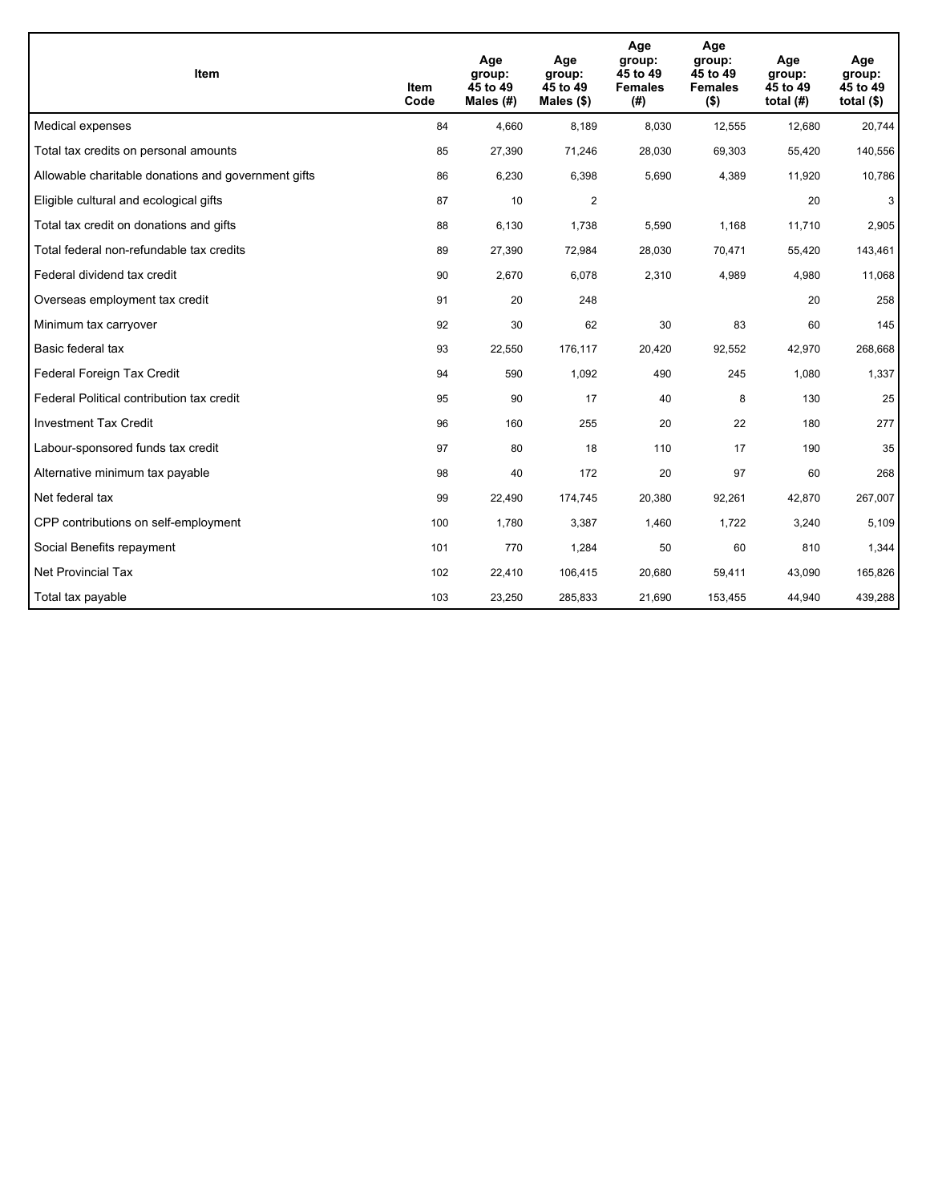| Item | Item Code | Age group: 45 to 49 Males (#) | Age group: 45 to 49 Males ($) | Age group: 45 to 49 Females (#) | Age group: 45 to 49 Females ($) | Age group: 45 to 49 total (#) | Age group: 45 to 49 total ($) |
|---|---|---|---|---|---|---|---|
| Medical expenses | 84 | 4,660 | 8,189 | 8,030 | 12,555 | 12,680 | 20,744 |
| Total tax credits on personal amounts | 85 | 27,390 | 71,246 | 28,030 | 69,303 | 55,420 | 140,556 |
| Allowable charitable donations and government gifts | 86 | 6,230 | 6,398 | 5,690 | 4,389 | 11,920 | 10,786 |
| Eligible cultural and ecological gifts | 87 | 10 | 2 | | | 20 | 3 |
| Total tax credit on donations and gifts | 88 | 6,130 | 1,738 | 5,590 | 1,168 | 11,710 | 2,905 |
| Total federal non-refundable tax credits | 89 | 27,390 | 72,984 | 28,030 | 70,471 | 55,420 | 143,461 |
| Federal dividend tax credit | 90 | 2,670 | 6,078 | 2,310 | 4,989 | 4,980 | 11,068 |
| Overseas employment tax credit | 91 | 20 | 248 | | | 20 | 258 |
| Minimum tax carryover | 92 | 30 | 62 | 30 | 83 | 60 | 145 |
| Basic federal tax | 93 | 22,550 | 176,117 | 20,420 | 92,552 | 42,970 | 268,668 |
| Federal Foreign Tax Credit | 94 | 590 | 1,092 | 490 | 245 | 1,080 | 1,337 |
| Federal Political contribution tax credit | 95 | 90 | 17 | 40 | 8 | 130 | 25 |
| Investment Tax Credit | 96 | 160 | 255 | 20 | 22 | 180 | 277 |
| Labour-sponsored funds tax credit | 97 | 80 | 18 | 110 | 17 | 190 | 35 |
| Alternative minimum tax payable | 98 | 40 | 172 | 20 | 97 | 60 | 268 |
| Net federal tax | 99 | 22,490 | 174,745 | 20,380 | 92,261 | 42,870 | 267,007 |
| CPP contributions on self-employment | 100 | 1,780 | 3,387 | 1,460 | 1,722 | 3,240 | 5,109 |
| Social Benefits repayment | 101 | 770 | 1,284 | 50 | 60 | 810 | 1,344 |
| Net Provincial Tax | 102 | 22,410 | 106,415 | 20,680 | 59,411 | 43,090 | 165,826 |
| Total tax payable | 103 | 23,250 | 285,833 | 21,690 | 153,455 | 44,940 | 439,288 |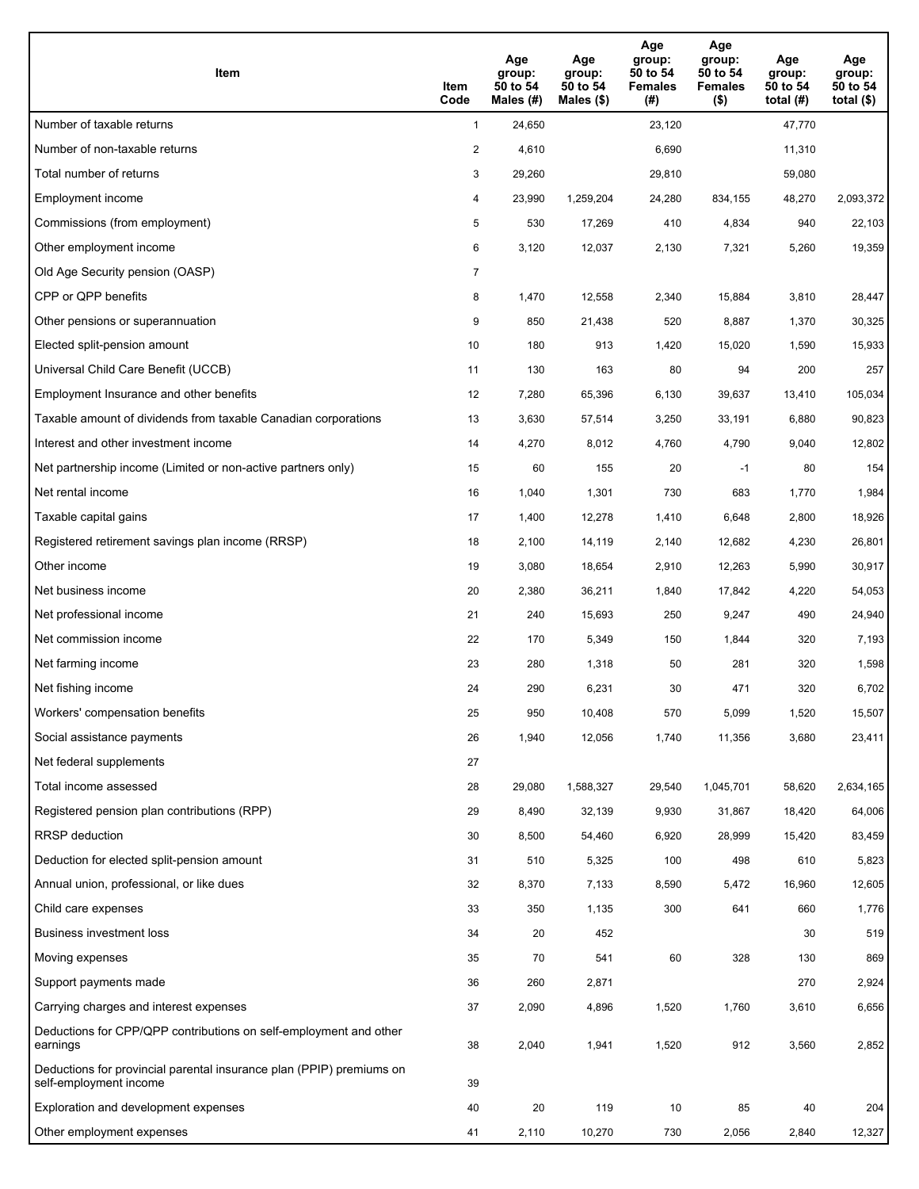| Item | Item Code | Age group: 50 to 54 Males (#) | Age group: 50 to 54 Males ($) | Age group: 50 to 54 Females (#) | Age group: 50 to 54 Females ($) | Age group: 50 to 54 total (#) | Age group: 50 to 54 total ($) |
|---|---|---|---|---|---|---|---|
| Number of taxable returns | 1 | 24,650 | | 23,120 | | 47,770 | |
| Number of non-taxable returns | 2 | 4,610 | | 6,690 | | 11,310 | |
| Total number of returns | 3 | 29,260 | | 29,810 | | 59,080 | |
| Employment income | 4 | 23,990 | 1,259,204 | 24,280 | 834,155 | 48,270 | 2,093,372 |
| Commissions (from employment) | 5 | 530 | 17,269 | 410 | 4,834 | 940 | 22,103 |
| Other employment income | 6 | 3,120 | 12,037 | 2,130 | 7,321 | 5,260 | 19,359 |
| Old Age Security pension (OASP) | 7 | | | | | | |
| CPP or QPP benefits | 8 | 1,470 | 12,558 | 2,340 | 15,884 | 3,810 | 28,447 |
| Other pensions or superannuation | 9 | 850 | 21,438 | 520 | 8,887 | 1,370 | 30,325 |
| Elected split-pension amount | 10 | 180 | 913 | 1,420 | 15,020 | 1,590 | 15,933 |
| Universal Child Care Benefit (UCCB) | 11 | 130 | 163 | 80 | 94 | 200 | 257 |
| Employment Insurance and other benefits | 12 | 7,280 | 65,396 | 6,130 | 39,637 | 13,410 | 105,034 |
| Taxable amount of dividends from taxable Canadian corporations | 13 | 3,630 | 57,514 | 3,250 | 33,191 | 6,880 | 90,823 |
| Interest and other investment income | 14 | 4,270 | 8,012 | 4,760 | 4,790 | 9,040 | 12,802 |
| Net partnership income (Limited or non-active partners only) | 15 | 60 | 155 | 20 | -1 | 80 | 154 |
| Net rental income | 16 | 1,040 | 1,301 | 730 | 683 | 1,770 | 1,984 |
| Taxable capital gains | 17 | 1,400 | 12,278 | 1,410 | 6,648 | 2,800 | 18,926 |
| Registered retirement savings plan income (RRSP) | 18 | 2,100 | 14,119 | 2,140 | 12,682 | 4,230 | 26,801 |
| Other income | 19 | 3,080 | 18,654 | 2,910 | 12,263 | 5,990 | 30,917 |
| Net business income | 20 | 2,380 | 36,211 | 1,840 | 17,842 | 4,220 | 54,053 |
| Net professional income | 21 | 240 | 15,693 | 250 | 9,247 | 490 | 24,940 |
| Net commission income | 22 | 170 | 5,349 | 150 | 1,844 | 320 | 7,193 |
| Net farming income | 23 | 280 | 1,318 | 50 | 281 | 320 | 1,598 |
| Net fishing income | 24 | 290 | 6,231 | 30 | 471 | 320 | 6,702 |
| Workers' compensation benefits | 25 | 950 | 10,408 | 570 | 5,099 | 1,520 | 15,507 |
| Social assistance payments | 26 | 1,940 | 12,056 | 1,740 | 11,356 | 3,680 | 23,411 |
| Net federal supplements | 27 | | | | | | |
| Total income assessed | 28 | 29,080 | 1,588,327 | 29,540 | 1,045,701 | 58,620 | 2,634,165 |
| Registered pension plan contributions (RPP) | 29 | 8,490 | 32,139 | 9,930 | 31,867 | 18,420 | 64,006 |
| RRSP deduction | 30 | 8,500 | 54,460 | 6,920 | 28,999 | 15,420 | 83,459 |
| Deduction for elected split-pension amount | 31 | 510 | 5,325 | 100 | 498 | 610 | 5,823 |
| Annual union, professional, or like dues | 32 | 8,370 | 7,133 | 8,590 | 5,472 | 16,960 | 12,605 |
| Child care expenses | 33 | 350 | 1,135 | 300 | 641 | 660 | 1,776 |
| Business investment loss | 34 | 20 | 452 | | | 30 | 519 |
| Moving expenses | 35 | 70 | 541 | 60 | 328 | 130 | 869 |
| Support payments made | 36 | 260 | 2,871 | | | 270 | 2,924 |
| Carrying charges and interest expenses | 37 | 2,090 | 4,896 | 1,520 | 1,760 | 3,610 | 6,656 |
| Deductions for CPP/QPP contributions on self-employment and other earnings | 38 | 2,040 | 1,941 | 1,520 | 912 | 3,560 | 2,852 |
| Deductions for provincial parental insurance plan (PPIP) premiums on self-employment income | 39 | | | | | | |
| Exploration and development expenses | 40 | 20 | 119 | 10 | 85 | 40 | 204 |
| Other employment expenses | 41 | 2,110 | 10,270 | 730 | 2,056 | 2,840 | 12,327 |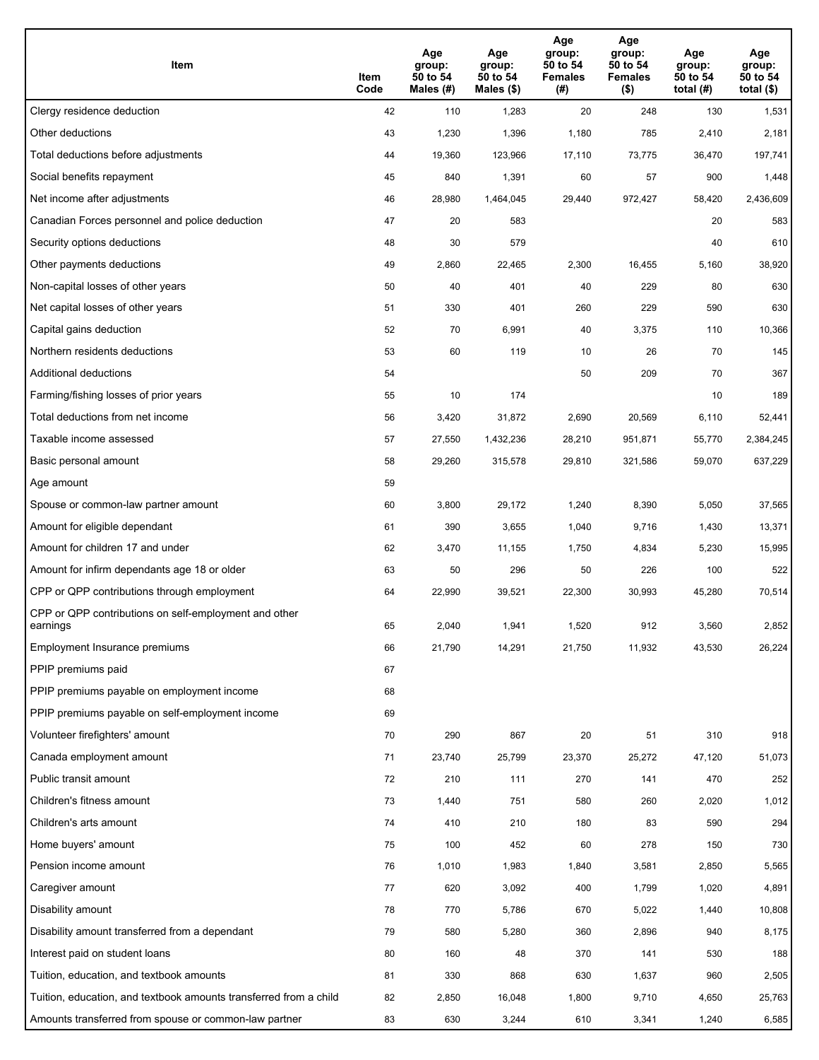| Item | Item Code | Age group: 50 to 54 Males (#) | Age group: 50 to 54 Males ($) | Age group: 50 to 54 Females (#) | Age group: 50 to 54 Females ($) | Age group: 50 to 54 total (#) | Age group: 50 to 54 total ($) |
|---|---|---|---|---|---|---|---|
| Clergy residence deduction | 42 | 110 | 1,283 | 20 | 248 | 130 | 1,531 |
| Other deductions | 43 | 1,230 | 1,396 | 1,180 | 785 | 2,410 | 2,181 |
| Total deductions before adjustments | 44 | 19,360 | 123,966 | 17,110 | 73,775 | 36,470 | 197,741 |
| Social benefits repayment | 45 | 840 | 1,391 | 60 | 57 | 900 | 1,448 |
| Net income after adjustments | 46 | 28,980 | 1,464,045 | 29,440 | 972,427 | 58,420 | 2,436,609 |
| Canadian Forces personnel and police deduction | 47 | 20 | 583 | | | 20 | 583 |
| Security options deductions | 48 | 30 | 579 | | | 40 | 610 |
| Other payments deductions | 49 | 2,860 | 22,465 | 2,300 | 16,455 | 5,160 | 38,920 |
| Non-capital losses of other years | 50 | 40 | 401 | 40 | 229 | 80 | 630 |
| Net capital losses of other years | 51 | 330 | 401 | 260 | 229 | 590 | 630 |
| Capital gains deduction | 52 | 70 | 6,991 | 40 | 3,375 | 110 | 10,366 |
| Northern residents deductions | 53 | 60 | 119 | 10 | 26 | 70 | 145 |
| Additional deductions | 54 | | | 50 | 209 | 70 | 367 |
| Farming/fishing losses of prior years | 55 | 10 | 174 | | | 10 | 189 |
| Total deductions from net income | 56 | 3,420 | 31,872 | 2,690 | 20,569 | 6,110 | 52,441 |
| Taxable income assessed | 57 | 27,550 | 1,432,236 | 28,210 | 951,871 | 55,770 | 2,384,245 |
| Basic personal amount | 58 | 29,260 | 315,578 | 29,810 | 321,586 | 59,070 | 637,229 |
| Age amount | 59 | | | | | | |
| Spouse or common-law partner amount | 60 | 3,800 | 29,172 | 1,240 | 8,390 | 5,050 | 37,565 |
| Amount for eligible dependant | 61 | 390 | 3,655 | 1,040 | 9,716 | 1,430 | 13,371 |
| Amount for children 17 and under | 62 | 3,470 | 11,155 | 1,750 | 4,834 | 5,230 | 15,995 |
| Amount for infirm dependants age 18 or older | 63 | 50 | 296 | 50 | 226 | 100 | 522 |
| CPP or QPP contributions through employment | 64 | 22,990 | 39,521 | 22,300 | 30,993 | 45,280 | 70,514 |
| CPP or QPP contributions on self-employment and other earnings | 65 | 2,040 | 1,941 | 1,520 | 912 | 3,560 | 2,852 |
| Employment Insurance premiums | 66 | 21,790 | 14,291 | 21,750 | 11,932 | 43,530 | 26,224 |
| PPIP premiums paid | 67 | | | | | | |
| PPIP premiums payable on employment income | 68 | | | | | | |
| PPIP premiums payable on self-employment income | 69 | | | | | | |
| Volunteer firefighters' amount | 70 | 290 | 867 | 20 | 51 | 310 | 918 |
| Canada employment amount | 71 | 23,740 | 25,799 | 23,370 | 25,272 | 47,120 | 51,073 |
| Public transit amount | 72 | 210 | 111 | 270 | 141 | 470 | 252 |
| Children's fitness amount | 73 | 1,440 | 751 | 580 | 260 | 2,020 | 1,012 |
| Children's arts amount | 74 | 410 | 210 | 180 | 83 | 590 | 294 |
| Home buyers' amount | 75 | 100 | 452 | 60 | 278 | 150 | 730 |
| Pension income amount | 76 | 1,010 | 1,983 | 1,840 | 3,581 | 2,850 | 5,565 |
| Caregiver amount | 77 | 620 | 3,092 | 400 | 1,799 | 1,020 | 4,891 |
| Disability amount | 78 | 770 | 5,786 | 670 | 5,022 | 1,440 | 10,808 |
| Disability amount transferred from a dependant | 79 | 580 | 5,280 | 360 | 2,896 | 940 | 8,175 |
| Interest paid on student loans | 80 | 160 | 48 | 370 | 141 | 530 | 188 |
| Tuition, education, and textbook amounts | 81 | 330 | 868 | 630 | 1,637 | 960 | 2,505 |
| Tuition, education, and textbook amounts transferred from a child | 82 | 2,850 | 16,048 | 1,800 | 9,710 | 4,650 | 25,763 |
| Amounts transferred from spouse or common-law partner | 83 | 630 | 3,244 | 610 | 3,341 | 1,240 | 6,585 |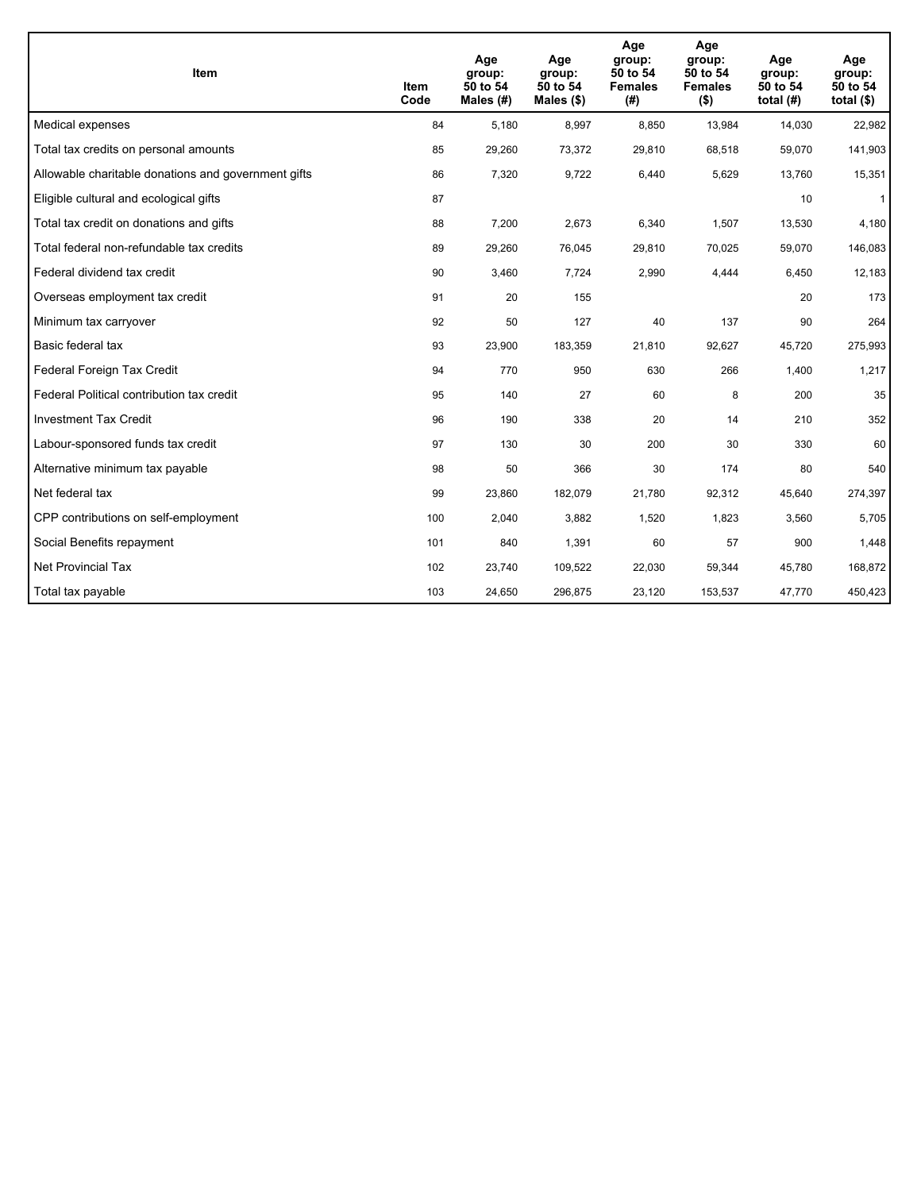| Item | Item Code | Age group: 50 to 54 Males (#) | Age group: 50 to 54 Males ($) | Age group: 50 to 54 Females (#) | Age group: 50 to 54 Females ($) | Age group: 50 to 54 total (#) | Age group: 50 to 54 total ($) |
|---|---|---|---|---|---|---|---|
| Medical expenses | 84 | 5,180 | 8,997 | 8,850 | 13,984 | 14,030 | 22,982 |
| Total tax credits on personal amounts | 85 | 29,260 | 73,372 | 29,810 | 68,518 | 59,070 | 141,903 |
| Allowable charitable donations and government gifts | 86 | 7,320 | 9,722 | 6,440 | 5,629 | 13,760 | 15,351 |
| Eligible cultural and ecological gifts | 87 | | | | | 10 | 1 |
| Total tax credit on donations and gifts | 88 | 7,200 | 2,673 | 6,340 | 1,507 | 13,530 | 4,180 |
| Total federal non-refundable tax credits | 89 | 29,260 | 76,045 | 29,810 | 70,025 | 59,070 | 146,083 |
| Federal dividend tax credit | 90 | 3,460 | 7,724 | 2,990 | 4,444 | 6,450 | 12,183 |
| Overseas employment tax credit | 91 | 20 | 155 | | | 20 | 173 |
| Minimum tax carryover | 92 | 50 | 127 | 40 | 137 | 90 | 264 |
| Basic federal tax | 93 | 23,900 | 183,359 | 21,810 | 92,627 | 45,720 | 275,993 |
| Federal Foreign Tax Credit | 94 | 770 | 950 | 630 | 266 | 1,400 | 1,217 |
| Federal Political contribution tax credit | 95 | 140 | 27 | 60 | 8 | 200 | 35 |
| Investment Tax Credit | 96 | 190 | 338 | 20 | 14 | 210 | 352 |
| Labour-sponsored funds tax credit | 97 | 130 | 30 | 200 | 30 | 330 | 60 |
| Alternative minimum tax payable | 98 | 50 | 366 | 30 | 174 | 80 | 540 |
| Net federal tax | 99 | 23,860 | 182,079 | 21,780 | 92,312 | 45,640 | 274,397 |
| CPP contributions on self-employment | 100 | 2,040 | 3,882 | 1,520 | 1,823 | 3,560 | 5,705 |
| Social Benefits repayment | 101 | 840 | 1,391 | 60 | 57 | 900 | 1,448 |
| Net Provincial Tax | 102 | 23,740 | 109,522 | 22,030 | 59,344 | 45,780 | 168,872 |
| Total tax payable | 103 | 24,650 | 296,875 | 23,120 | 153,537 | 47,770 | 450,423 |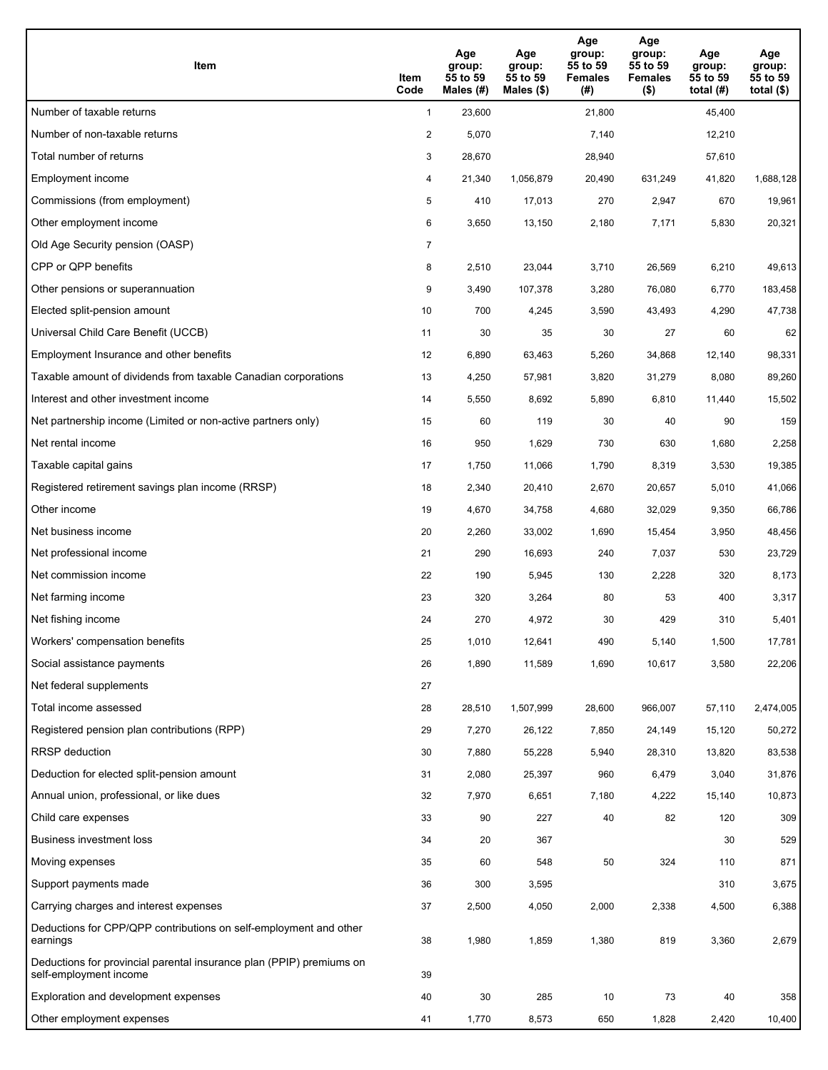| Item | Item Code | Age group: 55 to 59 Males (#) | Age group: 55 to 59 Males ($) | Age group: 55 to 59 Females (#) | Age group: 55 to 59 Females ($) | Age group: 55 to 59 total (#) | Age group: 55 to 59 total ($) |
|---|---|---|---|---|---|---|---|
| Number of taxable returns | 1 | 23,600 | | 21,800 | | 45,400 | |
| Number of non-taxable returns | 2 | 5,070 | | 7,140 | | 12,210 | |
| Total number of returns | 3 | 28,670 | | 28,940 | | 57,610 | |
| Employment income | 4 | 21,340 | 1,056,879 | 20,490 | 631,249 | 41,820 | 1,688,128 |
| Commissions (from employment) | 5 | 410 | 17,013 | 270 | 2,947 | 670 | 19,961 |
| Other employment income | 6 | 3,650 | 13,150 | 2,180 | 7,171 | 5,830 | 20,321 |
| Old Age Security pension (OASP) | 7 | | | | | | |
| CPP or QPP benefits | 8 | 2,510 | 23,044 | 3,710 | 26,569 | 6,210 | 49,613 |
| Other pensions or superannuation | 9 | 3,490 | 107,378 | 3,280 | 76,080 | 6,770 | 183,458 |
| Elected split-pension amount | 10 | 700 | 4,245 | 3,590 | 43,493 | 4,290 | 47,738 |
| Universal Child Care Benefit (UCCB) | 11 | 30 | 35 | 30 | 27 | 60 | 62 |
| Employment Insurance and other benefits | 12 | 6,890 | 63,463 | 5,260 | 34,868 | 12,140 | 98,331 |
| Taxable amount of dividends from taxable Canadian corporations | 13 | 4,250 | 57,981 | 3,820 | 31,279 | 8,080 | 89,260 |
| Interest and other investment income | 14 | 5,550 | 8,692 | 5,890 | 6,810 | 11,440 | 15,502 |
| Net partnership income (Limited or non-active partners only) | 15 | 60 | 119 | 30 | 40 | 90 | 159 |
| Net rental income | 16 | 950 | 1,629 | 730 | 630 | 1,680 | 2,258 |
| Taxable capital gains | 17 | 1,750 | 11,066 | 1,790 | 8,319 | 3,530 | 19,385 |
| Registered retirement savings plan income (RRSP) | 18 | 2,340 | 20,410 | 2,670 | 20,657 | 5,010 | 41,066 |
| Other income | 19 | 4,670 | 34,758 | 4,680 | 32,029 | 9,350 | 66,786 |
| Net business income | 20 | 2,260 | 33,002 | 1,690 | 15,454 | 3,950 | 48,456 |
| Net professional income | 21 | 290 | 16,693 | 240 | 7,037 | 530 | 23,729 |
| Net commission income | 22 | 190 | 5,945 | 130 | 2,228 | 320 | 8,173 |
| Net farming income | 23 | 320 | 3,264 | 80 | 53 | 400 | 3,317 |
| Net fishing income | 24 | 270 | 4,972 | 30 | 429 | 310 | 5,401 |
| Workers' compensation benefits | 25 | 1,010 | 12,641 | 490 | 5,140 | 1,500 | 17,781 |
| Social assistance payments | 26 | 1,890 | 11,589 | 1,690 | 10,617 | 3,580 | 22,206 |
| Net federal supplements | 27 | | | | | | |
| Total income assessed | 28 | 28,510 | 1,507,999 | 28,600 | 966,007 | 57,110 | 2,474,005 |
| Registered pension plan contributions (RPP) | 29 | 7,270 | 26,122 | 7,850 | 24,149 | 15,120 | 50,272 |
| RRSP deduction | 30 | 7,880 | 55,228 | 5,940 | 28,310 | 13,820 | 83,538 |
| Deduction for elected split-pension amount | 31 | 2,080 | 25,397 | 960 | 6,479 | 3,040 | 31,876 |
| Annual union, professional, or like dues | 32 | 7,970 | 6,651 | 7,180 | 4,222 | 15,140 | 10,873 |
| Child care expenses | 33 | 90 | 227 | 40 | 82 | 120 | 309 |
| Business investment loss | 34 | 20 | 367 | | | 30 | 529 |
| Moving expenses | 35 | 60 | 548 | 50 | 324 | 110 | 871 |
| Support payments made | 36 | 300 | 3,595 | | | 310 | 3,675 |
| Carrying charges and interest expenses | 37 | 2,500 | 4,050 | 2,000 | 2,338 | 4,500 | 6,388 |
| Deductions for CPP/QPP contributions on self-employment and other earnings | 38 | 1,980 | 1,859 | 1,380 | 819 | 3,360 | 2,679 |
| Deductions for provincial parental insurance plan (PPIP) premiums on self-employment income | 39 | | | | | | |
| Exploration and development expenses | 40 | 30 | 285 | 10 | 73 | 40 | 358 |
| Other employment expenses | 41 | 1,770 | 8,573 | 650 | 1,828 | 2,420 | 10,400 |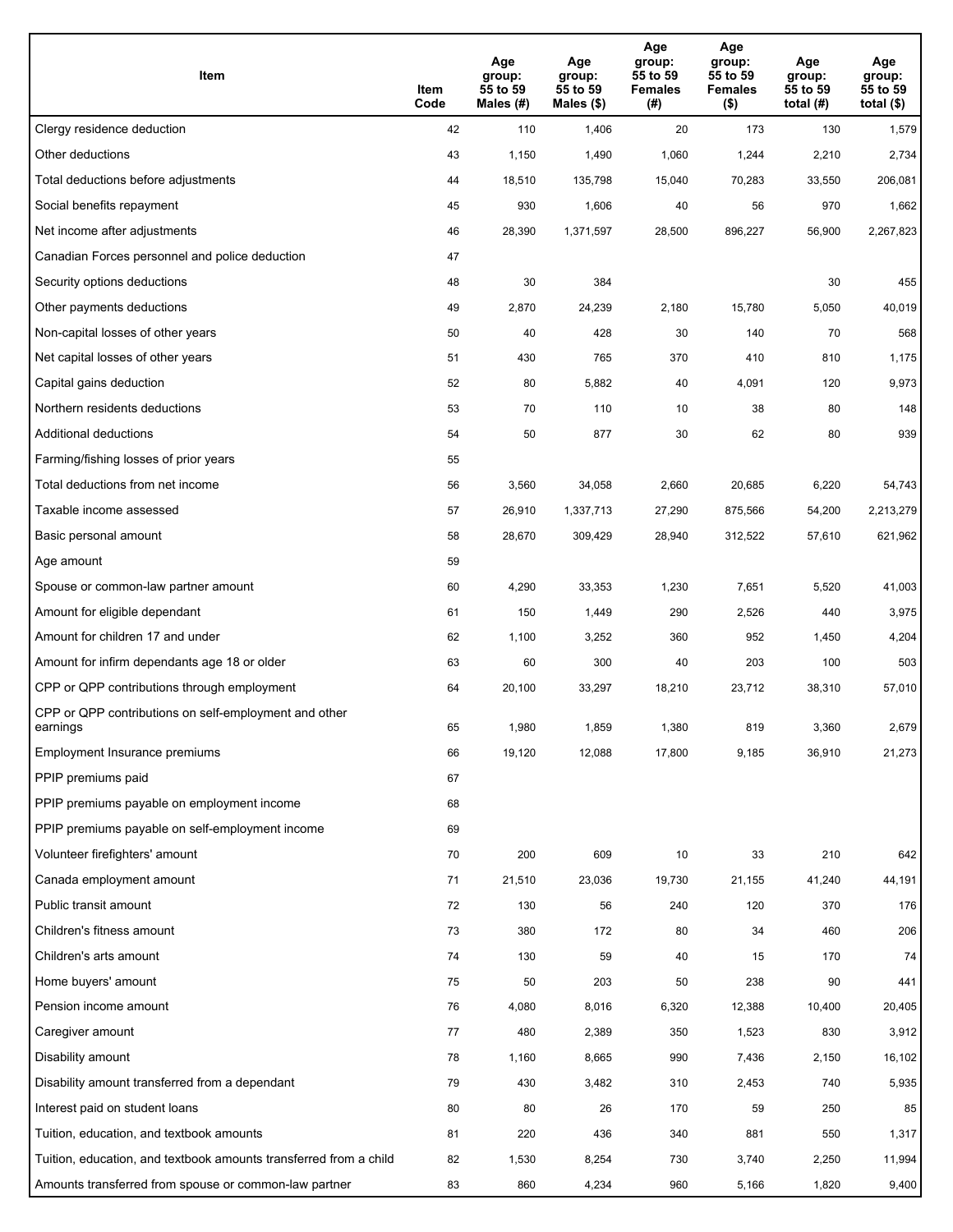| Item | Item Code | Age group: 55 to 59 Males (#) | Age group: 55 to 59 Males ($) | Age group: 55 to 59 Females (#) | Age group: 55 to 59 Females ($) | Age group: 55 to 59 total (#) | Age group: 55 to 59 total ($) |
|---|---|---|---|---|---|---|---|
| Clergy residence deduction | 42 | 110 | 1,406 | 20 | 173 | 130 | 1,579 |
| Other deductions | 43 | 1,150 | 1,490 | 1,060 | 1,244 | 2,210 | 2,734 |
| Total deductions before adjustments | 44 | 18,510 | 135,798 | 15,040 | 70,283 | 33,550 | 206,081 |
| Social benefits repayment | 45 | 930 | 1,606 | 40 | 56 | 970 | 1,662 |
| Net income after adjustments | 46 | 28,390 | 1,371,597 | 28,500 | 896,227 | 56,900 | 2,267,823 |
| Canadian Forces personnel and police deduction | 47 | | | | | | |
| Security options deductions | 48 | 30 | 384 | | | 30 | 455 |
| Other payments deductions | 49 | 2,870 | 24,239 | 2,180 | 15,780 | 5,050 | 40,019 |
| Non-capital losses of other years | 50 | 40 | 428 | 30 | 140 | 70 | 568 |
| Net capital losses of other years | 51 | 430 | 765 | 370 | 410 | 810 | 1,175 |
| Capital gains deduction | 52 | 80 | 5,882 | 40 | 4,091 | 120 | 9,973 |
| Northern residents deductions | 53 | 70 | 110 | 10 | 38 | 80 | 148 |
| Additional deductions | 54 | 50 | 877 | 30 | 62 | 80 | 939 |
| Farming/fishing losses of prior years | 55 | | | | | | |
| Total deductions from net income | 56 | 3,560 | 34,058 | 2,660 | 20,685 | 6,220 | 54,743 |
| Taxable income assessed | 57 | 26,910 | 1,337,713 | 27,290 | 875,566 | 54,200 | 2,213,279 |
| Basic personal amount | 58 | 28,670 | 309,429 | 28,940 | 312,522 | 57,610 | 621,962 |
| Age amount | 59 | | | | | | |
| Spouse or common-law partner amount | 60 | 4,290 | 33,353 | 1,230 | 7,651 | 5,520 | 41,003 |
| Amount for eligible dependant | 61 | 150 | 1,449 | 290 | 2,526 | 440 | 3,975 |
| Amount for children 17 and under | 62 | 1,100 | 3,252 | 360 | 952 | 1,450 | 4,204 |
| Amount for infirm dependants age 18 or older | 63 | 60 | 300 | 40 | 203 | 100 | 503 |
| CPP or QPP contributions through employment | 64 | 20,100 | 33,297 | 18,210 | 23,712 | 38,310 | 57,010 |
| CPP or QPP contributions on self-employment and other earnings | 65 | 1,980 | 1,859 | 1,380 | 819 | 3,360 | 2,679 |
| Employment Insurance premiums | 66 | 19,120 | 12,088 | 17,800 | 9,185 | 36,910 | 21,273 |
| PPIP premiums paid | 67 | | | | | | |
| PPIP premiums payable on employment income | 68 | | | | | | |
| PPIP premiums payable on self-employment income | 69 | | | | | | |
| Volunteer firefighters' amount | 70 | 200 | 609 | 10 | 33 | 210 | 642 |
| Canada employment amount | 71 | 21,510 | 23,036 | 19,730 | 21,155 | 41,240 | 44,191 |
| Public transit amount | 72 | 130 | 56 | 240 | 120 | 370 | 176 |
| Children's fitness amount | 73 | 380 | 172 | 80 | 34 | 460 | 206 |
| Children's arts amount | 74 | 130 | 59 | 40 | 15 | 170 | 74 |
| Home buyers' amount | 75 | 50 | 203 | 50 | 238 | 90 | 441 |
| Pension income amount | 76 | 4,080 | 8,016 | 6,320 | 12,388 | 10,400 | 20,405 |
| Caregiver amount | 77 | 480 | 2,389 | 350 | 1,523 | 830 | 3,912 |
| Disability amount | 78 | 1,160 | 8,665 | 990 | 7,436 | 2,150 | 16,102 |
| Disability amount transferred from a dependant | 79 | 430 | 3,482 | 310 | 2,453 | 740 | 5,935 |
| Interest paid on student loans | 80 | 80 | 26 | 170 | 59 | 250 | 85 |
| Tuition, education, and textbook amounts | 81 | 220 | 436 | 340 | 881 | 550 | 1,317 |
| Tuition, education, and textbook amounts transferred from a child | 82 | 1,530 | 8,254 | 730 | 3,740 | 2,250 | 11,994 |
| Amounts transferred from spouse or common-law partner | 83 | 860 | 4,234 | 960 | 5,166 | 1,820 | 9,400 |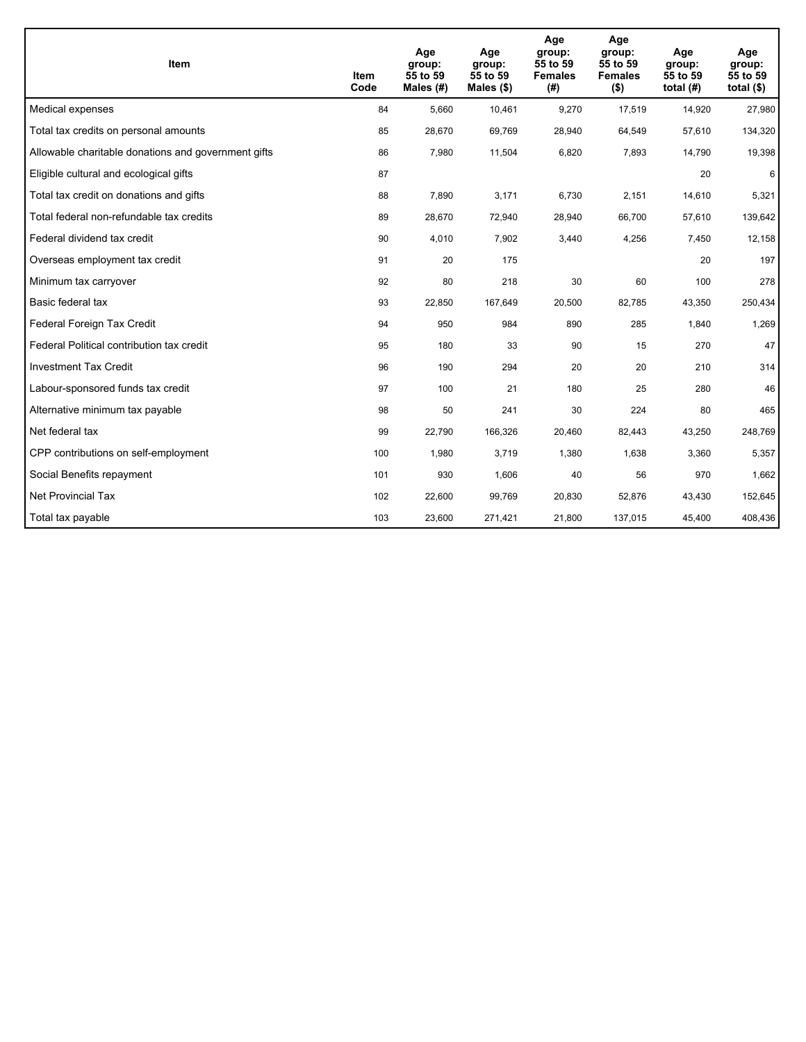| Item | Item Code | Age group: 55 to 59 Males (#) | Age group: 55 to 59 Males ($) | Age group: 55 to 59 Females (#) | Age group: 55 to 59 Females ($) | Age group: 55 to 59 total (#) | Age group: 55 to 59 total ($) |
|---|---|---|---|---|---|---|---|
| Medical expenses | 84 | 5,660 | 10,461 | 9,270 | 17,519 | 14,920 | 27,980 |
| Total tax credits on personal amounts | 85 | 28,670 | 69,769 | 28,940 | 64,549 | 57,610 | 134,320 |
| Allowable charitable donations and government gifts | 86 | 7,980 | 11,504 | 6,820 | 7,893 | 14,790 | 19,398 |
| Eligible cultural and ecological gifts | 87 | | | | | 20 | 6 |
| Total tax credit on donations and gifts | 88 | 7,890 | 3,171 | 6,730 | 2,151 | 14,610 | 5,321 |
| Total federal non-refundable tax credits | 89 | 28,670 | 72,940 | 28,940 | 66,700 | 57,610 | 139,642 |
| Federal dividend tax credit | 90 | 4,010 | 7,902 | 3,440 | 4,256 | 7,450 | 12,158 |
| Overseas employment tax credit | 91 | 20 | 175 | | | 20 | 197 |
| Minimum tax carryover | 92 | 80 | 218 | 30 | 60 | 100 | 278 |
| Basic federal tax | 93 | 22,850 | 167,649 | 20,500 | 82,785 | 43,350 | 250,434 |
| Federal Foreign Tax Credit | 94 | 950 | 984 | 890 | 285 | 1,840 | 1,269 |
| Federal Political contribution tax credit | 95 | 180 | 33 | 90 | 15 | 270 | 47 |
| Investment Tax Credit | 96 | 190 | 294 | 20 | 20 | 210 | 314 |
| Labour-sponsored funds tax credit | 97 | 100 | 21 | 180 | 25 | 280 | 46 |
| Alternative minimum tax payable | 98 | 50 | 241 | 30 | 224 | 80 | 465 |
| Net federal tax | 99 | 22,790 | 166,326 | 20,460 | 82,443 | 43,250 | 248,769 |
| CPP contributions on self-employment | 100 | 1,980 | 3,719 | 1,380 | 1,638 | 3,360 | 5,357 |
| Social Benefits repayment | 101 | 930 | 1,606 | 40 | 56 | 970 | 1,662 |
| Net Provincial Tax | 102 | 22,600 | 99,769 | 20,830 | 52,876 | 43,430 | 152,645 |
| Total tax payable | 103 | 23,600 | 271,421 | 21,800 | 137,015 | 45,400 | 408,436 |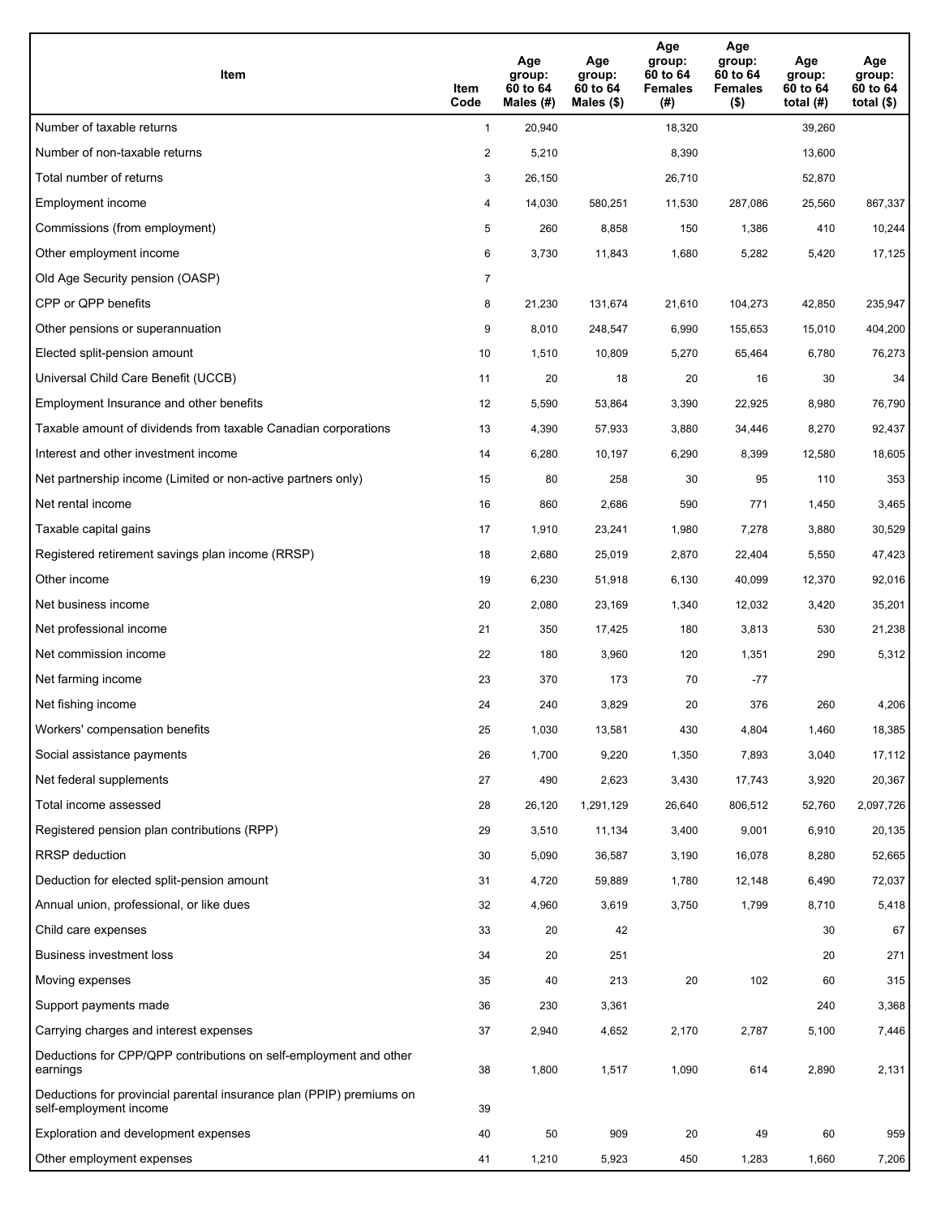| Item | Item Code | Age group: 60 to 64 Males (#) | Age group: 60 to 64 Males ($) | Age group: 60 to 64 Females (#) | Age group: 60 to 64 Females ($) | Age group: 60 to 64 total (#) | Age group: 60 to 64 total ($) |
|---|---|---|---|---|---|---|---|
| Number of taxable returns | 1 | 20,940 | | 18,320 | | 39,260 | |
| Number of non-taxable returns | 2 | 5,210 | | 8,390 | | 13,600 | |
| Total number of returns | 3 | 26,150 | | 26,710 | | 52,870 | |
| Employment income | 4 | 14,030 | 580,251 | 11,530 | 287,086 | 25,560 | 867,337 |
| Commissions (from employment) | 5 | 260 | 8,858 | 150 | 1,386 | 410 | 10,244 |
| Other employment income | 6 | 3,730 | 11,843 | 1,680 | 5,282 | 5,420 | 17,125 |
| Old Age Security pension (OASP) | 7 | | | | | | |
| CPP or QPP benefits | 8 | 21,230 | 131,674 | 21,610 | 104,273 | 42,850 | 235,947 |
| Other pensions or superannuation | 9 | 8,010 | 248,547 | 6,990 | 155,653 | 15,010 | 404,200 |
| Elected split-pension amount | 10 | 1,510 | 10,809 | 5,270 | 65,464 | 6,780 | 76,273 |
| Universal Child Care Benefit (UCCB) | 11 | 20 | 18 | 20 | 16 | 30 | 34 |
| Employment Insurance and other benefits | 12 | 5,590 | 53,864 | 3,390 | 22,925 | 8,980 | 76,790 |
| Taxable amount of dividends from taxable Canadian corporations | 13 | 4,390 | 57,933 | 3,880 | 34,446 | 8,270 | 92,437 |
| Interest and other investment income | 14 | 6,280 | 10,197 | 6,290 | 8,399 | 12,580 | 18,605 |
| Net partnership income (Limited or non-active partners only) | 15 | 80 | 258 | 30 | 95 | 110 | 353 |
| Net rental income | 16 | 860 | 2,686 | 590 | 771 | 1,450 | 3,465 |
| Taxable capital gains | 17 | 1,910 | 23,241 | 1,980 | 7,278 | 3,880 | 30,529 |
| Registered retirement savings plan income (RRSP) | 18 | 2,680 | 25,019 | 2,870 | 22,404 | 5,550 | 47,423 |
| Other income | 19 | 6,230 | 51,918 | 6,130 | 40,099 | 12,370 | 92,016 |
| Net business income | 20 | 2,080 | 23,169 | 1,340 | 12,032 | 3,420 | 35,201 |
| Net professional income | 21 | 350 | 17,425 | 180 | 3,813 | 530 | 21,238 |
| Net commission income | 22 | 180 | 3,960 | 120 | 1,351 | 290 | 5,312 |
| Net farming income | 23 | 370 | 173 | 70 | -77 | | |
| Net fishing income | 24 | 240 | 3,829 | 20 | 376 | 260 | 4,206 |
| Workers' compensation benefits | 25 | 1,030 | 13,581 | 430 | 4,804 | 1,460 | 18,385 |
| Social assistance payments | 26 | 1,700 | 9,220 | 1,350 | 7,893 | 3,040 | 17,112 |
| Net federal supplements | 27 | 490 | 2,623 | 3,430 | 17,743 | 3,920 | 20,367 |
| Total income assessed | 28 | 26,120 | 1,291,129 | 26,640 | 806,512 | 52,760 | 2,097,726 |
| Registered pension plan contributions (RPP) | 29 | 3,510 | 11,134 | 3,400 | 9,001 | 6,910 | 20,135 |
| RRSP deduction | 30 | 5,090 | 36,587 | 3,190 | 16,078 | 8,280 | 52,665 |
| Deduction for elected split-pension amount | 31 | 4,720 | 59,889 | 1,780 | 12,148 | 6,490 | 72,037 |
| Annual union, professional, or like dues | 32 | 4,960 | 3,619 | 3,750 | 1,799 | 8,710 | 5,418 |
| Child care expenses | 33 | 20 | 42 | | | 30 | 67 |
| Business investment loss | 34 | 20 | 251 | | | 20 | 271 |
| Moving expenses | 35 | 40 | 213 | 20 | 102 | 60 | 315 |
| Support payments made | 36 | 230 | 3,361 | | | 240 | 3,368 |
| Carrying charges and interest expenses | 37 | 2,940 | 4,652 | 2,170 | 2,787 | 5,100 | 7,446 |
| Deductions for CPP/QPP contributions on self-employment and other earnings | 38 | 1,800 | 1,517 | 1,090 | 614 | 2,890 | 2,131 |
| Deductions for provincial parental insurance plan (PPIP) premiums on self-employment income | 39 | | | | | | |
| Exploration and development expenses | 40 | 50 | 909 | 20 | 49 | 60 | 959 |
| Other employment expenses | 41 | 1,210 | 5,923 | 450 | 1,283 | 1,660 | 7,206 |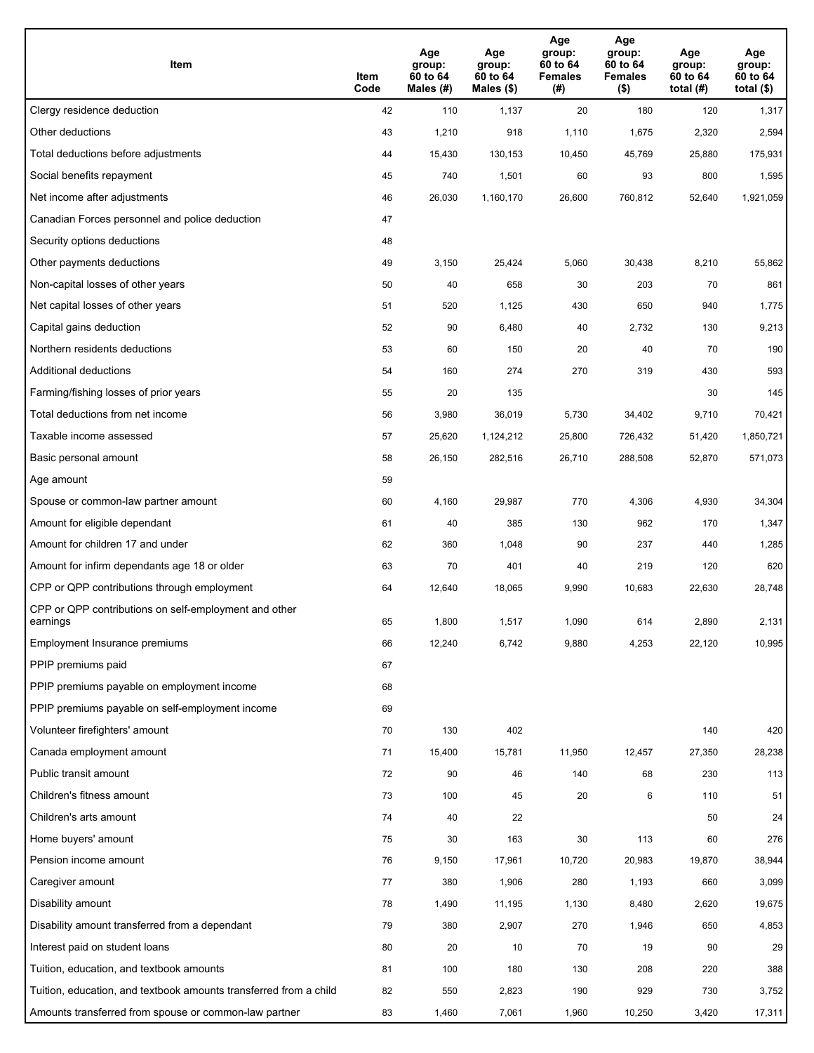| Item | Item Code | Age group: 60 to 64 Males (#) | Age group: 60 to 64 Males ($) | Age group: 60 to 64 Females (#) | Age group: 60 to 64 Females ($) | Age group: 60 to 64 total (#) | Age group: 60 to 64 total ($) |
|---|---|---|---|---|---|---|---|
| Clergy residence deduction | 42 | 110 | 1,137 | 20 | 180 | 120 | 1,317 |
| Other deductions | 43 | 1,210 | 918 | 1,110 | 1,675 | 2,320 | 2,594 |
| Total deductions before adjustments | 44 | 15,430 | 130,153 | 10,450 | 45,769 | 25,880 | 175,931 |
| Social benefits repayment | 45 | 740 | 1,501 | 60 | 93 | 800 | 1,595 |
| Net income after adjustments | 46 | 26,030 | 1,160,170 | 26,600 | 760,812 | 52,640 | 1,921,059 |
| Canadian Forces personnel and police deduction | 47 | | | | | | |
| Security options deductions | 48 | | | | | | |
| Other payments deductions | 49 | 3,150 | 25,424 | 5,060 | 30,438 | 8,210 | 55,862 |
| Non-capital losses of other years | 50 | 40 | 658 | 30 | 203 | 70 | 861 |
| Net capital losses of other years | 51 | 520 | 1,125 | 430 | 650 | 940 | 1,775 |
| Capital gains deduction | 52 | 90 | 6,480 | 40 | 2,732 | 130 | 9,213 |
| Northern residents deductions | 53 | 60 | 150 | 20 | 40 | 70 | 190 |
| Additional deductions | 54 | 160 | 274 | 270 | 319 | 430 | 593 |
| Farming/fishing losses of prior years | 55 | 20 | 135 | | | 30 | 145 |
| Total deductions from net income | 56 | 3,980 | 36,019 | 5,730 | 34,402 | 9,710 | 70,421 |
| Taxable income assessed | 57 | 25,620 | 1,124,212 | 25,800 | 726,432 | 51,420 | 1,850,721 |
| Basic personal amount | 58 | 26,150 | 282,516 | 26,710 | 288,508 | 52,870 | 571,073 |
| Age amount | 59 | | | | | | |
| Spouse or common-law partner amount | 60 | 4,160 | 29,987 | 770 | 4,306 | 4,930 | 34,304 |
| Amount for eligible dependant | 61 | 40 | 385 | 130 | 962 | 170 | 1,347 |
| Amount for children 17 and under | 62 | 360 | 1,048 | 90 | 237 | 440 | 1,285 |
| Amount for infirm dependants age 18 or older | 63 | 70 | 401 | 40 | 219 | 120 | 620 |
| CPP or QPP contributions through employment | 64 | 12,640 | 18,065 | 9,990 | 10,683 | 22,630 | 28,748 |
| CPP or QPP contributions on self-employment and other earnings | 65 | 1,800 | 1,517 | 1,090 | 614 | 2,890 | 2,131 |
| Employment Insurance premiums | 66 | 12,240 | 6,742 | 9,880 | 4,253 | 22,120 | 10,995 |
| PPIP premiums paid | 67 | | | | | | |
| PPIP premiums payable on employment income | 68 | | | | | | |
| PPIP premiums payable on self-employment income | 69 | | | | | | |
| Volunteer firefighters' amount | 70 | 130 | 402 | | | 140 | 420 |
| Canada employment amount | 71 | 15,400 | 15,781 | 11,950 | 12,457 | 27,350 | 28,238 |
| Public transit amount | 72 | 90 | 46 | 140 | 68 | 230 | 113 |
| Children's fitness amount | 73 | 100 | 45 | 20 | 6 | 110 | 51 |
| Children's arts amount | 74 | 40 | 22 | | | 50 | 24 |
| Home buyers' amount | 75 | 30 | 163 | 30 | 113 | 60 | 276 |
| Pension income amount | 76 | 9,150 | 17,961 | 10,720 | 20,983 | 19,870 | 38,944 |
| Caregiver amount | 77 | 380 | 1,906 | 280 | 1,193 | 660 | 3,099 |
| Disability amount | 78 | 1,490 | 11,195 | 1,130 | 8,480 | 2,620 | 19,675 |
| Disability amount transferred from a dependant | 79 | 380 | 2,907 | 270 | 1,946 | 650 | 4,853 |
| Interest paid on student loans | 80 | 20 | 10 | 70 | 19 | 90 | 29 |
| Tuition, education, and textbook amounts | 81 | 100 | 180 | 130 | 208 | 220 | 388 |
| Tuition, education, and textbook amounts transferred from a child | 82 | 550 | 2,823 | 190 | 929 | 730 | 3,752 |
| Amounts transferred from spouse or common-law partner | 83 | 1,460 | 7,061 | 1,960 | 10,250 | 3,420 | 17,311 |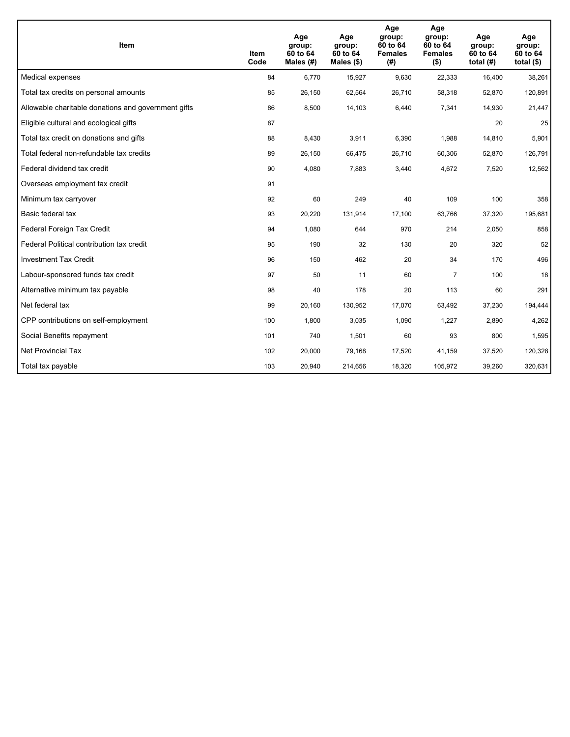| Item | Item Code | Age group: 60 to 64 Males (#) | Age group: 60 to 64 Males ($) | Age group: 60 to 64 Females (#) | Age group: 60 to 64 Females ($) | Age group: 60 to 64 total (#) | Age group: 60 to 64 total ($) |
|---|---|---|---|---|---|---|---|
| Medical expenses | 84 | 6,770 | 15,927 | 9,630 | 22,333 | 16,400 | 38,261 |
| Total tax credits on personal amounts | 85 | 26,150 | 62,564 | 26,710 | 58,318 | 52,870 | 120,891 |
| Allowable charitable donations and government gifts | 86 | 8,500 | 14,103 | 6,440 | 7,341 | 14,930 | 21,447 |
| Eligible cultural and ecological gifts | 87 | | | | | 20 | 25 |
| Total tax credit on donations and gifts | 88 | 8,430 | 3,911 | 6,390 | 1,988 | 14,810 | 5,901 |
| Total federal non-refundable tax credits | 89 | 26,150 | 66,475 | 26,710 | 60,306 | 52,870 | 126,791 |
| Federal dividend tax credit | 90 | 4,080 | 7,883 | 3,440 | 4,672 | 7,520 | 12,562 |
| Overseas employment tax credit | 91 | | | | | | |
| Minimum tax carryover | 92 | 60 | 249 | 40 | 109 | 100 | 358 |
| Basic federal tax | 93 | 20,220 | 131,914 | 17,100 | 63,766 | 37,320 | 195,681 |
| Federal Foreign Tax Credit | 94 | 1,080 | 644 | 970 | 214 | 2,050 | 858 |
| Federal Political contribution tax credit | 95 | 190 | 32 | 130 | 20 | 320 | 52 |
| Investment Tax Credit | 96 | 150 | 462 | 20 | 34 | 170 | 496 |
| Labour-sponsored funds tax credit | 97 | 50 | 11 | 60 | 7 | 100 | 18 |
| Alternative minimum tax payable | 98 | 40 | 178 | 20 | 113 | 60 | 291 |
| Net federal tax | 99 | 20,160 | 130,952 | 17,070 | 63,492 | 37,230 | 194,444 |
| CPP contributions on self-employment | 100 | 1,800 | 3,035 | 1,090 | 1,227 | 2,890 | 4,262 |
| Social Benefits repayment | 101 | 740 | 1,501 | 60 | 93 | 800 | 1,595 |
| Net Provincial Tax | 102 | 20,000 | 79,168 | 17,520 | 41,159 | 37,520 | 120,328 |
| Total tax payable | 103 | 20,940 | 214,656 | 18,320 | 105,972 | 39,260 | 320,631 |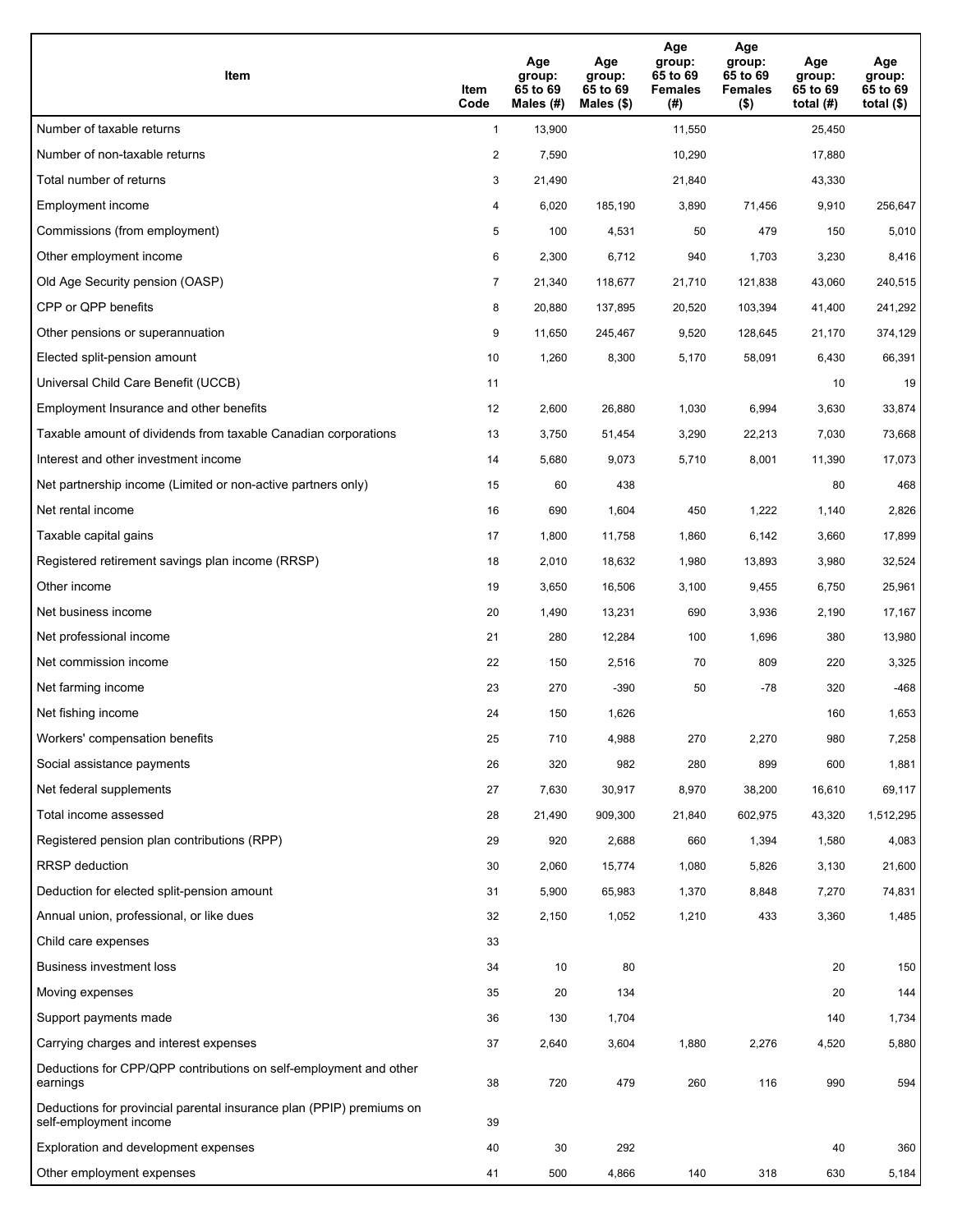| Item | Item Code | Age group: 65 to 69 Males (#) | Age group: 65 to 69 Males ($) | Age group: 65 to 69 Females (#) | Age group: 65 to 69 Females ($) | Age group: 65 to 69 total (#) | Age group: 65 to 69 total ($) |
|---|---|---|---|---|---|---|---|
| Number of taxable returns | 1 | 13,900 | | 11,550 | | 25,450 | |
| Number of non-taxable returns | 2 | 7,590 | | 10,290 | | 17,880 | |
| Total number of returns | 3 | 21,490 | | 21,840 | | 43,330 | |
| Employment income | 4 | 6,020 | 185,190 | 3,890 | 71,456 | 9,910 | 256,647 |
| Commissions (from employment) | 5 | 100 | 4,531 | 50 | 479 | 150 | 5,010 |
| Other employment income | 6 | 2,300 | 6,712 | 940 | 1,703 | 3,230 | 8,416 |
| Old Age Security pension (OASP) | 7 | 21,340 | 118,677 | 21,710 | 121,838 | 43,060 | 240,515 |
| CPP or QPP benefits | 8 | 20,880 | 137,895 | 20,520 | 103,394 | 41,400 | 241,292 |
| Other pensions or superannuation | 9 | 11,650 | 245,467 | 9,520 | 128,645 | 21,170 | 374,129 |
| Elected split-pension amount | 10 | 1,260 | 8,300 | 5,170 | 58,091 | 6,430 | 66,391 |
| Universal Child Care Benefit (UCCB) | 11 | | | | | 10 | 19 |
| Employment Insurance and other benefits | 12 | 2,600 | 26,880 | 1,030 | 6,994 | 3,630 | 33,874 |
| Taxable amount of dividends from taxable Canadian corporations | 13 | 3,750 | 51,454 | 3,290 | 22,213 | 7,030 | 73,668 |
| Interest and other investment income | 14 | 5,680 | 9,073 | 5,710 | 8,001 | 11,390 | 17,073 |
| Net partnership income (Limited or non-active partners only) | 15 | 60 | 438 | | | 80 | 468 |
| Net rental income | 16 | 690 | 1,604 | 450 | 1,222 | 1,140 | 2,826 |
| Taxable capital gains | 17 | 1,800 | 11,758 | 1,860 | 6,142 | 3,660 | 17,899 |
| Registered retirement savings plan income (RRSP) | 18 | 2,010 | 18,632 | 1,980 | 13,893 | 3,980 | 32,524 |
| Other income | 19 | 3,650 | 16,506 | 3,100 | 9,455 | 6,750 | 25,961 |
| Net business income | 20 | 1,490 | 13,231 | 690 | 3,936 | 2,190 | 17,167 |
| Net professional income | 21 | 280 | 12,284 | 100 | 1,696 | 380 | 13,980 |
| Net commission income | 22 | 150 | 2,516 | 70 | 809 | 220 | 3,325 |
| Net farming income | 23 | 270 | -390 | 50 | -78 | 320 | -468 |
| Net fishing income | 24 | 150 | 1,626 | | | 160 | 1,653 |
| Workers' compensation benefits | 25 | 710 | 4,988 | 270 | 2,270 | 980 | 7,258 |
| Social assistance payments | 26 | 320 | 982 | 280 | 899 | 600 | 1,881 |
| Net federal supplements | 27 | 7,630 | 30,917 | 8,970 | 38,200 | 16,610 | 69,117 |
| Total income assessed | 28 | 21,490 | 909,300 | 21,840 | 602,975 | 43,320 | 1,512,295 |
| Registered pension plan contributions (RPP) | 29 | 920 | 2,688 | 660 | 1,394 | 1,580 | 4,083 |
| RRSP deduction | 30 | 2,060 | 15,774 | 1,080 | 5,826 | 3,130 | 21,600 |
| Deduction for elected split-pension amount | 31 | 5,900 | 65,983 | 1,370 | 8,848 | 7,270 | 74,831 |
| Annual union, professional, or like dues | 32 | 2,150 | 1,052 | 1,210 | 433 | 3,360 | 1,485 |
| Child care expenses | 33 | | | | | | |
| Business investment loss | 34 | 10 | 80 | | | 20 | 150 |
| Moving expenses | 35 | 20 | 134 | | | 20 | 144 |
| Support payments made | 36 | 130 | 1,704 | | | 140 | 1,734 |
| Carrying charges and interest expenses | 37 | 2,640 | 3,604 | 1,880 | 2,276 | 4,520 | 5,880 |
| Deductions for CPP/QPP contributions on self-employment and other earnings | 38 | 720 | 479 | 260 | 116 | 990 | 594 |
| Deductions for provincial parental insurance plan (PPIP) premiums on self-employment income | 39 | | | | | | |
| Exploration and development expenses | 40 | 30 | 292 | | | 40 | 360 |
| Other employment expenses | 41 | 500 | 4,866 | 140 | 318 | 630 | 5,184 |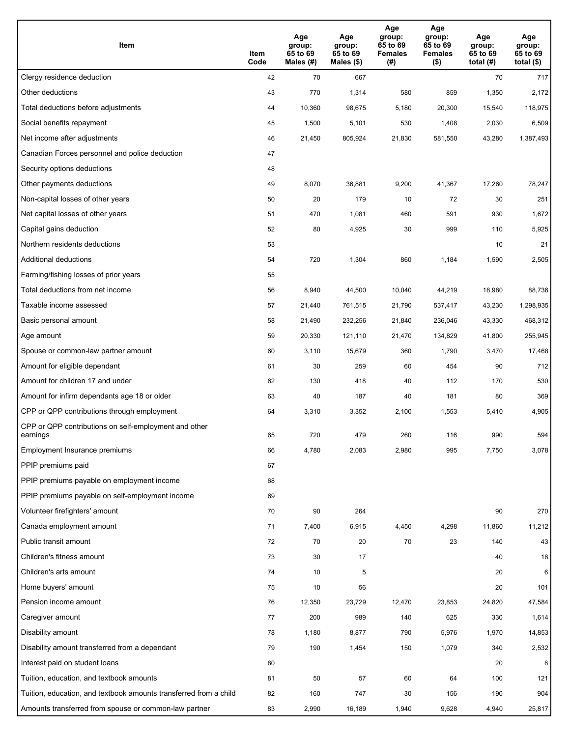| Item | Item Code | Age group: 65 to 69 Males (#) | Age group: 65 to 69 Males ($) | Age group: 65 to 69 Females (#) | Age group: 65 to 69 Females ($) | Age group: 65 to 69 total (#) | Age group: 65 to 69 total ($) |
|---|---|---|---|---|---|---|---|
| Clergy residence deduction | 42 | 70 | 667 | | | 70 | 717 |
| Other deductions | 43 | 770 | 1,314 | 580 | 859 | 1,350 | 2,172 |
| Total deductions before adjustments | 44 | 10,360 | 98,675 | 5,180 | 20,300 | 15,540 | 118,975 |
| Social benefits repayment | 45 | 1,500 | 5,101 | 530 | 1,408 | 2,030 | 6,509 |
| Net income after adjustments | 46 | 21,450 | 805,924 | 21,830 | 581,550 | 43,280 | 1,387,493 |
| Canadian Forces personnel and police deduction | 47 | | | | | | |
| Security options deductions | 48 | | | | | | |
| Other payments deductions | 49 | 8,070 | 36,881 | 9,200 | 41,367 | 17,260 | 78,247 |
| Non-capital losses of other years | 50 | 20 | 179 | 10 | 72 | 30 | 251 |
| Net capital losses of other years | 51 | 470 | 1,081 | 460 | 591 | 930 | 1,672 |
| Capital gains deduction | 52 | 80 | 4,925 | 30 | 999 | 110 | 5,925 |
| Northern residents deductions | 53 | | | | | 10 | 21 |
| Additional deductions | 54 | 720 | 1,304 | 860 | 1,184 | 1,590 | 2,505 |
| Farming/fishing losses of prior years | 55 | | | | | | |
| Total deductions from net income | 56 | 8,940 | 44,500 | 10,040 | 44,219 | 18,980 | 88,736 |
| Taxable income assessed | 57 | 21,440 | 761,515 | 21,790 | 537,417 | 43,230 | 1,298,935 |
| Basic personal amount | 58 | 21,490 | 232,256 | 21,840 | 236,046 | 43,330 | 468,312 |
| Age amount | 59 | 20,330 | 121,110 | 21,470 | 134,829 | 41,800 | 255,945 |
| Spouse or common-law partner amount | 60 | 3,110 | 15,679 | 360 | 1,790 | 3,470 | 17,468 |
| Amount for eligible dependant | 61 | 30 | 259 | 60 | 454 | 90 | 712 |
| Amount for children 17 and under | 62 | 130 | 418 | 40 | 112 | 170 | 530 |
| Amount for infirm dependants age 18 or older | 63 | 40 | 187 | 40 | 181 | 80 | 369 |
| CPP or QPP contributions through employment | 64 | 3,310 | 3,352 | 2,100 | 1,553 | 5,410 | 4,905 |
| CPP or QPP contributions on self-employment and other earnings | 65 | 720 | 479 | 260 | 116 | 990 | 594 |
| Employment Insurance premiums | 66 | 4,780 | 2,083 | 2,980 | 995 | 7,750 | 3,078 |
| PPIP premiums paid | 67 | | | | | | |
| PPIP premiums payable on employment income | 68 | | | | | | |
| PPIP premiums payable on self-employment income | 69 | | | | | | |
| Volunteer firefighters' amount | 70 | 90 | 264 | | | 90 | 270 |
| Canada employment amount | 71 | 7,400 | 6,915 | 4,450 | 4,298 | 11,860 | 11,212 |
| Public transit amount | 72 | 70 | 20 | 70 | 23 | 140 | 43 |
| Children's fitness amount | 73 | 30 | 17 | | | 40 | 18 |
| Children's arts amount | 74 | 10 | 5 | | | 20 | 6 |
| Home buyers' amount | 75 | 10 | 56 | | | 20 | 101 |
| Pension income amount | 76 | 12,350 | 23,729 | 12,470 | 23,853 | 24,820 | 47,584 |
| Caregiver amount | 77 | 200 | 989 | 140 | 625 | 330 | 1,614 |
| Disability amount | 78 | 1,180 | 8,877 | 790 | 5,976 | 1,970 | 14,853 |
| Disability amount transferred from a dependant | 79 | 190 | 1,454 | 150 | 1,079 | 340 | 2,532 |
| Interest paid on student loans | 80 | | | | | 20 | 8 |
| Tuition, education, and textbook amounts | 81 | 50 | 57 | 60 | 64 | 100 | 121 |
| Tuition, education, and textbook amounts transferred from a child | 82 | 160 | 747 | 30 | 156 | 190 | 904 |
| Amounts transferred from spouse or common-law partner | 83 | 2,990 | 16,189 | 1,940 | 9,628 | 4,940 | 25,817 |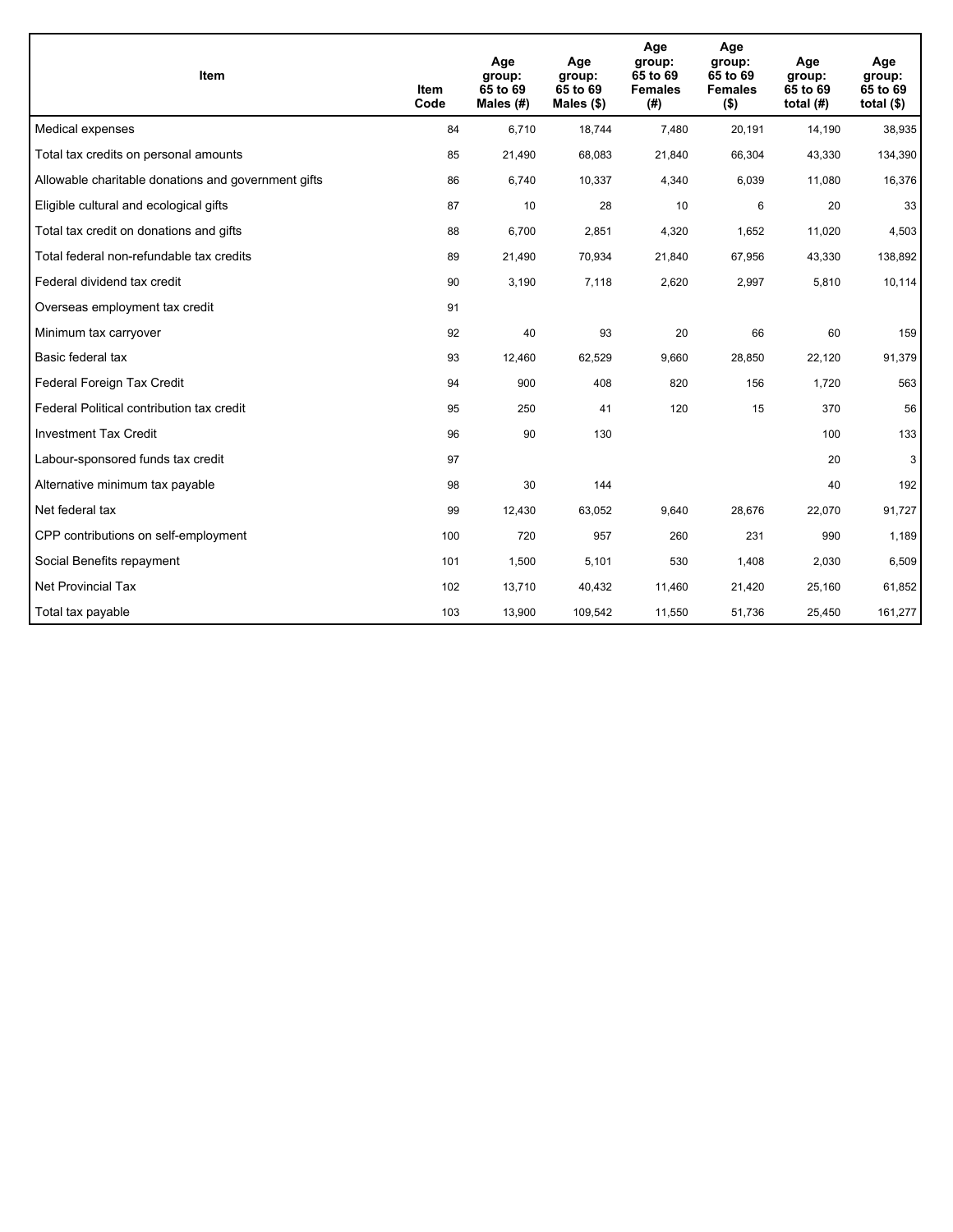| Item | Item Code | Age group: 65 to 69 Males (#) | Age group: 65 to 69 Males ($) | Age group: 65 to 69 Females (#) | Age group: 65 to 69 Females ($) | Age group: 65 to 69 total (#) | Age group: 65 to 69 total ($) |
|---|---|---|---|---|---|---|---|
| Medical expenses | 84 | 6,710 | 18,744 | 7,480 | 20,191 | 14,190 | 38,935 |
| Total tax credits on personal amounts | 85 | 21,490 | 68,083 | 21,840 | 66,304 | 43,330 | 134,390 |
| Allowable charitable donations and government gifts | 86 | 6,740 | 10,337 | 4,340 | 6,039 | 11,080 | 16,376 |
| Eligible cultural and ecological gifts | 87 | 10 | 28 | 10 | 6 | 20 | 33 |
| Total tax credit on donations and gifts | 88 | 6,700 | 2,851 | 4,320 | 1,652 | 11,020 | 4,503 |
| Total federal non-refundable tax credits | 89 | 21,490 | 70,934 | 21,840 | 67,956 | 43,330 | 138,892 |
| Federal dividend tax credit | 90 | 3,190 | 7,118 | 2,620 | 2,997 | 5,810 | 10,114 |
| Overseas employment tax credit | 91 | | | | | | |
| Minimum tax carryover | 92 | 40 | 93 | 20 | 66 | 60 | 159 |
| Basic federal tax | 93 | 12,460 | 62,529 | 9,660 | 28,850 | 22,120 | 91,379 |
| Federal Foreign Tax Credit | 94 | 900 | 408 | 820 | 156 | 1,720 | 563 |
| Federal Political contribution tax credit | 95 | 250 | 41 | 120 | 15 | 370 | 56 |
| Investment Tax Credit | 96 | 90 | 130 | | | 100 | 133 |
| Labour-sponsored funds tax credit | 97 | | | | | 20 | 3 |
| Alternative minimum tax payable | 98 | 30 | 144 | | | 40 | 192 |
| Net federal tax | 99 | 12,430 | 63,052 | 9,640 | 28,676 | 22,070 | 91,727 |
| CPP contributions on self-employment | 100 | 720 | 957 | 260 | 231 | 990 | 1,189 |
| Social Benefits repayment | 101 | 1,500 | 5,101 | 530 | 1,408 | 2,030 | 6,509 |
| Net Provincial Tax | 102 | 13,710 | 40,432 | 11,460 | 21,420 | 25,160 | 61,852 |
| Total tax payable | 103 | 13,900 | 109,542 | 11,550 | 51,736 | 25,450 | 161,277 |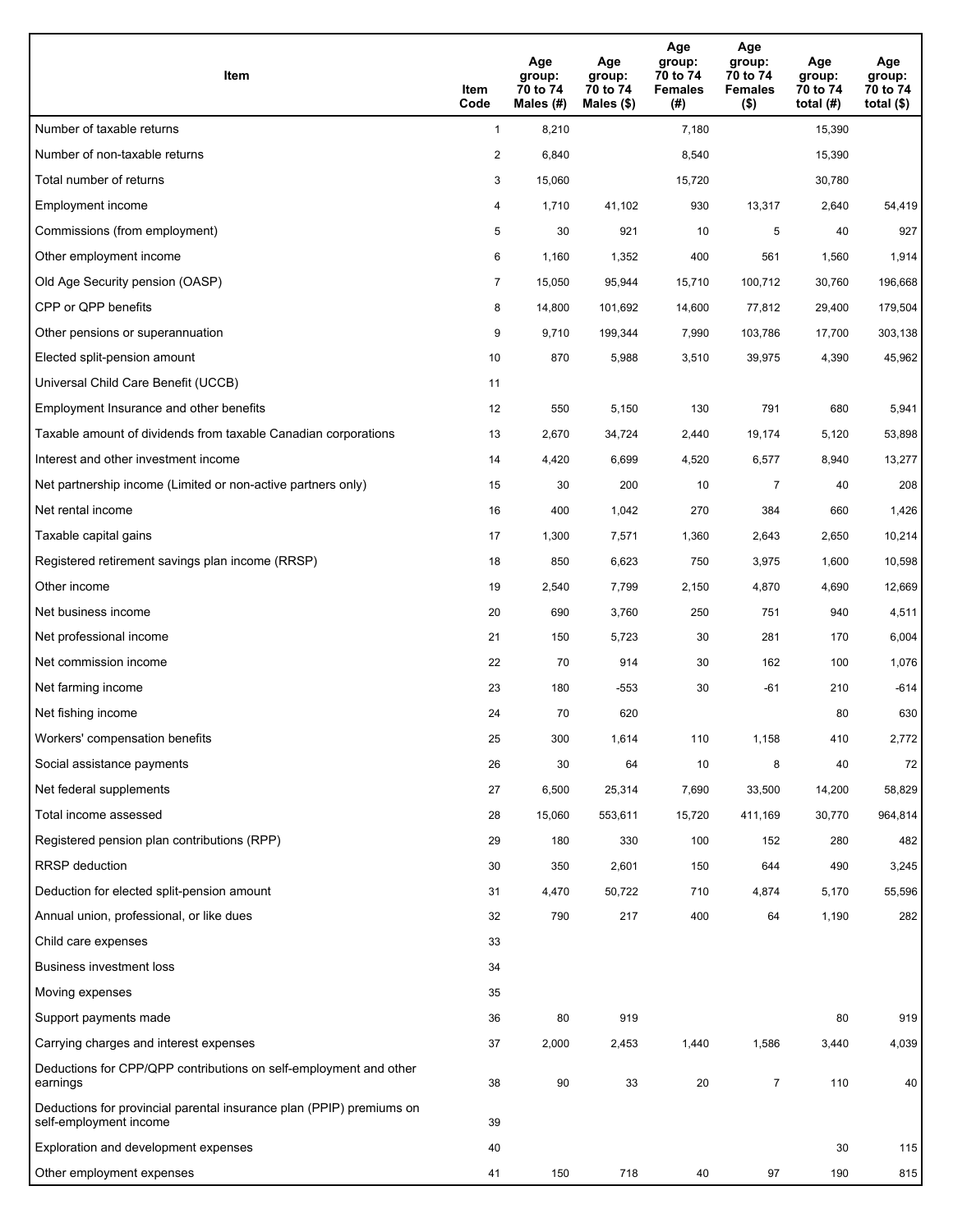| Item | Item Code | Age group: 70 to 74 Males (#) | Age group: 70 to 74 Males ($) | Age group: 70 to 74 Females (#) | Age group: 70 to 74 Females ($) | Age group: 70 to 74 total (#) | Age group: 70 to 74 total ($) |
|---|---|---|---|---|---|---|---|
| Number of taxable returns | 1 | 8,210 | | 7,180 | | 15,390 | |
| Number of non-taxable returns | 2 | 6,840 | | 8,540 | | 15,390 | |
| Total number of returns | 3 | 15,060 | | 15,720 | | 30,780 | |
| Employment income | 4 | 1,710 | 41,102 | 930 | 13,317 | 2,640 | 54,419 |
| Commissions (from employment) | 5 | 30 | 921 | 10 | 5 | 40 | 927 |
| Other employment income | 6 | 1,160 | 1,352 | 400 | 561 | 1,560 | 1,914 |
| Old Age Security pension (OASP) | 7 | 15,050 | 95,944 | 15,710 | 100,712 | 30,760 | 196,668 |
| CPP or QPP benefits | 8 | 14,800 | 101,692 | 14,600 | 77,812 | 29,400 | 179,504 |
| Other pensions or superannuation | 9 | 9,710 | 199,344 | 7,990 | 103,786 | 17,700 | 303,138 |
| Elected split-pension amount | 10 | 870 | 5,988 | 3,510 | 39,975 | 4,390 | 45,962 |
| Universal Child Care Benefit (UCCB) | 11 | | | | | | |
| Employment Insurance and other benefits | 12 | 550 | 5,150 | 130 | 791 | 680 | 5,941 |
| Taxable amount of dividends from taxable Canadian corporations | 13 | 2,670 | 34,724 | 2,440 | 19,174 | 5,120 | 53,898 |
| Interest and other investment income | 14 | 4,420 | 6,699 | 4,520 | 6,577 | 8,940 | 13,277 |
| Net partnership income (Limited or non-active partners only) | 15 | 30 | 200 | 10 | 7 | 40 | 208 |
| Net rental income | 16 | 400 | 1,042 | 270 | 384 | 660 | 1,426 |
| Taxable capital gains | 17 | 1,300 | 7,571 | 1,360 | 2,643 | 2,650 | 10,214 |
| Registered retirement savings plan income (RRSP) | 18 | 850 | 6,623 | 750 | 3,975 | 1,600 | 10,598 |
| Other income | 19 | 2,540 | 7,799 | 2,150 | 4,870 | 4,690 | 12,669 |
| Net business income | 20 | 690 | 3,760 | 250 | 751 | 940 | 4,511 |
| Net professional income | 21 | 150 | 5,723 | 30 | 281 | 170 | 6,004 |
| Net commission income | 22 | 70 | 914 | 30 | 162 | 100 | 1,076 |
| Net farming income | 23 | 180 | -553 | 30 | -61 | 210 | -614 |
| Net fishing income | 24 | 70 | 620 | | | 80 | 630 |
| Workers' compensation benefits | 25 | 300 | 1,614 | 110 | 1,158 | 410 | 2,772 |
| Social assistance payments | 26 | 30 | 64 | 10 | 8 | 40 | 72 |
| Net federal supplements | 27 | 6,500 | 25,314 | 7,690 | 33,500 | 14,200 | 58,829 |
| Total income assessed | 28 | 15,060 | 553,611 | 15,720 | 411,169 | 30,770 | 964,814 |
| Registered pension plan contributions (RPP) | 29 | 180 | 330 | 100 | 152 | 280 | 482 |
| RRSP deduction | 30 | 350 | 2,601 | 150 | 644 | 490 | 3,245 |
| Deduction for elected split-pension amount | 31 | 4,470 | 50,722 | 710 | 4,874 | 5,170 | 55,596 |
| Annual union, professional, or like dues | 32 | 790 | 217 | 400 | 64 | 1,190 | 282 |
| Child care expenses | 33 | | | | | | |
| Business investment loss | 34 | | | | | | |
| Moving expenses | 35 | | | | | | |
| Support payments made | 36 | 80 | 919 | | | 80 | 919 |
| Carrying charges and interest expenses | 37 | 2,000 | 2,453 | 1,440 | 1,586 | 3,440 | 4,039 |
| Deductions for CPP/QPP contributions on self-employment and other earnings | 38 | 90 | 33 | 20 | 7 | 110 | 40 |
| Deductions for provincial parental insurance plan (PPIP) premiums on self-employment income | 39 | | | | | | |
| Exploration and development expenses | 40 | | | | | 30 | 115 |
| Other employment expenses | 41 | 150 | 718 | 40 | 97 | 190 | 815 |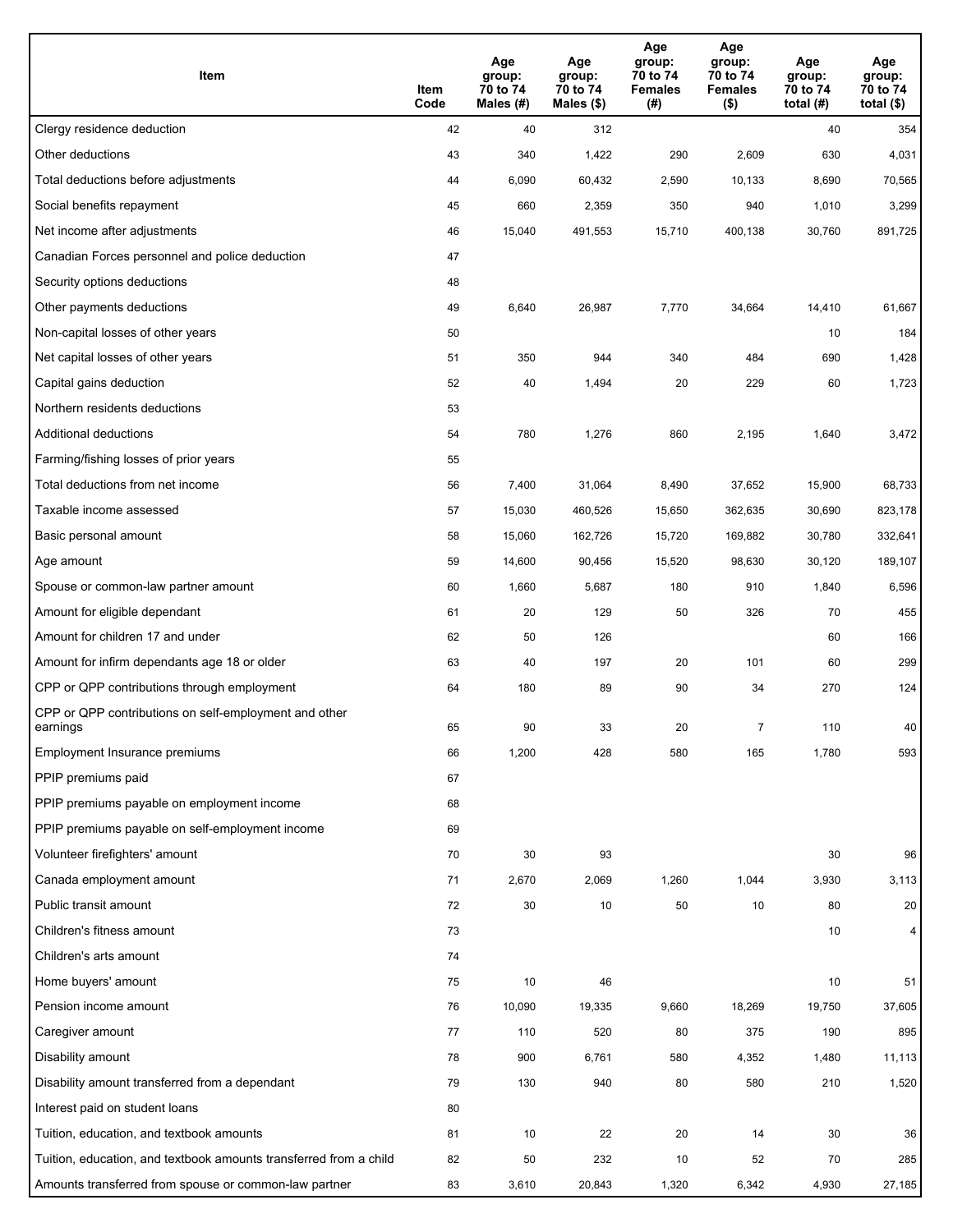| Item | Item Code | Age group: 70 to 74 Males (#) | Age group: 70 to 74 Males ($) | Age group: 70 to 74 Females (#) | Age group: 70 to 74 Females ($) | Age group: 70 to 74 total (#) | Age group: 70 to 74 total ($) |
|---|---|---|---|---|---|---|---|
| Clergy residence deduction | 42 | 40 | 312 | | | 40 | 354 |
| Other deductions | 43 | 340 | 1,422 | 290 | 2,609 | 630 | 4,031 |
| Total deductions before adjustments | 44 | 6,090 | 60,432 | 2,590 | 10,133 | 8,690 | 70,565 |
| Social benefits repayment | 45 | 660 | 2,359 | 350 | 940 | 1,010 | 3,299 |
| Net income after adjustments | 46 | 15,040 | 491,553 | 15,710 | 400,138 | 30,760 | 891,725 |
| Canadian Forces personnel and police deduction | 47 | | | | | | |
| Security options deductions | 48 | | | | | | |
| Other payments deductions | 49 | 6,640 | 26,987 | 7,770 | 34,664 | 14,410 | 61,667 |
| Non-capital losses of other years | 50 | | | | | 10 | 184 |
| Net capital losses of other years | 51 | 350 | 944 | 340 | 484 | 690 | 1,428 |
| Capital gains deduction | 52 | 40 | 1,494 | 20 | 229 | 60 | 1,723 |
| Northern residents deductions | 53 | | | | | | |
| Additional deductions | 54 | 780 | 1,276 | 860 | 2,195 | 1,640 | 3,472 |
| Farming/fishing losses of prior years | 55 | | | | | | |
| Total deductions from net income | 56 | 7,400 | 31,064 | 8,490 | 37,652 | 15,900 | 68,733 |
| Taxable income assessed | 57 | 15,030 | 460,526 | 15,650 | 362,635 | 30,690 | 823,178 |
| Basic personal amount | 58 | 15,060 | 162,726 | 15,720 | 169,882 | 30,780 | 332,641 |
| Age amount | 59 | 14,600 | 90,456 | 15,520 | 98,630 | 30,120 | 189,107 |
| Spouse or common-law partner amount | 60 | 1,660 | 5,687 | 180 | 910 | 1,840 | 6,596 |
| Amount for eligible dependant | 61 | 20 | 129 | 50 | 326 | 70 | 455 |
| Amount for children 17 and under | 62 | 50 | 126 | | | 60 | 166 |
| Amount for infirm dependants age 18 or older | 63 | 40 | 197 | 20 | 101 | 60 | 299 |
| CPP or QPP contributions through employment | 64 | 180 | 89 | 90 | 34 | 270 | 124 |
| CPP or QPP contributions on self-employment and other earnings | 65 | 90 | 33 | 20 | 7 | 110 | 40 |
| Employment Insurance premiums | 66 | 1,200 | 428 | 580 | 165 | 1,780 | 593 |
| PPIP premiums paid | 67 | | | | | | |
| PPIP premiums payable on employment income | 68 | | | | | | |
| PPIP premiums payable on self-employment income | 69 | | | | | | |
| Volunteer firefighters' amount | 70 | 30 | 93 | | | 30 | 96 |
| Canada employment amount | 71 | 2,670 | 2,069 | 1,260 | 1,044 | 3,930 | 3,113 |
| Public transit amount | 72 | 30 | 10 | 50 | 10 | 80 | 20 |
| Children's fitness amount | 73 | | | | | 10 | 4 |
| Children's arts amount | 74 | | | | | | |
| Home buyers' amount | 75 | 10 | 46 | | | 10 | 51 |
| Pension income amount | 76 | 10,090 | 19,335 | 9,660 | 18,269 | 19,750 | 37,605 |
| Caregiver amount | 77 | 110 | 520 | 80 | 375 | 190 | 895 |
| Disability amount | 78 | 900 | 6,761 | 580 | 4,352 | 1,480 | 11,113 |
| Disability amount transferred from a dependant | 79 | 130 | 940 | 80 | 580 | 210 | 1,520 |
| Interest paid on student loans | 80 | | | | | | |
| Tuition, education, and textbook amounts | 81 | 10 | 22 | 20 | 14 | 30 | 36 |
| Tuition, education, and textbook amounts transferred from a child | 82 | 50 | 232 | 10 | 52 | 70 | 285 |
| Amounts transferred from spouse or common-law partner | 83 | 3,610 | 20,843 | 1,320 | 6,342 | 4,930 | 27,185 |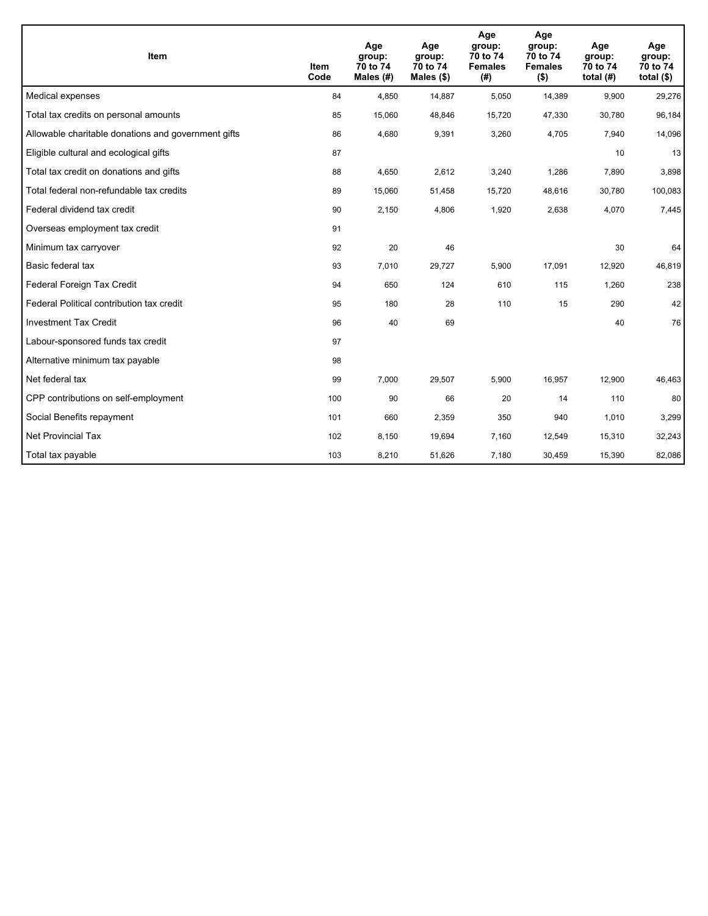| Item | Item Code | Age group: 70 to 74 Males (#) | Age group: 70 to 74 Males ($) | Age group: 70 to 74 Females (#) | Age group: 70 to 74 Females ($) | Age group: 70 to 74 total (#) | Age group: 70 to 74 total ($) |
|---|---|---|---|---|---|---|---|
| Medical expenses | 84 | 4,850 | 14,887 | 5,050 | 14,389 | 9,900 | 29,276 |
| Total tax credits on personal amounts | 85 | 15,060 | 48,846 | 15,720 | 47,330 | 30,780 | 96,184 |
| Allowable charitable donations and government gifts | 86 | 4,680 | 9,391 | 3,260 | 4,705 | 7,940 | 14,096 |
| Eligible cultural and ecological gifts | 87 | | | | | 10 | 13 |
| Total tax credit on donations and gifts | 88 | 4,650 | 2,612 | 3,240 | 1,286 | 7,890 | 3,898 |
| Total federal non-refundable tax credits | 89 | 15,060 | 51,458 | 15,720 | 48,616 | 30,780 | 100,083 |
| Federal dividend tax credit | 90 | 2,150 | 4,806 | 1,920 | 2,638 | 4,070 | 7,445 |
| Overseas employment tax credit | 91 | | | | | | |
| Minimum tax carryover | 92 | 20 | 46 | | | 30 | 64 |
| Basic federal tax | 93 | 7,010 | 29,727 | 5,900 | 17,091 | 12,920 | 46,819 |
| Federal Foreign Tax Credit | 94 | 650 | 124 | 610 | 115 | 1,260 | 238 |
| Federal Political contribution tax credit | 95 | 180 | 28 | 110 | 15 | 290 | 42 |
| Investment Tax Credit | 96 | 40 | 69 | | | 40 | 76 |
| Labour-sponsored funds tax credit | 97 | | | | | | |
| Alternative minimum tax payable | 98 | | | | | | |
| Net federal tax | 99 | 7,000 | 29,507 | 5,900 | 16,957 | 12,900 | 46,463 |
| CPP contributions on self-employment | 100 | 90 | 66 | 20 | 14 | 110 | 80 |
| Social Benefits repayment | 101 | 660 | 2,359 | 350 | 940 | 1,010 | 3,299 |
| Net Provincial Tax | 102 | 8,150 | 19,694 | 7,160 | 12,549 | 15,310 | 32,243 |
| Total tax payable | 103 | 8,210 | 51,626 | 7,180 | 30,459 | 15,390 | 82,086 |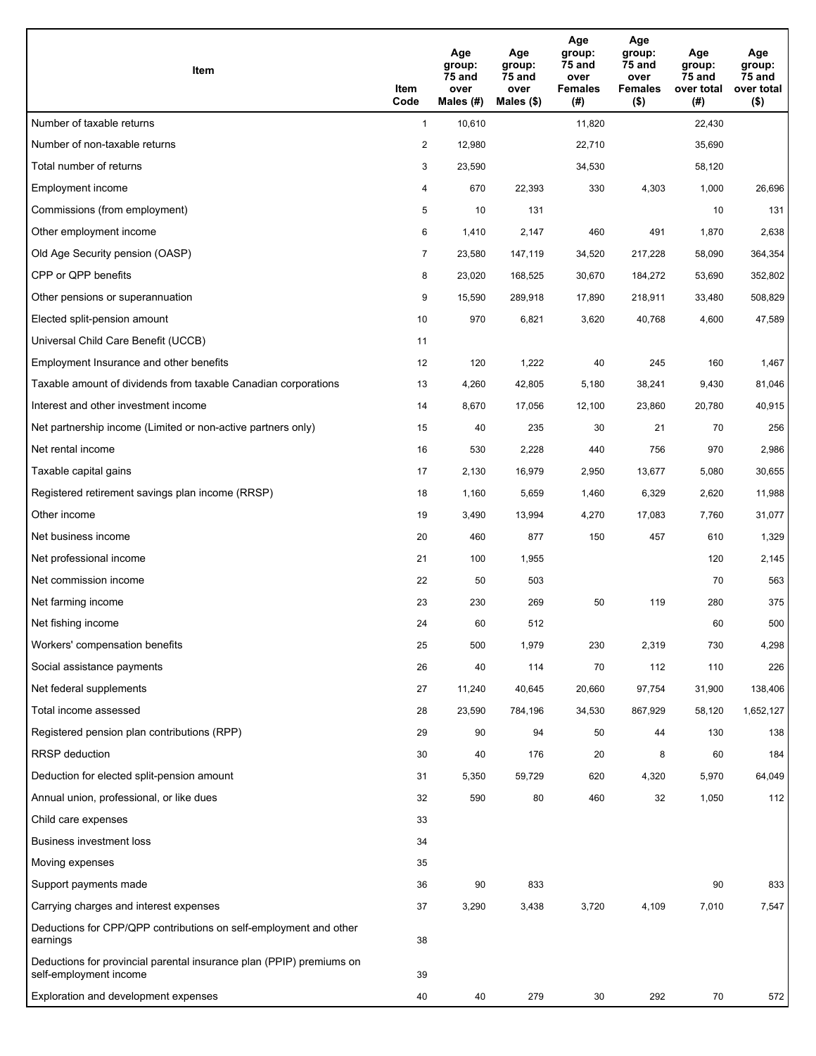| Item | Item Code | Age group: 75 and over Males (#) | Age group: 75 and over Males ($) | Age group: 75 and over Females (#) | Age group: 75 and over Females ($) | Age group: 75 and over total (#) | Age group: 75 and over total ($) |
|---|---|---|---|---|---|---|---|
| Number of taxable returns | 1 | 10,610 | | 11,820 | | 22,430 | |
| Number of non-taxable returns | 2 | 12,980 | | 22,710 | | 35,690 | |
| Total number of returns | 3 | 23,590 | | 34,530 | | 58,120 | |
| Employment income | 4 | 670 | 22,393 | 330 | 4,303 | 1,000 | 26,696 |
| Commissions (from employment) | 5 | 10 | 131 | | | 10 | 131 |
| Other employment income | 6 | 1,410 | 2,147 | 460 | 491 | 1,870 | 2,638 |
| Old Age Security pension (OASP) | 7 | 23,580 | 147,119 | 34,520 | 217,228 | 58,090 | 364,354 |
| CPP or QPP benefits | 8 | 23,020 | 168,525 | 30,670 | 184,272 | 53,690 | 352,802 |
| Other pensions or superannuation | 9 | 15,590 | 289,918 | 17,890 | 218,911 | 33,480 | 508,829 |
| Elected split-pension amount | 10 | 970 | 6,821 | 3,620 | 40,768 | 4,600 | 47,589 |
| Universal Child Care Benefit (UCCB) | 11 | | | | | | |
| Employment Insurance and other benefits | 12 | 120 | 1,222 | 40 | 245 | 160 | 1,467 |
| Taxable amount of dividends from taxable Canadian corporations | 13 | 4,260 | 42,805 | 5,180 | 38,241 | 9,430 | 81,046 |
| Interest and other investment income | 14 | 8,670 | 17,056 | 12,100 | 23,860 | 20,780 | 40,915 |
| Net partnership income (Limited or non-active partners only) | 15 | 40 | 235 | 30 | 21 | 70 | 256 |
| Net rental income | 16 | 530 | 2,228 | 440 | 756 | 970 | 2,986 |
| Taxable capital gains | 17 | 2,130 | 16,979 | 2,950 | 13,677 | 5,080 | 30,655 |
| Registered retirement savings plan income (RRSP) | 18 | 1,160 | 5,659 | 1,460 | 6,329 | 2,620 | 11,988 |
| Other income | 19 | 3,490 | 13,994 | 4,270 | 17,083 | 7,760 | 31,077 |
| Net business income | 20 | 460 | 877 | 150 | 457 | 610 | 1,329 |
| Net professional income | 21 | 100 | 1,955 | | | 120 | 2,145 |
| Net commission income | 22 | 50 | 503 | | | 70 | 563 |
| Net farming income | 23 | 230 | 269 | 50 | 119 | 280 | 375 |
| Net fishing income | 24 | 60 | 512 | | | 60 | 500 |
| Workers' compensation benefits | 25 | 500 | 1,979 | 230 | 2,319 | 730 | 4,298 |
| Social assistance payments | 26 | 40 | 114 | 70 | 112 | 110 | 226 |
| Net federal supplements | 27 | 11,240 | 40,645 | 20,660 | 97,754 | 31,900 | 138,406 |
| Total income assessed | 28 | 23,590 | 784,196 | 34,530 | 867,929 | 58,120 | 1,652,127 |
| Registered pension plan contributions (RPP) | 29 | 90 | 94 | 50 | 44 | 130 | 138 |
| RRSP deduction | 30 | 40 | 176 | 20 | 8 | 60 | 184 |
| Deduction for elected split-pension amount | 31 | 5,350 | 59,729 | 620 | 4,320 | 5,970 | 64,049 |
| Annual union, professional, or like dues | 32 | 590 | 80 | 460 | 32 | 1,050 | 112 |
| Child care expenses | 33 | | | | | | |
| Business investment loss | 34 | | | | | | |
| Moving expenses | 35 | | | | | | |
| Support payments made | 36 | 90 | 833 | | | 90 | 833 |
| Carrying charges and interest expenses | 37 | 3,290 | 3,438 | 3,720 | 4,109 | 7,010 | 7,547 |
| Deductions for CPP/QPP contributions on self-employment and other earnings | 38 | | | | | | |
| Deductions for provincial parental insurance plan (PPIP) premiums on self-employment income | 39 | | | | | | |
| Exploration and development expenses | 40 | 40 | 279 | 30 | 292 | 70 | 572 |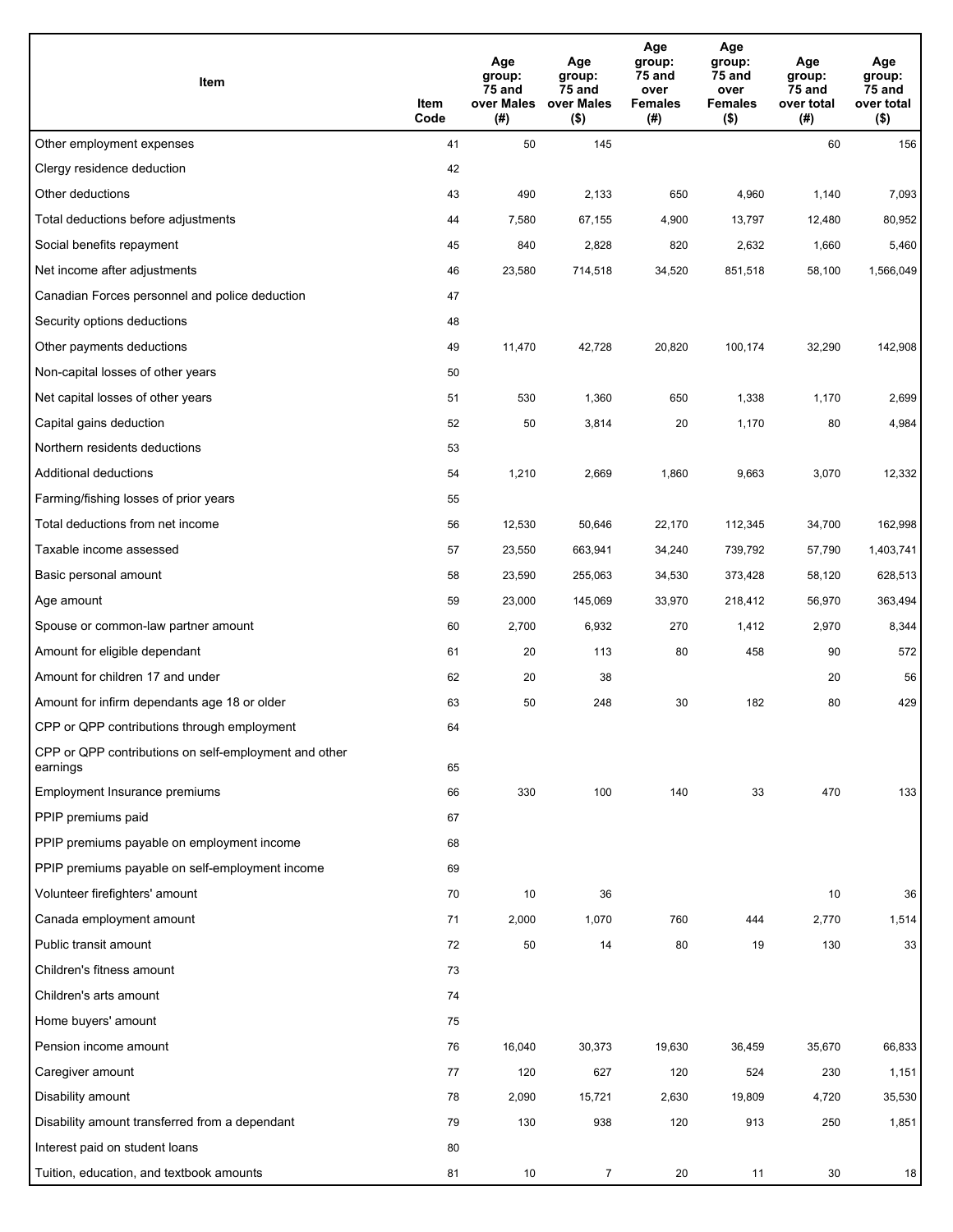| Item | Item Code | Age group: 75 and over Males (#) | Age group: 75 and over Males ($) | Age group: 75 and over Females (#) | Age group: 75 and over Females ($) | Age group: 75 and over total (#) | Age group: 75 and over total ($) |
|---|---|---|---|---|---|---|---|
| Other employment expenses | 41 | 50 | 145 | | | 60 | 156 |
| Clergy residence deduction | 42 | | | | | | |
| Other deductions | 43 | 490 | 2,133 | 650 | 4,960 | 1,140 | 7,093 |
| Total deductions before adjustments | 44 | 7,580 | 67,155 | 4,900 | 13,797 | 12,480 | 80,952 |
| Social benefits repayment | 45 | 840 | 2,828 | 820 | 2,632 | 1,660 | 5,460 |
| Net income after adjustments | 46 | 23,580 | 714,518 | 34,520 | 851,518 | 58,100 | 1,566,049 |
| Canadian Forces personnel and police deduction | 47 | | | | | | |
| Security options deductions | 48 | | | | | | |
| Other payments deductions | 49 | 11,470 | 42,728 | 20,820 | 100,174 | 32,290 | 142,908 |
| Non-capital losses of other years | 50 | | | | | | |
| Net capital losses of other years | 51 | 530 | 1,360 | 650 | 1,338 | 1,170 | 2,699 |
| Capital gains deduction | 52 | 50 | 3,814 | 20 | 1,170 | 80 | 4,984 |
| Northern residents deductions | 53 | | | | | | |
| Additional deductions | 54 | 1,210 | 2,669 | 1,860 | 9,663 | 3,070 | 12,332 |
| Farming/fishing losses of prior years | 55 | | | | | | |
| Total deductions from net income | 56 | 12,530 | 50,646 | 22,170 | 112,345 | 34,700 | 162,998 |
| Taxable income assessed | 57 | 23,550 | 663,941 | 34,240 | 739,792 | 57,790 | 1,403,741 |
| Basic personal amount | 58 | 23,590 | 255,063 | 34,530 | 373,428 | 58,120 | 628,513 |
| Age amount | 59 | 23,000 | 145,069 | 33,970 | 218,412 | 56,970 | 363,494 |
| Spouse or common-law partner amount | 60 | 2,700 | 6,932 | 270 | 1,412 | 2,970 | 8,344 |
| Amount for eligible dependant | 61 | 20 | 113 | 80 | 458 | 90 | 572 |
| Amount for children 17 and under | 62 | 20 | 38 | | | 20 | 56 |
| Amount for infirm dependants age 18 or older | 63 | 50 | 248 | 30 | 182 | 80 | 429 |
| CPP or QPP contributions through employment | 64 | | | | | | |
| CPP or QPP contributions on self-employment and other earnings | 65 | | | | | | |
| Employment Insurance premiums | 66 | 330 | 100 | 140 | 33 | 470 | 133 |
| PPIP premiums paid | 67 | | | | | | |
| PPIP premiums payable on employment income | 68 | | | | | | |
| PPIP premiums payable on self-employment income | 69 | | | | | | |
| Volunteer firefighters' amount | 70 | 10 | 36 | | | 10 | 36 |
| Canada employment amount | 71 | 2,000 | 1,070 | 760 | 444 | 2,770 | 1,514 |
| Public transit amount | 72 | 50 | 14 | 80 | 19 | 130 | 33 |
| Children's fitness amount | 73 | | | | | | |
| Children's arts amount | 74 | | | | | | |
| Home buyers' amount | 75 | | | | | | |
| Pension income amount | 76 | 16,040 | 30,373 | 19,630 | 36,459 | 35,670 | 66,833 |
| Caregiver amount | 77 | 120 | 627 | 120 | 524 | 230 | 1,151 |
| Disability amount | 78 | 2,090 | 15,721 | 2,630 | 19,809 | 4,720 | 35,530 |
| Disability amount transferred from a dependant | 79 | 130 | 938 | 120 | 913 | 250 | 1,851 |
| Interest paid on student loans | 80 | | | | | | |
| Tuition, education, and textbook amounts | 81 | 10 | 7 | 20 | 11 | 30 | 18 |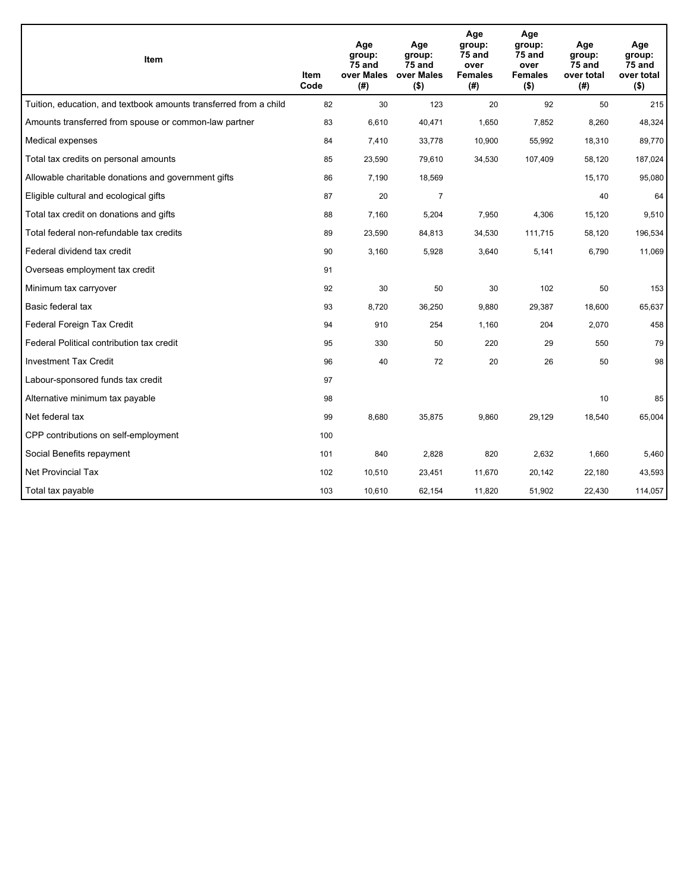| Item | Item Code | Age group: 75 and over Males (#) | Age group: 75 and over Males ($) | Age group: 75 and over Females (#) | Age group: 75 and over Females ($) | Age group: 75 and over total (#) | Age group: 75 and over total ($) |
|---|---|---|---|---|---|---|---|
| Tuition, education, and textbook amounts transferred from a child | 82 | 30 | 123 | 20 | 92 | 50 | 215 |
| Amounts transferred from spouse or common-law partner | 83 | 6,610 | 40,471 | 1,650 | 7,852 | 8,260 | 48,324 |
| Medical expenses | 84 | 7,410 | 33,778 | 10,900 | 55,992 | 18,310 | 89,770 |
| Total tax credits on personal amounts | 85 | 23,590 | 79,610 | 34,530 | 107,409 | 58,120 | 187,024 |
| Allowable charitable donations and government gifts | 86 | 7,190 | 18,569 | | | 15,170 | 95,080 |
| Eligible cultural and ecological gifts | 87 | 20 | 7 | | | 40 | 64 |
| Total tax credit on donations and gifts | 88 | 7,160 | 5,204 | 7,950 | 4,306 | 15,120 | 9,510 |
| Total federal non-refundable tax credits | 89 | 23,590 | 84,813 | 34,530 | 111,715 | 58,120 | 196,534 |
| Federal dividend tax credit | 90 | 3,160 | 5,928 | 3,640 | 5,141 | 6,790 | 11,069 |
| Overseas employment tax credit | 91 | | | | | | |
| Minimum tax carryover | 92 | 30 | 50 | 30 | 102 | 50 | 153 |
| Basic federal tax | 93 | 8,720 | 36,250 | 9,880 | 29,387 | 18,600 | 65,637 |
| Federal Foreign Tax Credit | 94 | 910 | 254 | 1,160 | 204 | 2,070 | 458 |
| Federal Political contribution tax credit | 95 | 330 | 50 | 220 | 29 | 550 | 79 |
| Investment Tax Credit | 96 | 40 | 72 | 20 | 26 | 50 | 98 |
| Labour-sponsored funds tax credit | 97 | | | | | | |
| Alternative minimum tax payable | 98 | | | | | 10 | 85 |
| Net federal tax | 99 | 8,680 | 35,875 | 9,860 | 29,129 | 18,540 | 65,004 |
| CPP contributions on self-employment | 100 | | | | | | |
| Social Benefits repayment | 101 | 840 | 2,828 | 820 | 2,632 | 1,660 | 5,460 |
| Net Provincial Tax | 102 | 10,510 | 23,451 | 11,670 | 20,142 | 22,180 | 43,593 |
| Total tax payable | 103 | 10,610 | 62,154 | 11,820 | 51,902 | 22,430 | 114,057 |